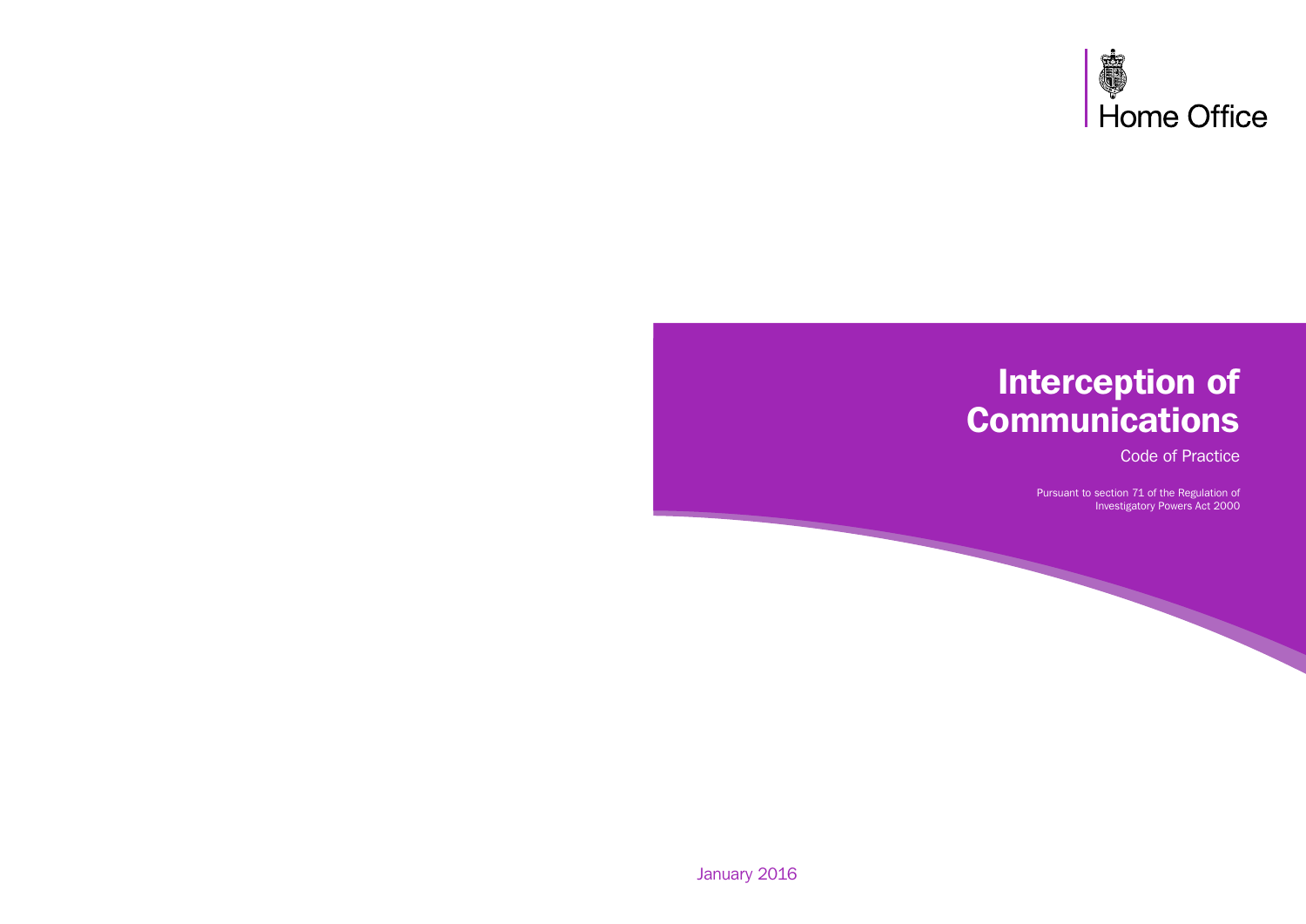Home Office

# Interception of Communications

## Code of Practice

Pursuant to section 71 of the Regulation of Investigatory Powers Act 2000

January 2016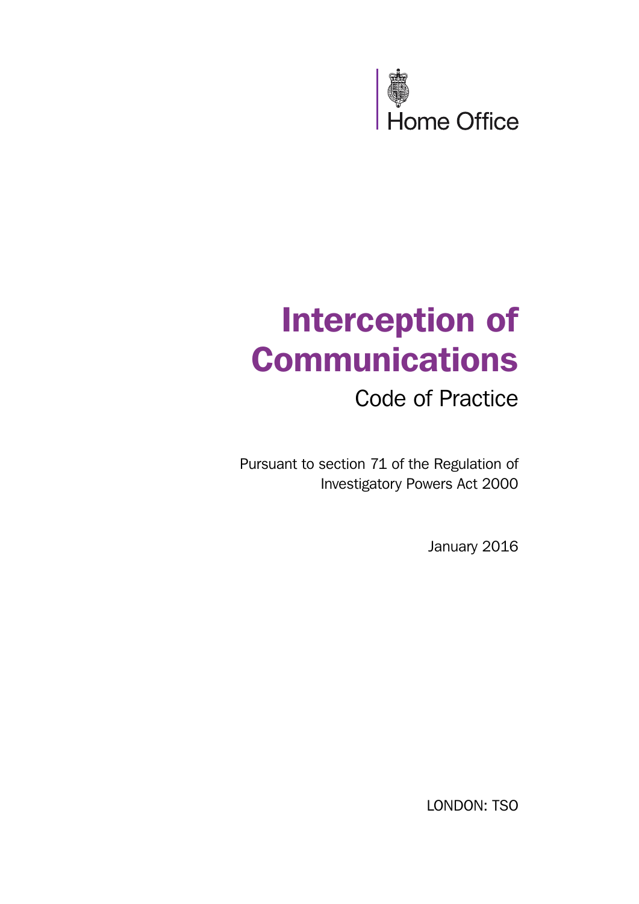Home Office

# Interception of Communications

## Code of Practice

Pursuant to section 71 of the Regulation of Investigatory Powers Act 2000

January 2016

LONDON: TSO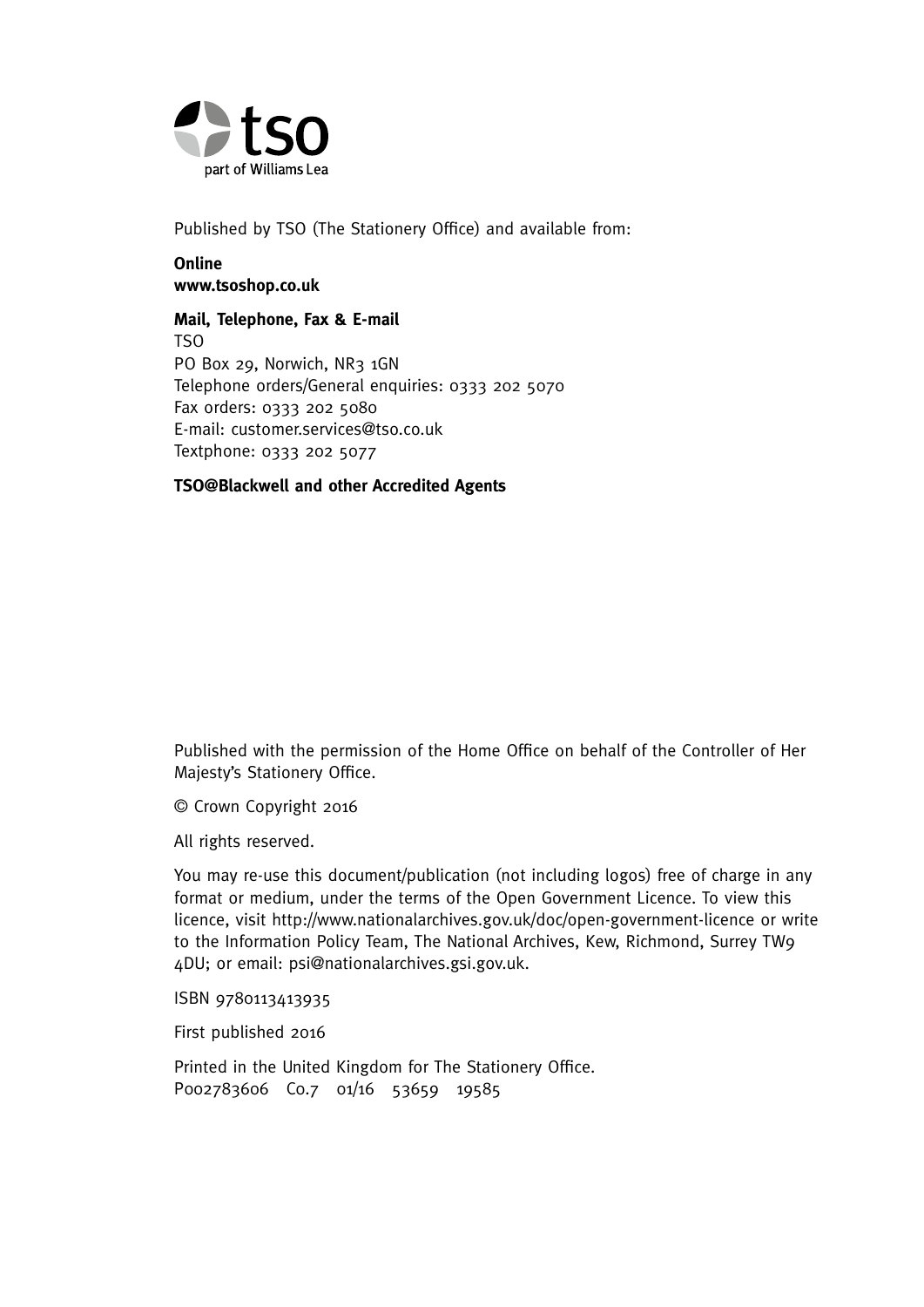tso

part of Williams Lea

Published by TSO (The Stationery Office) and available from:

**Online**
**www.tsoshop.co.uk**

**Mail, Telephone, Fax & E-mail**
TSO
PO Box 29, Norwich, NR3 1GN
Telephone orders/General enquiries: 0333 202 5070
Fax orders: 0333 202 5080
E-mail: customer.services@tso.co.uk
Textphone: 0333 202 5077

**TSO@Blackwell and other Accredited Agents**

Published with the permission of the Home Office on behalf of the Controller of Her Majesty's Stationery Office.

© Crown Copyright 2016

All rights reserved.

You may re-use this document/publication (not including logos) free of charge in any format or medium, under the terms of the Open Government Licence. To view this licence, visit http://www.nationalarchives.gov.uk/doc/open-government-licence or write to the Information Policy Team, The National Archives, Kew, Richmond, Surrey TW9 4DU; or email: psi@nationalarchives.gsi.gov.uk.

ISBN 9780113413935

First published 2016

Printed in the United Kingdom for The Stationery Office.
P002783606 C0.7 01/16 53659 19585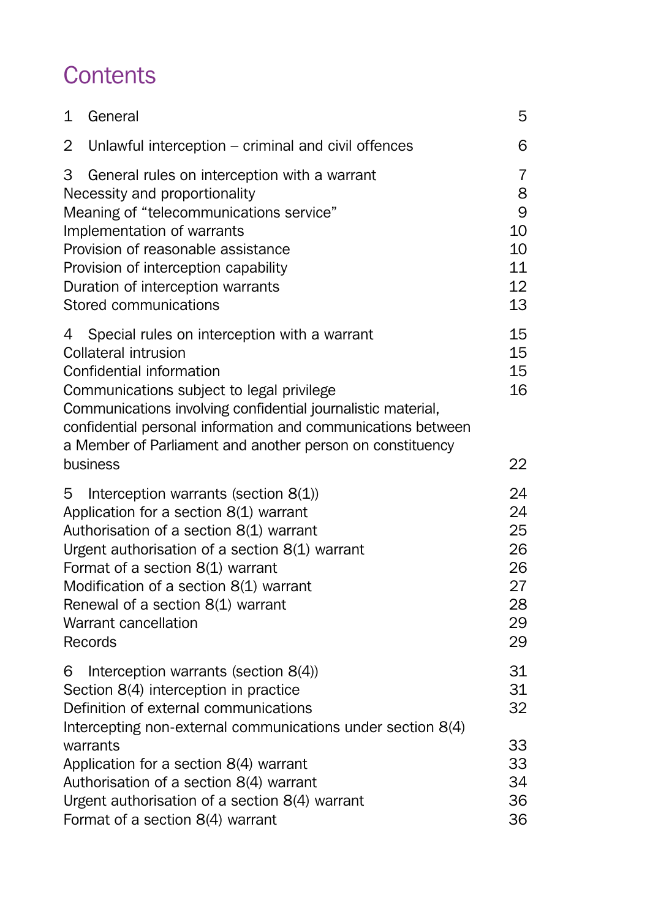# Contents

| | |
|---|---|
| 1 General | 5 |
| 2 Unlawful interception – criminal and civil offences | 6 |
| 3 General rules on interception with a warrant | 7 |
| Necessity and proportionality | 8 |
| Meaning of "telecommunications service" | 9 |
| Implementation of warrants | 10 |
| Provision of reasonable assistance | 10 |
| Provision of interception capability | 11 |
| Duration of interception warrants | 12 |
| Stored communications | 13 |
| 4 Special rules on interception with a warrant | 15 |
| Collateral intrusion | 15 |
| Confidential information | 15 |
| Communications subject to legal privilege | 16 |
| Communications involving confidential journalistic material, confidential personal information and communications between a Member of Parliament and another person on constituency business | 22 |
| 5 Interception warrants (section 8(1)) | 24 |
| Application for a section 8(1) warrant | 24 |
| Authorisation of a section 8(1) warrant | 25 |
| Urgent authorisation of a section 8(1) warrant | 26 |
| Format of a section 8(1) warrant | 26 |
| Modification of a section 8(1) warrant | 27 |
| Renewal of a section 8(1) warrant | 28 |
| Warrant cancellation | 29 |
| Records | 29 |
| 6 Interception warrants (section 8(4)) | 31 |
| Section 8(4) interception in practice | 31 |
| Definition of external communications | 32 |
| Intercepting non-external communications under section 8(4) warrants | 33 |
| Application for a section 8(4) warrant | 33 |
| Authorisation of a section 8(4) warrant | 34 |
| Urgent authorisation of a section 8(4) warrant | 36 |
| Format of a section 8(4) warrant | 36 |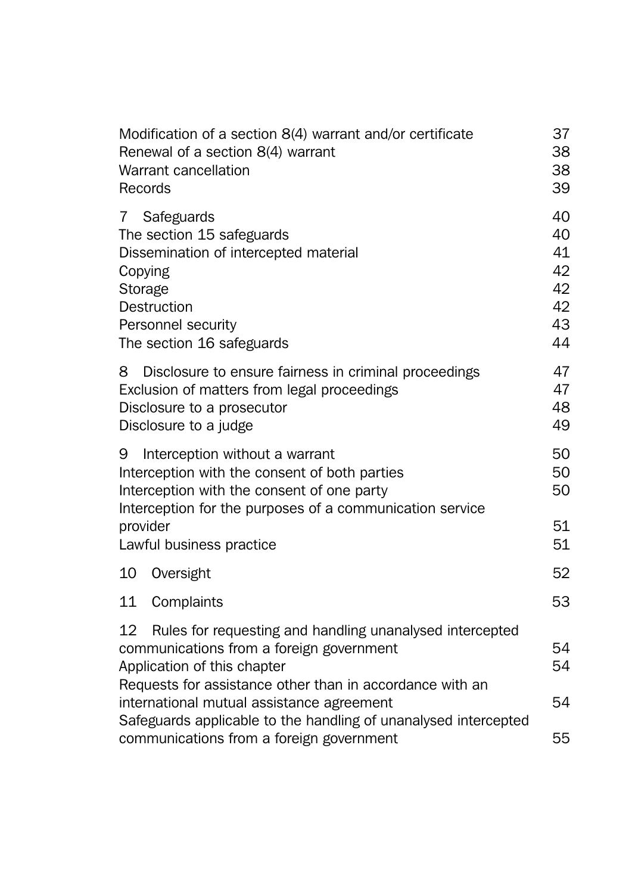| | |
|---|---|
| Modification of a section 8(4) warrant and/or certificate | 37 |
| Renewal of a section 8(4) warrant | 38 |
| Warrant cancellation | 38 |
| Records | 39 |
| 7 Safeguards | 40 |
| The section 15 safeguards | 40 |
| Dissemination of intercepted material | 41 |
| Copying | 42 |
| Storage | 42 |
| Destruction | 42 |
| Personnel security | 43 |
| The section 16 safeguards | 44 |
| 8 Disclosure to ensure fairness in criminal proceedings | 47 |
| Exclusion of matters from legal proceedings | 47 |
| Disclosure to a prosecutor | 48 |
| Disclosure to a judge | 49 |
| 9 Interception without a warrant | 50 |
| Interception with the consent of both parties | 50 |
| Interception with the consent of one party | 50 |
| Interception for the purposes of a communication service provider | 51 |
| Lawful business practice | 51 |
| 10 Oversight | 52 |
| 11 Complaints | 53 |
| 12 Rules for requesting and handling unanalysed intercepted communications from a foreign government | 54 |
| Application of this chapter | 54 |
| Requests for assistance other than in accordance with an international mutual assistance agreement | 54 |
| Safeguards applicable to the handling of unanalysed intercepted communications from a foreign government | 55 |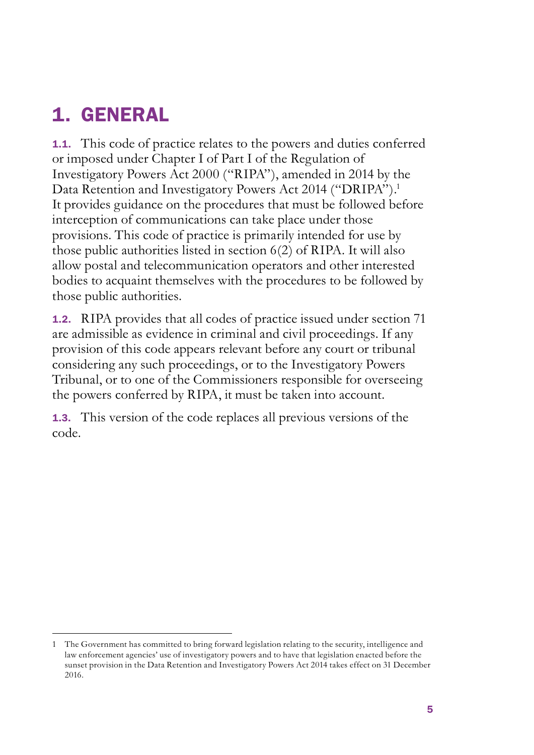# 1. GENERAL

**1.1.** This code of practice relates to the powers and duties conferred or imposed under Chapter I of Part I of the Regulation of Investigatory Powers Act 2000 ("RIPA"), amended in 2014 by the Data Retention and Investigatory Powers Act 2014 ("DRIPA").[1] It provides guidance on the procedures that must be followed before interception of communications can take place under those provisions. This code of practice is primarily intended for use by those public authorities listed in section 6(2) of RIPA. It will also allow postal and telecommunication operators and other interested bodies to acquaint themselves with the procedures to be followed by those public authorities.

**1.2.** RIPA provides that all codes of practice issued under section 71 are admissible as evidence in criminal and civil proceedings. If any provision of this code appears relevant before any court or tribunal considering any such proceedings, or to the Investigatory Powers Tribunal, or to one of the Commissioners responsible for overseeing the powers conferred by RIPA, it must be taken into account.

**1.3.** This version of the code replaces all previous versions of the code.

---

1 The Government has committed to bring forward legislation relating to the security, intelligence and law enforcement agencies' use of investigatory powers and to have that legislation enacted before the sunset provision in the Data Retention and Investigatory Powers Act 2014 takes effect on 31 December 2016.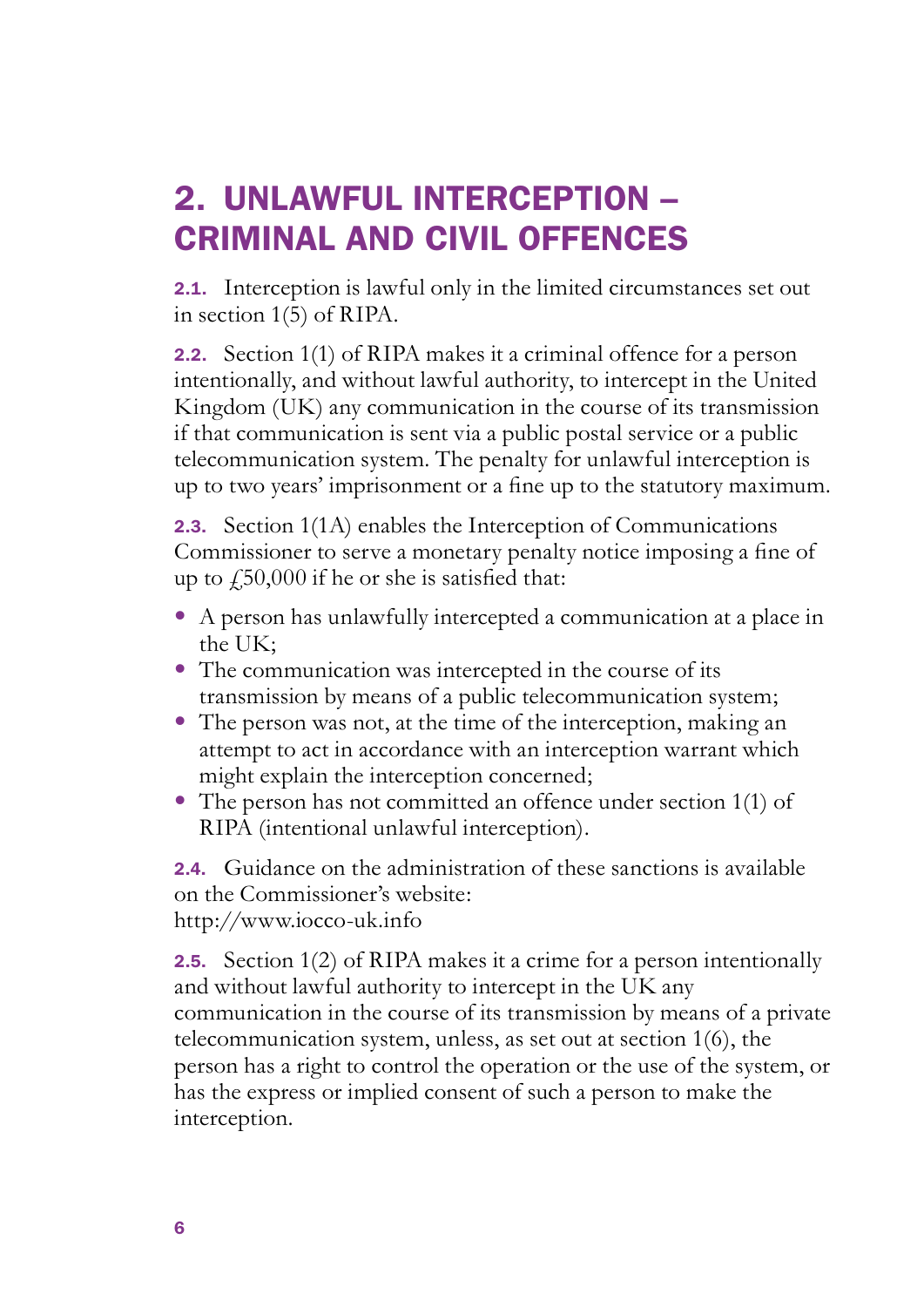## 2. UNLAWFUL INTERCEPTION – CRIMINAL AND CIVIL OFFENCES

**2.1.** Interception is lawful only in the limited circumstances set out in section 1(5) of RIPA.

**2.2.** Section 1(1) of RIPA makes it a criminal offence for a person intentionally, and without lawful authority, to intercept in the United Kingdom (UK) any communication in the course of its transmission if that communication is sent via a public postal service or a public telecommunication system. The penalty for unlawful interception is up to two years' imprisonment or a fine up to the statutory maximum.

**2.3.** Section 1(1A) enables the Interception of Communications Commissioner to serve a monetary penalty notice imposing a fine of up to £50,000 if he or she is satisfied that:

- A person has unlawfully intercepted a communication at a place in the UK;
- The communication was intercepted in the course of its transmission by means of a public telecommunication system;
- The person was not, at the time of the interception, making an attempt to act in accordance with an interception warrant which might explain the interception concerned;
- The person has not committed an offence under section 1(1) of RIPA (intentional unlawful interception).

**2.4.** Guidance on the administration of these sanctions is available on the Commissioner's website:
http://www.iocco-uk.info

**2.5.** Section 1(2) of RIPA makes it a crime for a person intentionally and without lawful authority to intercept in the UK any communication in the course of its transmission by means of a private telecommunication system, unless, as set out at section 1(6), the person has a right to control the operation or the use of the system, or has the express or implied consent of such a person to make the interception.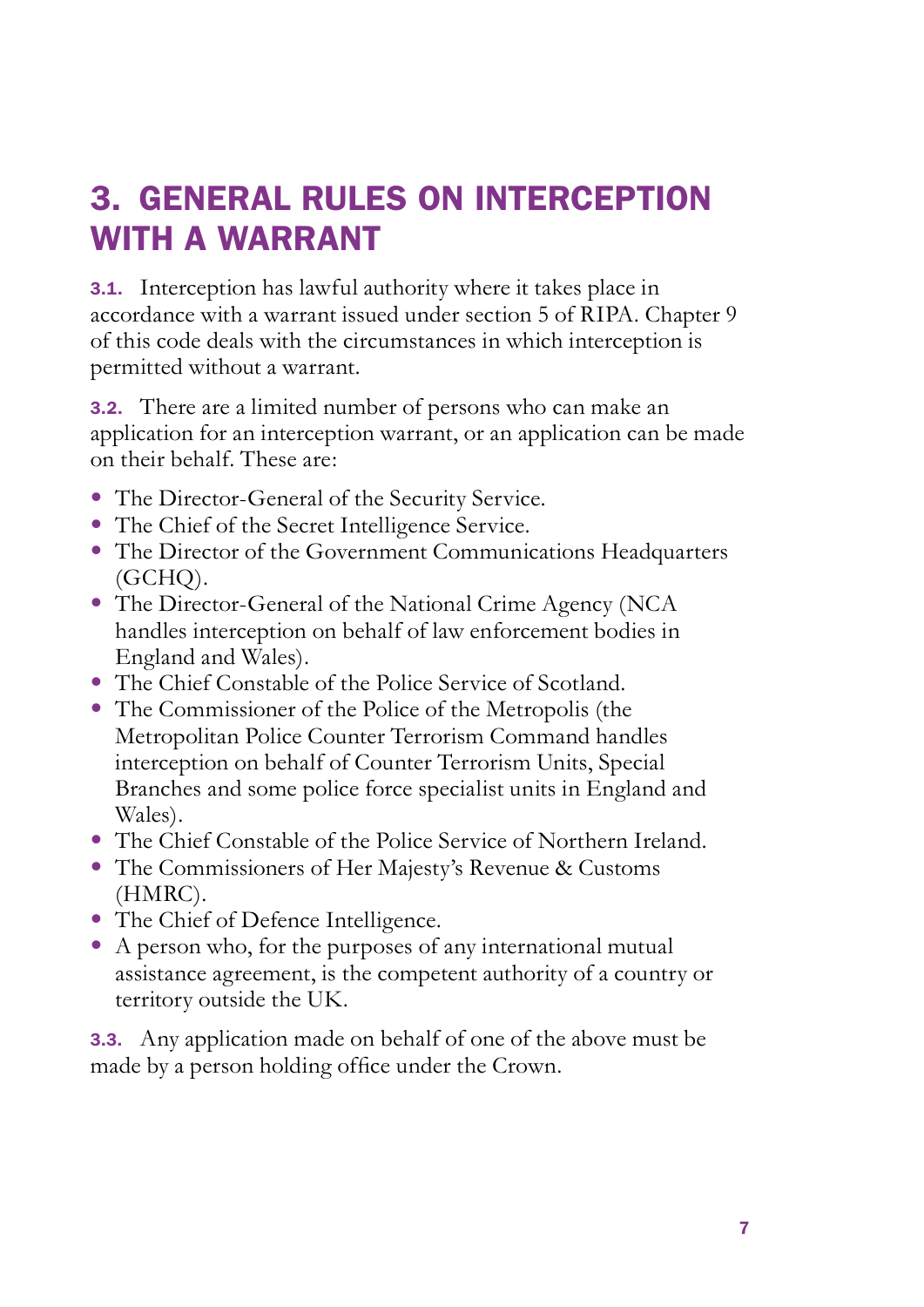# 3. GENERAL RULES ON INTERCEPTION WITH A WARRANT

**3.1.** Interception has lawful authority where it takes place in accordance with a warrant issued under section 5 of RIPA. Chapter 9 of this code deals with the circumstances in which interception is permitted without a warrant.

**3.2.** There are a limited number of persons who can make an application for an interception warrant, or an application can be made on their behalf. These are:

- The Director-General of the Security Service.
- The Chief of the Secret Intelligence Service.
- The Director of the Government Communications Headquarters (GCHQ).
- The Director-General of the National Crime Agency (NCA handles interception on behalf of law enforcement bodies in England and Wales).
- The Chief Constable of the Police Service of Scotland.
- The Commissioner of the Police of the Metropolis (the Metropolitan Police Counter Terrorism Command handles interception on behalf of Counter Terrorism Units, Special Branches and some police force specialist units in England and Wales).
- The Chief Constable of the Police Service of Northern Ireland.
- The Commissioners of Her Majesty's Revenue & Customs (HMRC).
- The Chief of Defence Intelligence.
- A person who, for the purposes of any international mutual assistance agreement, is the competent authority of a country or territory outside the UK.

**3.3.** Any application made on behalf of one of the above must be made by a person holding office under the Crown.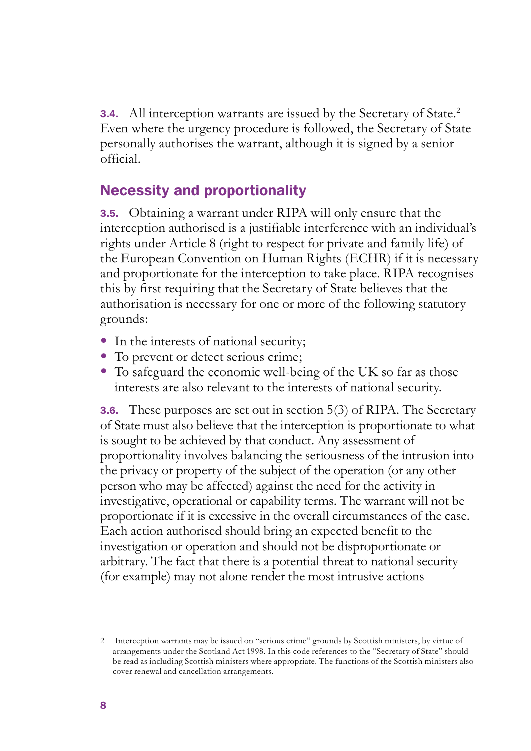**3.4.** All interception warrants are issued by the Secretary of State.[2] Even where the urgency procedure is followed, the Secretary of State personally authorises the warrant, although it is signed by a senior official.

## Necessity and proportionality

**3.5.** Obtaining a warrant under RIPA will only ensure that the interception authorised is a justifiable interference with an individual's rights under Article 8 (right to respect for private and family life) of the European Convention on Human Rights (ECHR) if it is necessary and proportionate for the interception to take place. RIPA recognises this by first requiring that the Secretary of State believes that the authorisation is necessary for one or more of the following statutory grounds:

- In the interests of national security;
- To prevent or detect serious crime;
- To safeguard the economic well-being of the UK so far as those interests are also relevant to the interests of national security.

**3.6.** These purposes are set out in section 5(3) of RIPA. The Secretary of State must also believe that the interception is proportionate to what is sought to be achieved by that conduct. Any assessment of proportionality involves balancing the seriousness of the intrusion into the privacy or property of the subject of the operation (or any other person who may be affected) against the need for the activity in investigative, operational or capability terms. The warrant will not be proportionate if it is excessive in the overall circumstances of the case. Each action authorised should bring an expected benefit to the investigation or operation and should not be disproportionate or arbitrary. The fact that there is a potential threat to national security (for example) may not alone render the most intrusive actions

---

2 Interception warrants may be issued on "serious crime" grounds by Scottish ministers, by virtue of arrangements under the Scotland Act 1998. In this code references to the "Secretary of State" should be read as including Scottish ministers where appropriate. The functions of the Scottish ministers also cover renewal and cancellation arrangements.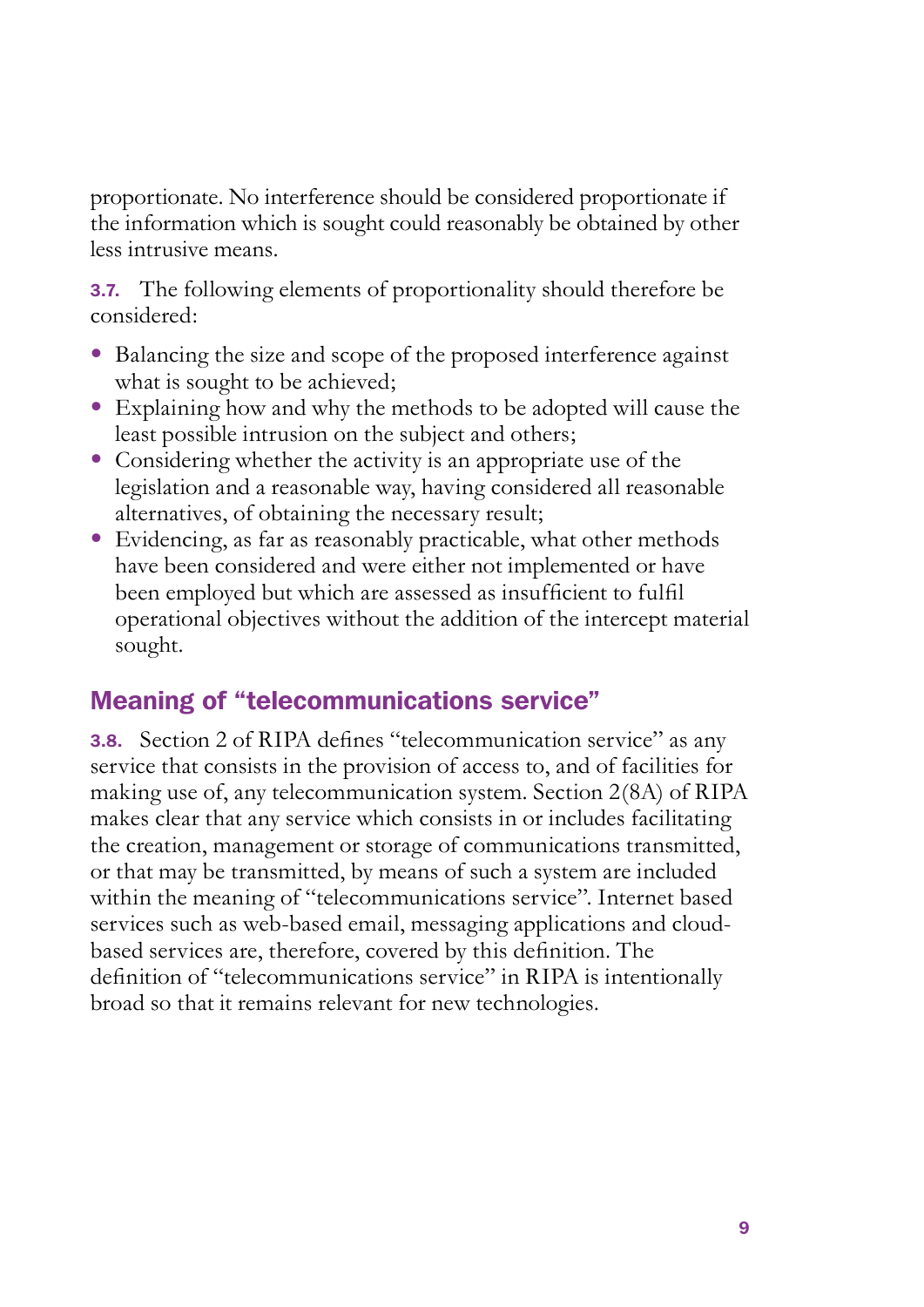proportionate. No interference should be considered proportionate if the information which is sought could reasonably be obtained by other less intrusive means.

**3.7.** The following elements of proportionality should therefore be considered:

- Balancing the size and scope of the proposed interference against what is sought to be achieved;
- Explaining how and why the methods to be adopted will cause the least possible intrusion on the subject and others;
- Considering whether the activity is an appropriate use of the legislation and a reasonable way, having considered all reasonable alternatives, of obtaining the necessary result;
- Evidencing, as far as reasonably practicable, what other methods have been considered and were either not implemented or have been employed but which are assessed as insufficient to fulfil operational objectives without the addition of the intercept material sought.

## Meaning of "telecommunications service"

**3.8.** Section 2 of RIPA defines "telecommunication service" as any service that consists in the provision of access to, and of facilities for making use of, any telecommunication system. Section 2(8A) of RIPA makes clear that any service which consists in or includes facilitating the creation, management or storage of communications transmitted, or that may be transmitted, by means of such a system are included within the meaning of "telecommunications service". Internet based services such as web-based email, messaging applications and cloud-based services are, therefore, covered by this definition. The definition of "telecommunications service" in RIPA is intentionally broad so that it remains relevant for new technologies.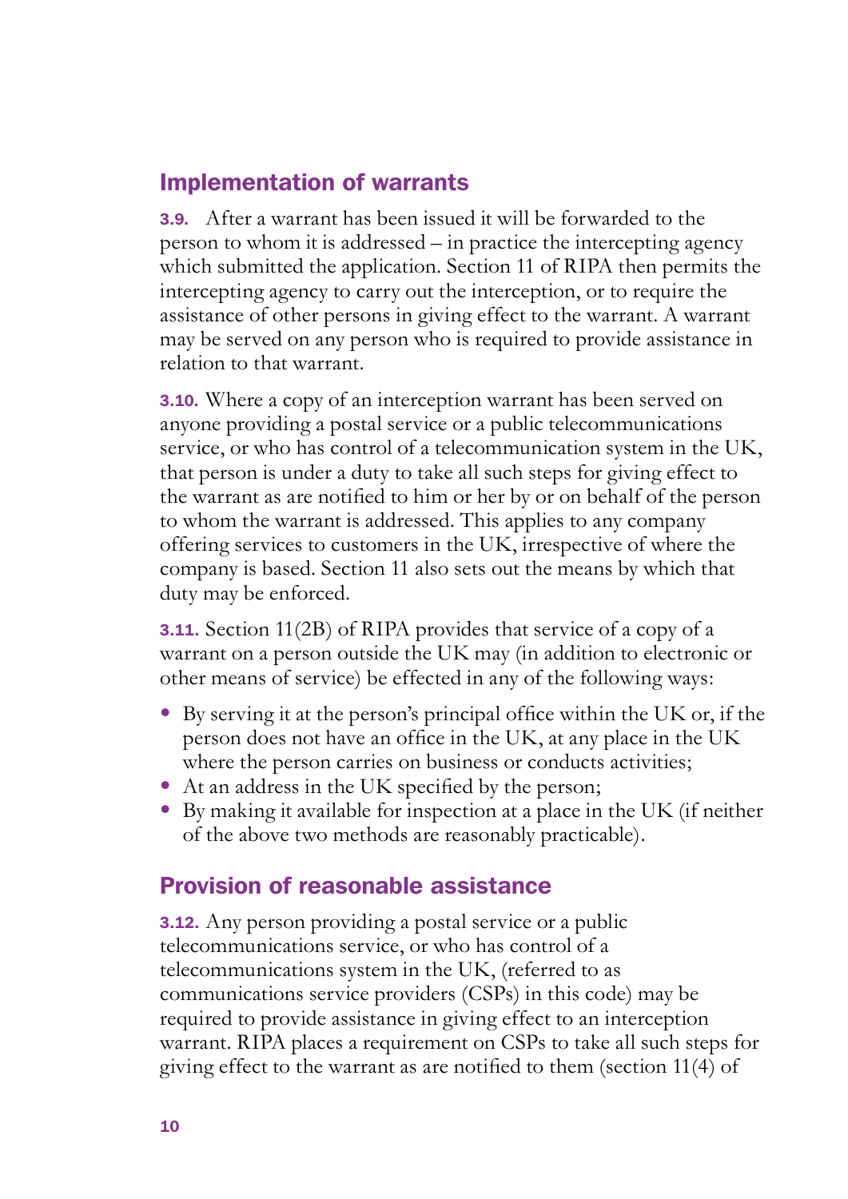## Implementation of warrants

**3.9.** After a warrant has been issued it will be forwarded to the person to whom it is addressed – in practice the intercepting agency which submitted the application. Section 11 of RIPA then permits the intercepting agency to carry out the interception, or to require the assistance of other persons in giving effect to the warrant. A warrant may be served on any person who is required to provide assistance in relation to that warrant.

**3.10.** Where a copy of an interception warrant has been served on anyone providing a postal service or a public telecommunications service, or who has control of a telecommunication system in the UK, that person is under a duty to take all such steps for giving effect to the warrant as are notified to him or her by or on behalf of the person to whom the warrant is addressed. This applies to any company offering services to customers in the UK, irrespective of where the company is based. Section 11 also sets out the means by which that duty may be enforced.

**3.11.** Section 11(2B) of RIPA provides that service of a copy of a warrant on a person outside the UK may (in addition to electronic or other means of service) be effected in any of the following ways:

- By serving it at the person's principal office within the UK or, if the person does not have an office in the UK, at any place in the UK where the person carries on business or conducts activities;
- At an address in the UK specified by the person;
- By making it available for inspection at a place in the UK (if neither of the above two methods are reasonably practicable).

## Provision of reasonable assistance

**3.12.** Any person providing a postal service or a public telecommunications service, or who has control of a telecommunications system in the UK, (referred to as communications service providers (CSPs) in this code) may be required to provide assistance in giving effect to an interception warrant. RIPA places a requirement on CSPs to take all such steps for giving effect to the warrant as are notified to them (section 11(4) of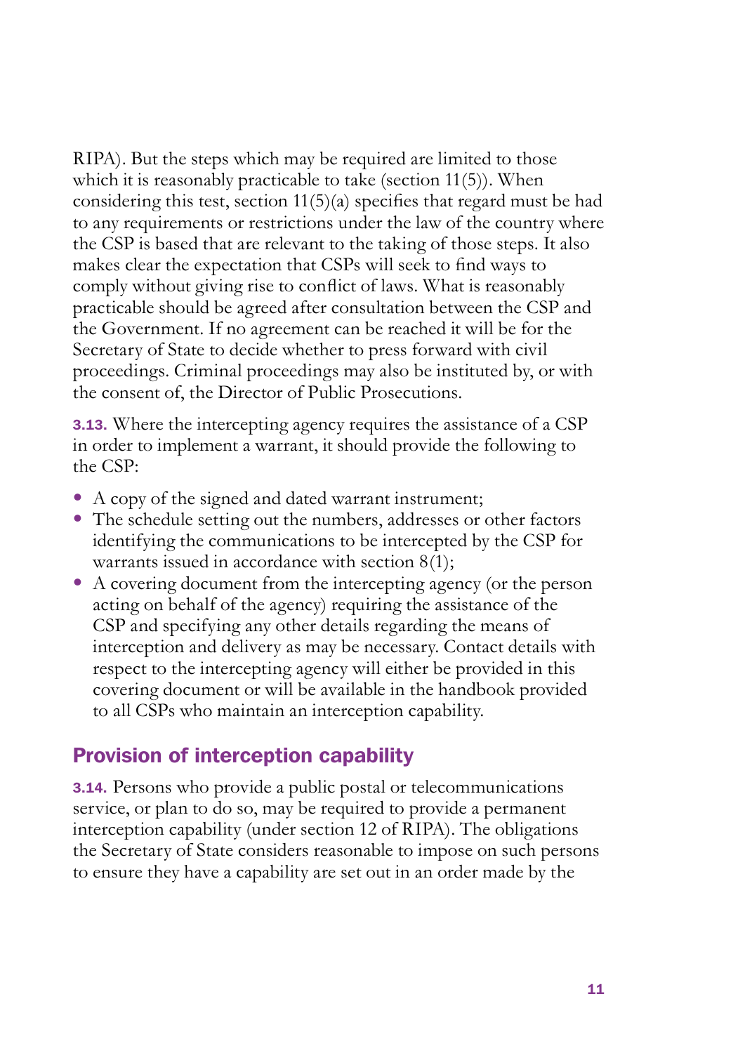RIPA). But the steps which may be required are limited to those which it is reasonably practicable to take (section 11(5)). When considering this test, section 11(5)(a) specifies that regard must be had to any requirements or restrictions under the law of the country where the CSP is based that are relevant to the taking of those steps. It also makes clear the expectation that CSPs will seek to find ways to comply without giving rise to conflict of laws. What is reasonably practicable should be agreed after consultation between the CSP and the Government. If no agreement can be reached it will be for the Secretary of State to decide whether to press forward with civil proceedings. Criminal proceedings may also be instituted by, or with the consent of, the Director of Public Prosecutions.

**3.13.** Where the intercepting agency requires the assistance of a CSP in order to implement a warrant, it should provide the following to the CSP:

- A copy of the signed and dated warrant instrument;
- The schedule setting out the numbers, addresses or other factors identifying the communications to be intercepted by the CSP for warrants issued in accordance with section 8(1);
- A covering document from the intercepting agency (or the person acting on behalf of the agency) requiring the assistance of the CSP and specifying any other details regarding the means of interception and delivery as may be necessary. Contact details with respect to the intercepting agency will either be provided in this covering document or will be available in the handbook provided to all CSPs who maintain an interception capability.

## Provision of interception capability

**3.14.** Persons who provide a public postal or telecommunications service, or plan to do so, may be required to provide a permanent interception capability (under section 12 of RIPA). The obligations the Secretary of State considers reasonable to impose on such persons to ensure they have a capability are set out in an order made by the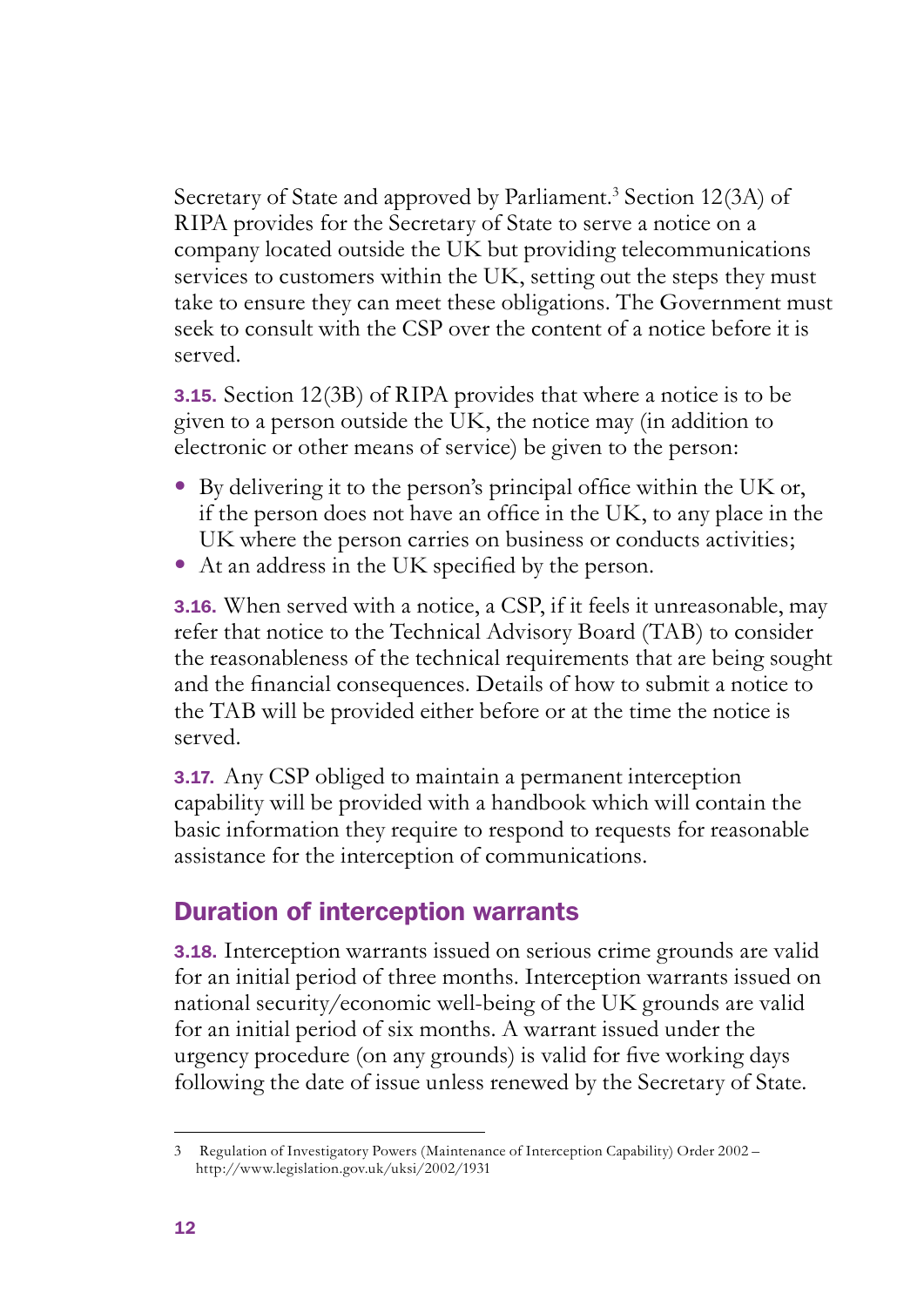Secretary of State and approved by Parliament.[3] Section 12(3A) of RIPA provides for the Secretary of State to serve a notice on a company located outside the UK but providing telecommunications services to customers within the UK, setting out the steps they must take to ensure they can meet these obligations. The Government must seek to consult with the CSP over the content of a notice before it is served.

**3.15.** Section 12(3B) of RIPA provides that where a notice is to be given to a person outside the UK, the notice may (in addition to electronic or other means of service) be given to the person:

- By delivering it to the person's principal office within the UK or, if the person does not have an office in the UK, to any place in the UK where the person carries on business or conducts activities;
- At an address in the UK specified by the person.

**3.16.** When served with a notice, a CSP, if it feels it unreasonable, may refer that notice to the Technical Advisory Board (TAB) to consider the reasonableness of the technical requirements that are being sought and the financial consequences. Details of how to submit a notice to the TAB will be provided either before or at the time the notice is served.

**3.17.** Any CSP obliged to maintain a permanent interception capability will be provided with a handbook which will contain the basic information they require to respond to requests for reasonable assistance for the interception of communications.

## Duration of interception warrants

**3.18.** Interception warrants issued on serious crime grounds are valid for an initial period of three months. Interception warrants issued on national security/economic well-being of the UK grounds are valid for an initial period of six months. A warrant issued under the urgency procedure (on any grounds) is valid for five working days following the date of issue unless renewed by the Secretary of State.

---

3 Regulation of Investigatory Powers (Maintenance of Interception Capability) Order 2002 – http://www.legislation.gov.uk/uksi/2002/1931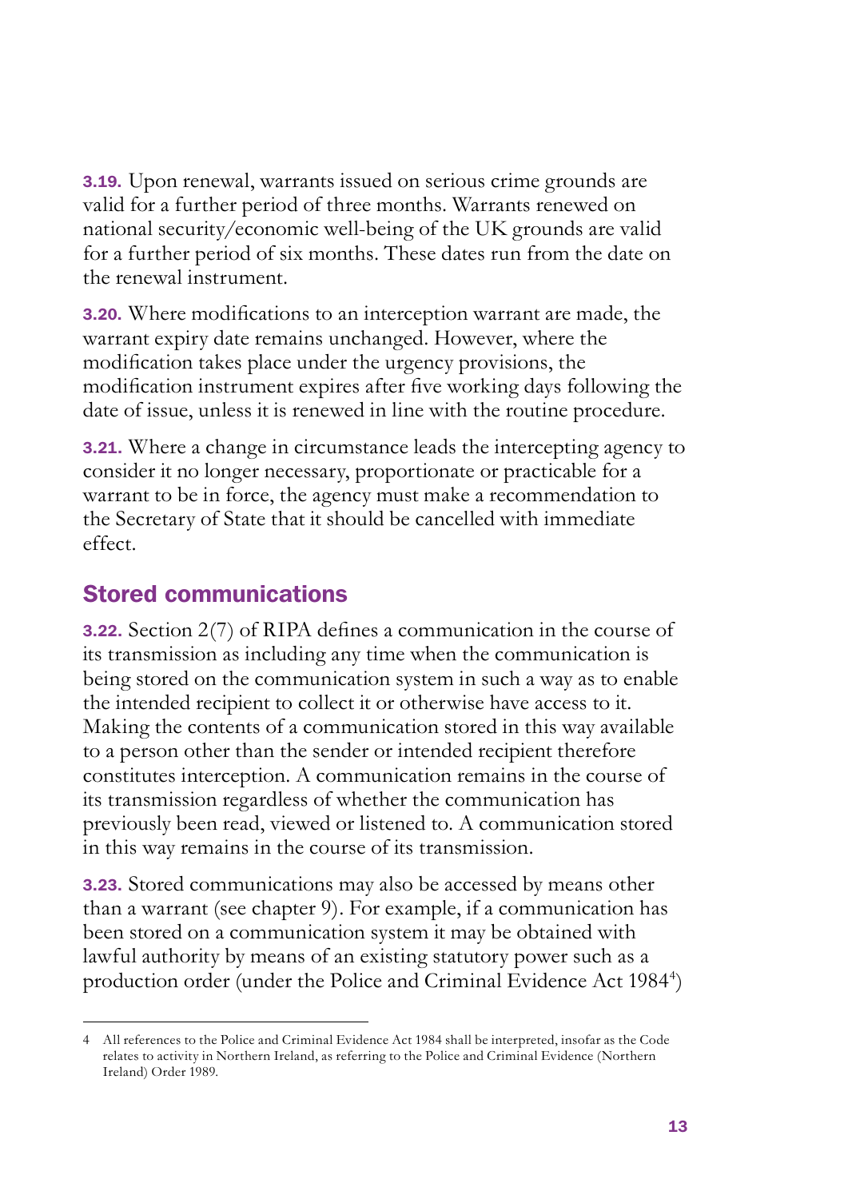**3.19.** Upon renewal, warrants issued on serious crime grounds are valid for a further period of three months. Warrants renewed on national security/economic well-being of the UK grounds are valid for a further period of six months. These dates run from the date on the renewal instrument.

**3.20.** Where modifications to an interception warrant are made, the warrant expiry date remains unchanged. However, where the modification takes place under the urgency provisions, the modification instrument expires after five working days following the date of issue, unless it is renewed in line with the routine procedure.

**3.21.** Where a change in circumstance leads the intercepting agency to consider it no longer necessary, proportionate or practicable for a warrant to be in force, the agency must make a recommendation to the Secretary of State that it should be cancelled with immediate effect.

## Stored communications

**3.22.** Section 2(7) of RIPA defines a communication in the course of its transmission as including any time when the communication is being stored on the communication system in such a way as to enable the intended recipient to collect it or otherwise have access to it. Making the contents of a communication stored in this way available to a person other than the sender or intended recipient therefore constitutes interception. A communication remains in the course of its transmission regardless of whether the communication has previously been read, viewed or listened to. A communication stored in this way remains in the course of its transmission.

**3.23.** Stored communications may also be accessed by means other than a warrant (see chapter 9). For example, if a communication has been stored on a communication system it may be obtained with lawful authority by means of an existing statutory power such as a production order (under the Police and Criminal Evidence Act 1984[4])

---

4 All references to the Police and Criminal Evidence Act 1984 shall be interpreted, insofar as the Code relates to activity in Northern Ireland, as referring to the Police and Criminal Evidence (Northern Ireland) Order 1989.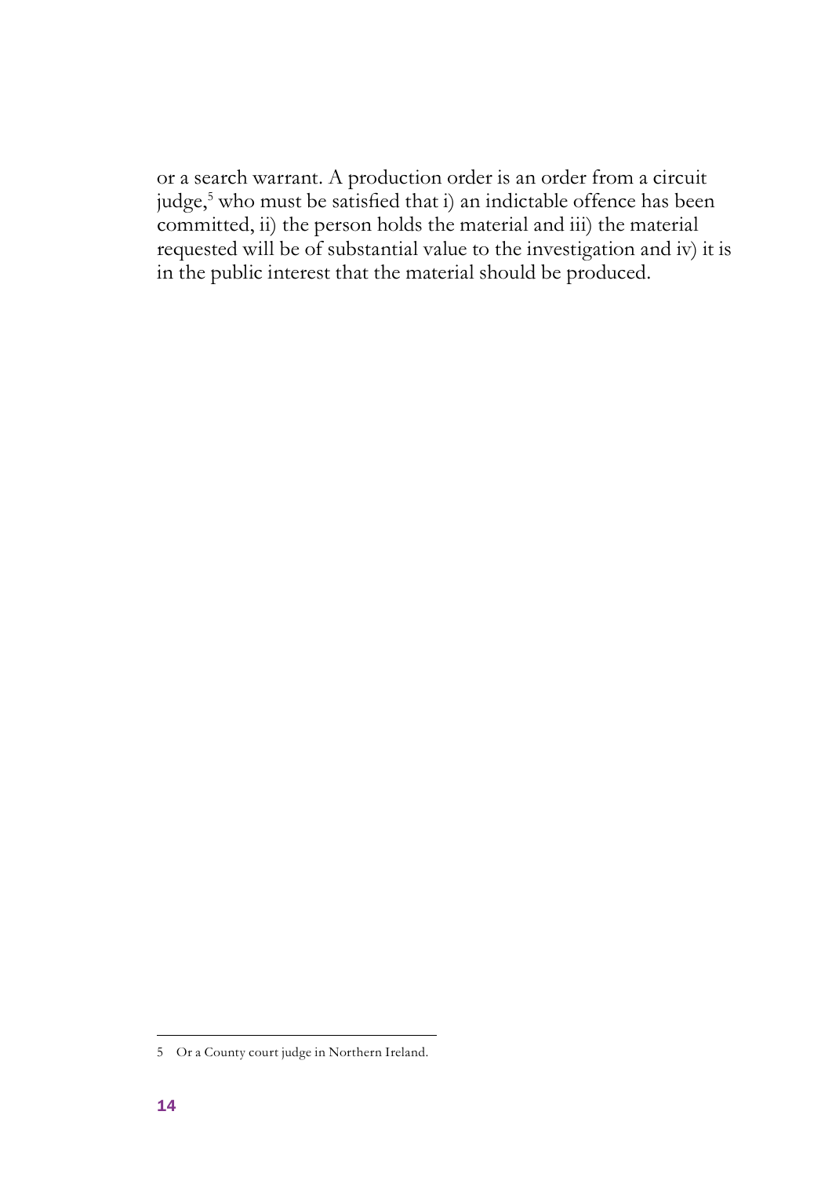or a search warrant. A production order is an order from a circuit judge,[5] who must be satisfied that i) an indictable offence has been committed, ii) the person holds the material and iii) the material requested will be of substantial value to the investigation and iv) it is in the public interest that the material should be produced.

5 Or a County court judge in Northern Ireland.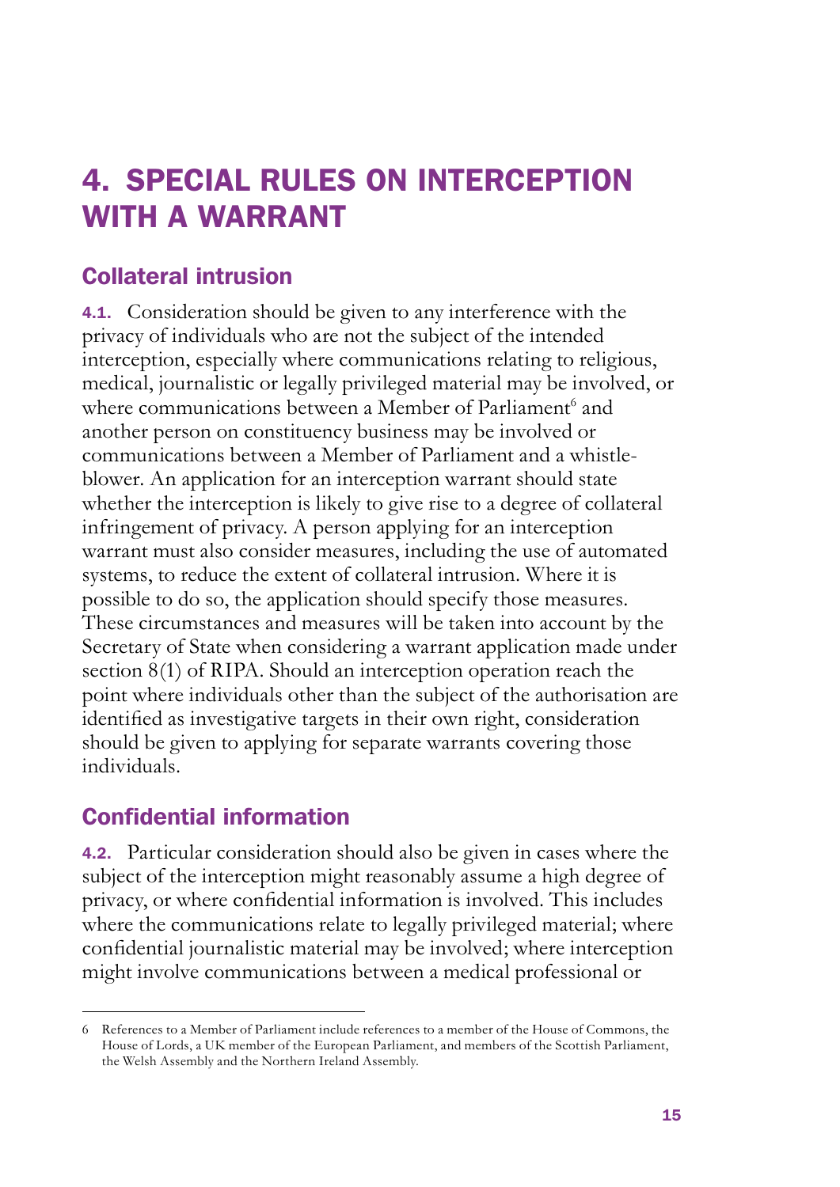# 4. SPECIAL RULES ON INTERCEPTION WITH A WARRANT

## Collateral intrusion

**4.1.** Consideration should be given to any interference with the privacy of individuals who are not the subject of the intended interception, especially where communications relating to religious, medical, journalistic or legally privileged material may be involved, or where communications between a Member of Parliament[6] and another person on constituency business may be involved or communications between a Member of Parliament and a whistle-blower. An application for an interception warrant should state whether the interception is likely to give rise to a degree of collateral infringement of privacy. A person applying for an interception warrant must also consider measures, including the use of automated systems, to reduce the extent of collateral intrusion. Where it is possible to do so, the application should specify those measures. These circumstances and measures will be taken into account by the Secretary of State when considering a warrant application made under section 8(1) of RIPA. Should an interception operation reach the point where individuals other than the subject of the authorisation are identified as investigative targets in their own right, consideration should be given to applying for separate warrants covering those individuals.

## Confidential information

**4.2.** Particular consideration should also be given in cases where the subject of the interception might reasonably assume a high degree of privacy, or where confidential information is involved. This includes where the communications relate to legally privileged material; where confidential journalistic material may be involved; where interception might involve communications between a medical professional or

---

6 References to a Member of Parliament include references to a member of the House of Commons, the House of Lords, a UK member of the European Parliament, and members of the Scottish Parliament, the Welsh Assembly and the Northern Ireland Assembly.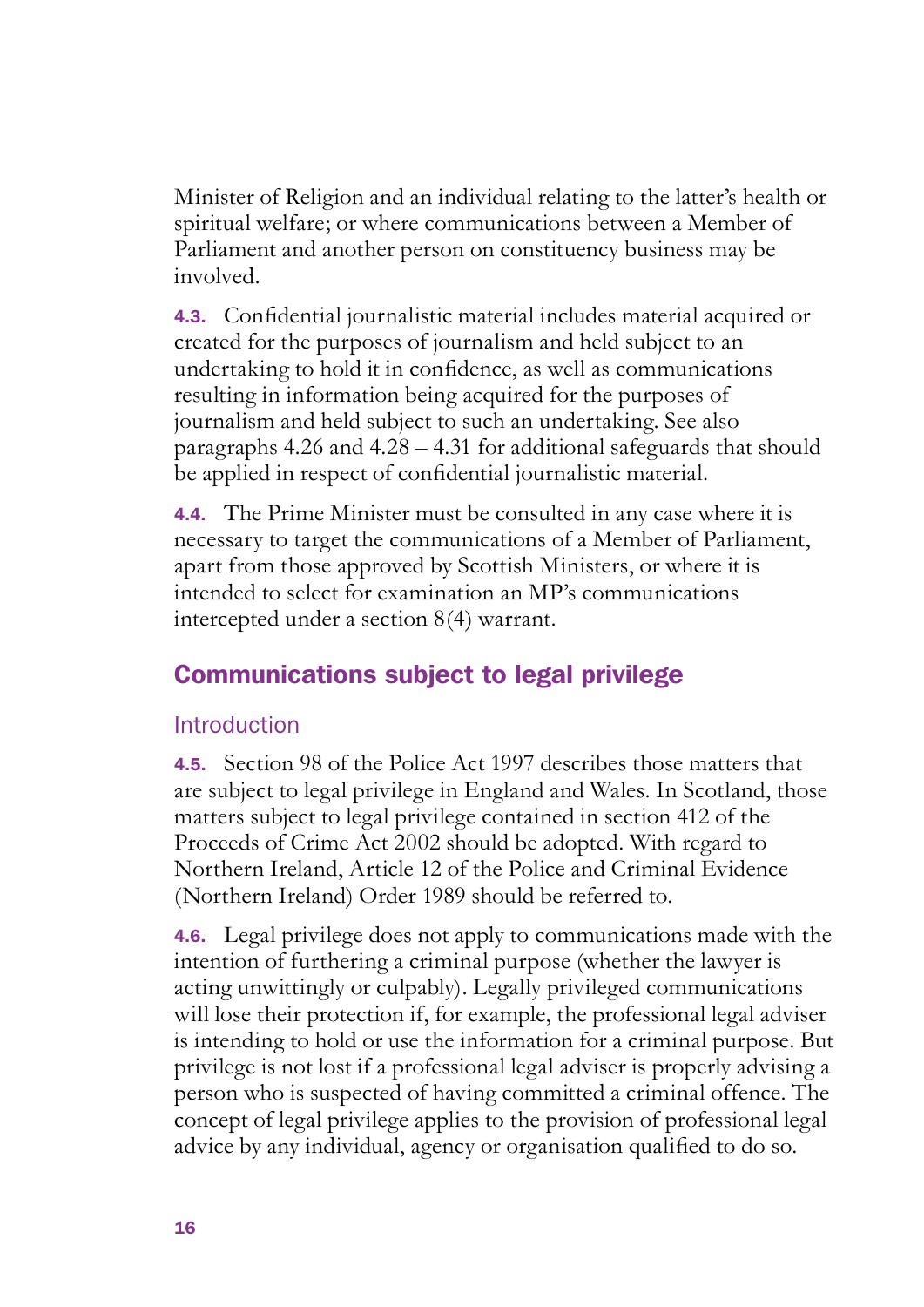Minister of Religion and an individual relating to the latter's health or spiritual welfare; or where communications between a Member of Parliament and another person on constituency business may be involved.

**4.3.** Confidential journalistic material includes material acquired or created for the purposes of journalism and held subject to an undertaking to hold it in confidence, as well as communications resulting in information being acquired for the purposes of journalism and held subject to such an undertaking. See also paragraphs 4.26 and 4.28 – 4.31 for additional safeguards that should be applied in respect of confidential journalistic material.

**4.4.** The Prime Minister must be consulted in any case where it is necessary to target the communications of a Member of Parliament, apart from those approved by Scottish Ministers, or where it is intended to select for examination an MP's communications intercepted under a section 8(4) warrant.

## Communications subject to legal privilege

### Introduction

**4.5.** Section 98 of the Police Act 1997 describes those matters that are subject to legal privilege in England and Wales. In Scotland, those matters subject to legal privilege contained in section 412 of the Proceeds of Crime Act 2002 should be adopted. With regard to Northern Ireland, Article 12 of the Police and Criminal Evidence (Northern Ireland) Order 1989 should be referred to.

**4.6.** Legal privilege does not apply to communications made with the intention of furthering a criminal purpose (whether the lawyer is acting unwittingly or culpably). Legally privileged communications will lose their protection if, for example, the professional legal adviser is intending to hold or use the information for a criminal purpose. But privilege is not lost if a professional legal adviser is properly advising a person who is suspected of having committed a criminal offence. The concept of legal privilege applies to the provision of professional legal advice by any individual, agency or organisation qualified to do so.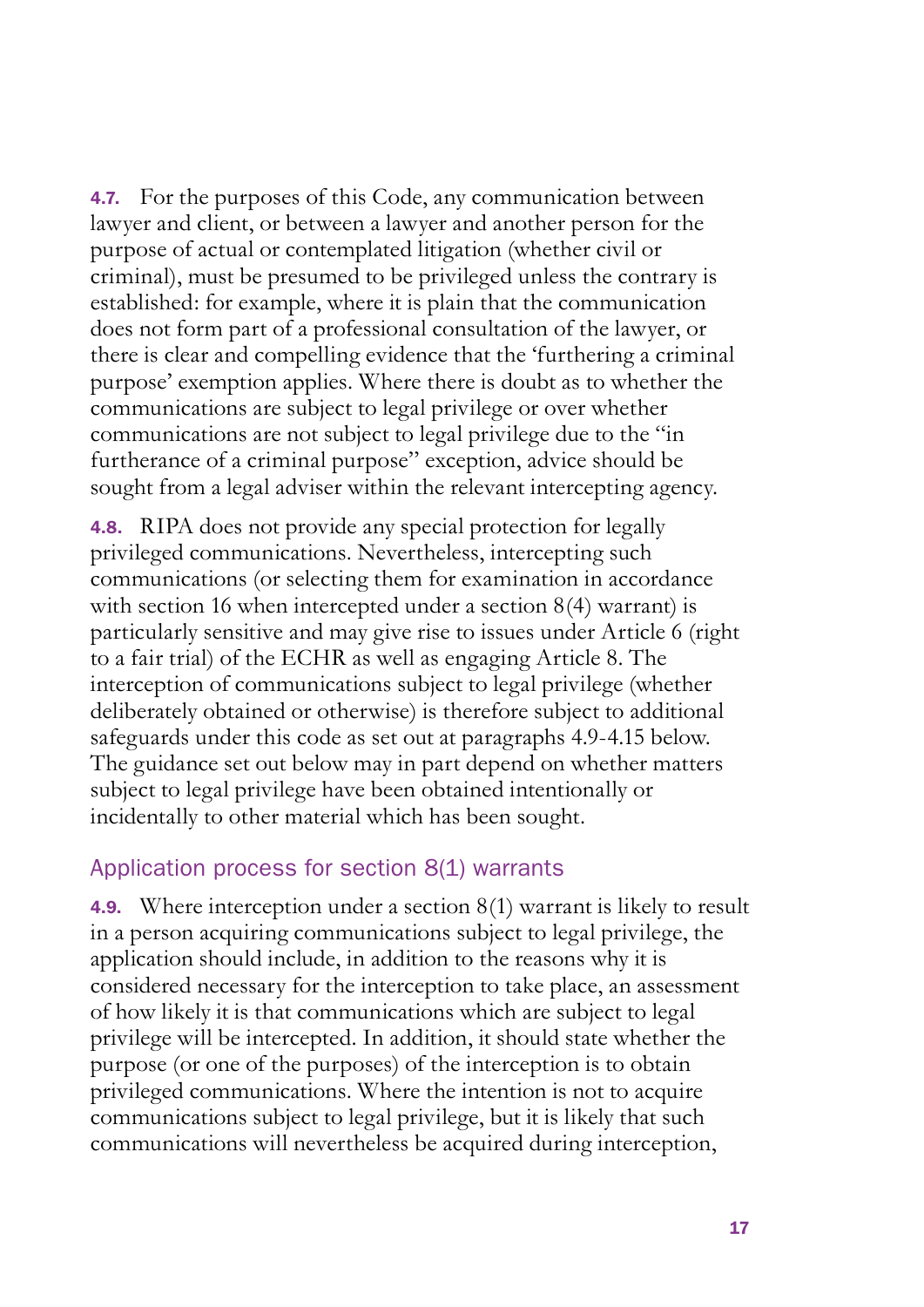**4.7.** For the purposes of this Code, any communication between lawyer and client, or between a lawyer and another person for the purpose of actual or contemplated litigation (whether civil or criminal), must be presumed to be privileged unless the contrary is established: for example, where it is plain that the communication does not form part of a professional consultation of the lawyer, or there is clear and compelling evidence that the 'furthering a criminal purpose' exemption applies. Where there is doubt as to whether the communications are subject to legal privilege or over whether communications are not subject to legal privilege due to the "in furtherance of a criminal purpose" exception, advice should be sought from a legal adviser within the relevant intercepting agency.

**4.8.** RIPA does not provide any special protection for legally privileged communications. Nevertheless, intercepting such communications (or selecting them for examination in accordance with section 16 when intercepted under a section 8(4) warrant) is particularly sensitive and may give rise to issues under Article 6 (right to a fair trial) of the ECHR as well as engaging Article 8. The interception of communications subject to legal privilege (whether deliberately obtained or otherwise) is therefore subject to additional safeguards under this code as set out at paragraphs 4.9-4.15 below. The guidance set out below may in part depend on whether matters subject to legal privilege have been obtained intentionally or incidentally to other material which has been sought.

## Application process for section 8(1) warrants

**4.9.** Where interception under a section 8(1) warrant is likely to result in a person acquiring communications subject to legal privilege, the application should include, in addition to the reasons why it is considered necessary for the interception to take place, an assessment of how likely it is that communications which are subject to legal privilege will be intercepted. In addition, it should state whether the purpose (or one of the purposes) of the interception is to obtain privileged communications. Where the intention is not to acquire communications subject to legal privilege, but it is likely that such communications will nevertheless be acquired during interception,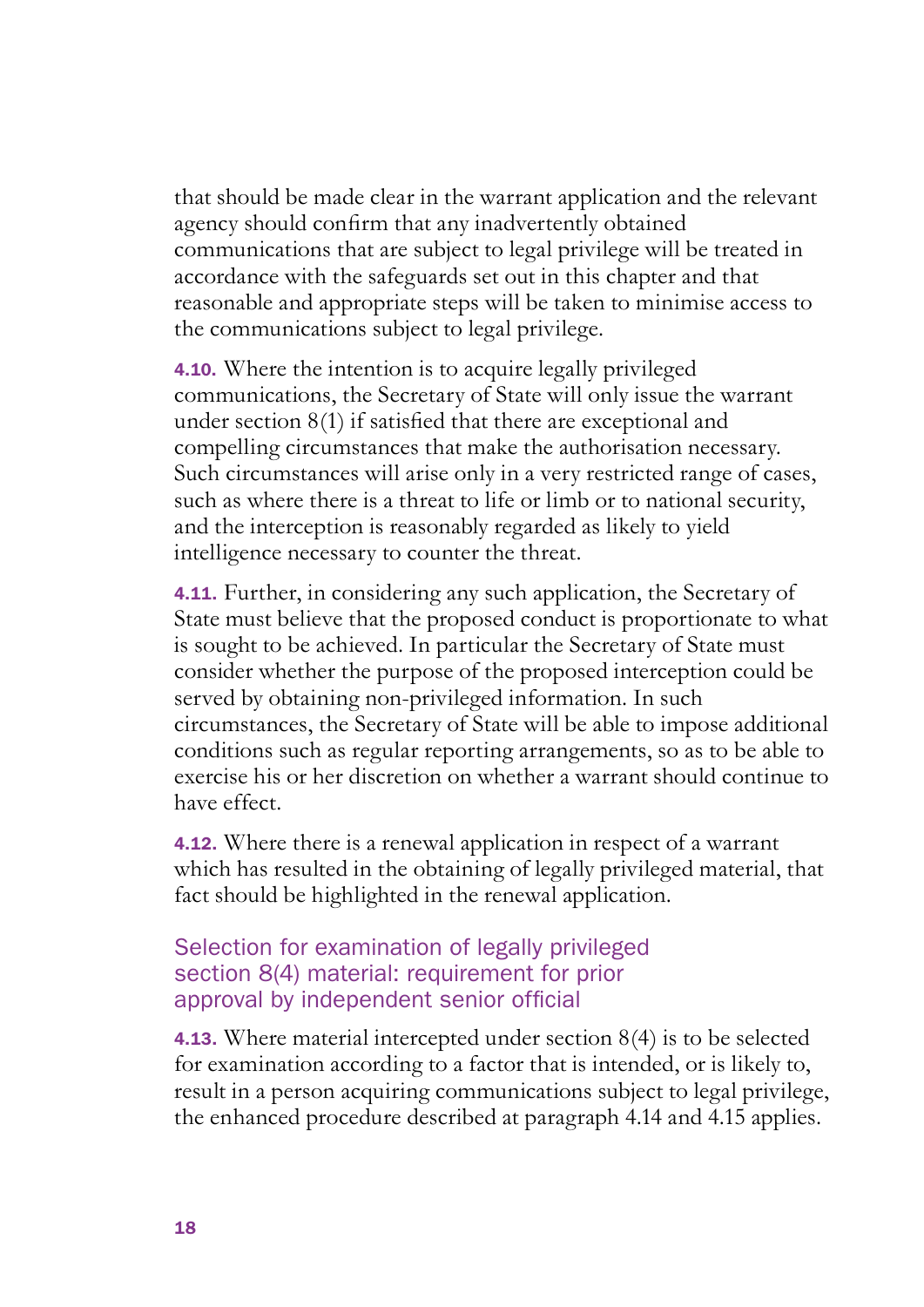that should be made clear in the warrant application and the relevant agency should confirm that any inadvertently obtained communications that are subject to legal privilege will be treated in accordance with the safeguards set out in this chapter and that reasonable and appropriate steps will be taken to minimise access to the communications subject to legal privilege.

**4.10.** Where the intention is to acquire legally privileged communications, the Secretary of State will only issue the warrant under section 8(1) if satisfied that there are exceptional and compelling circumstances that make the authorisation necessary. Such circumstances will arise only in a very restricted range of cases, such as where there is a threat to life or limb or to national security, and the interception is reasonably regarded as likely to yield intelligence necessary to counter the threat.

**4.11.** Further, in considering any such application, the Secretary of State must believe that the proposed conduct is proportionate to what is sought to be achieved. In particular the Secretary of State must consider whether the purpose of the proposed interception could be served by obtaining non-privileged information. In such circumstances, the Secretary of State will be able to impose additional conditions such as regular reporting arrangements, so as to be able to exercise his or her discretion on whether a warrant should continue to have effect.

**4.12.** Where there is a renewal application in respect of a warrant which has resulted in the obtaining of legally privileged material, that fact should be highlighted in the renewal application.

### Selection for examination of legally privileged section 8(4) material: requirement for prior approval by independent senior official

**4.13.** Where material intercepted under section 8(4) is to be selected for examination according to a factor that is intended, or is likely to, result in a person acquiring communications subject to legal privilege, the enhanced procedure described at paragraph 4.14 and 4.15 applies.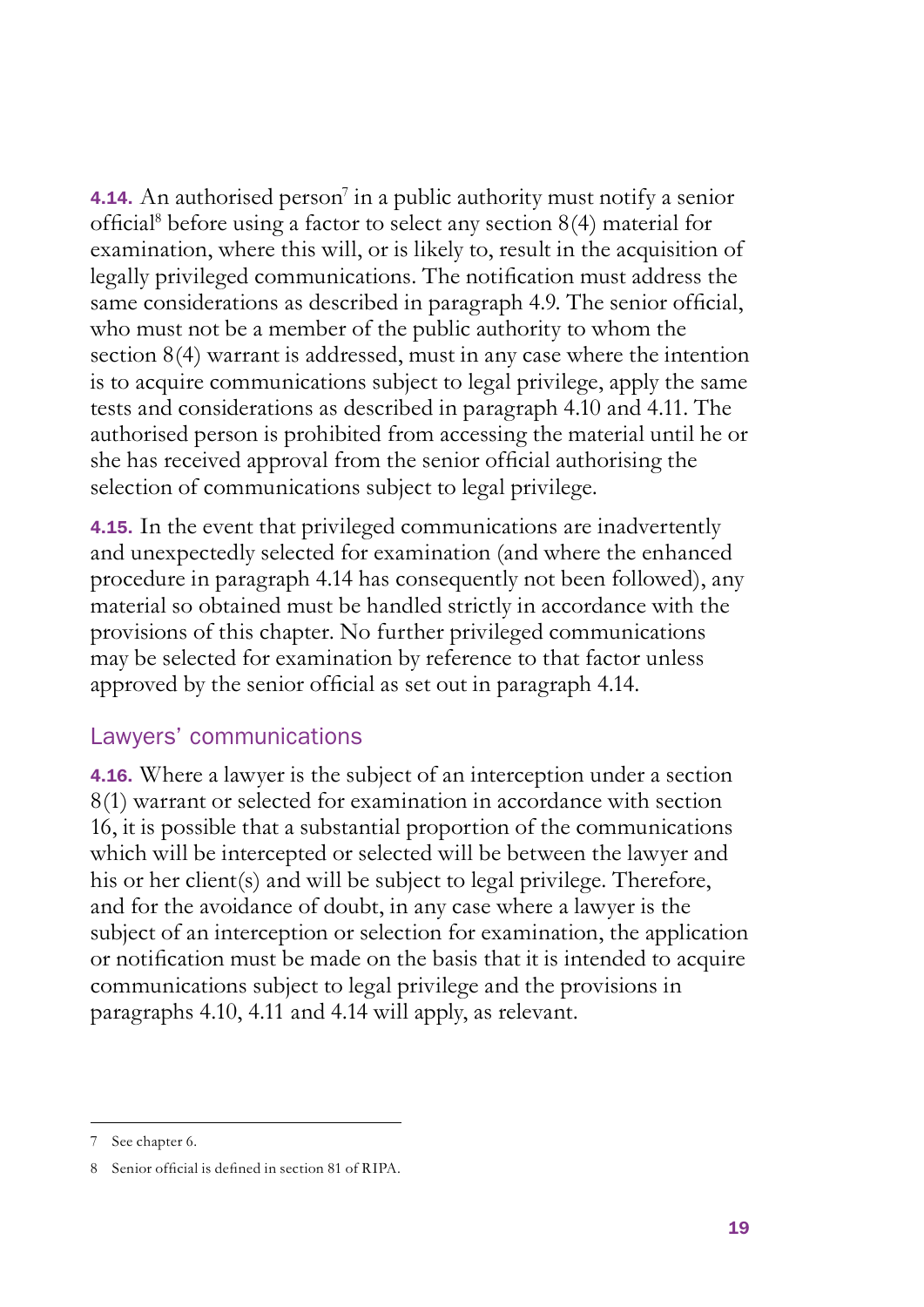**4.14.** An authorised person[7] in a public authority must notify a senior official[8] before using a factor to select any section 8(4) material for examination, where this will, or is likely to, result in the acquisition of legally privileged communications. The notification must address the same considerations as described in paragraph 4.9. The senior official, who must not be a member of the public authority to whom the section 8(4) warrant is addressed, must in any case where the intention is to acquire communications subject to legal privilege, apply the same tests and considerations as described in paragraph 4.10 and 4.11. The authorised person is prohibited from accessing the material until he or she has received approval from the senior official authorising the selection of communications subject to legal privilege.

**4.15.** In the event that privileged communications are inadvertently and unexpectedly selected for examination (and where the enhanced procedure in paragraph 4.14 has consequently not been followed), any material so obtained must be handled strictly in accordance with the provisions of this chapter. No further privileged communications may be selected for examination by reference to that factor unless approved by the senior official as set out in paragraph 4.14.

## Lawyers' communications

**4.16.** Where a lawyer is the subject of an interception under a section 8(1) warrant or selected for examination in accordance with section 16, it is possible that a substantial proportion of the communications which will be intercepted or selected will be between the lawyer and his or her client(s) and will be subject to legal privilege. Therefore, and for the avoidance of doubt, in any case where a lawyer is the subject of an interception or selection for examination, the application or notification must be made on the basis that it is intended to acquire communications subject to legal privilege and the provisions in paragraphs 4.10, 4.11 and 4.14 will apply, as relevant.

---

7 See chapter 6.

8 Senior official is defined in section 81 of RIPA.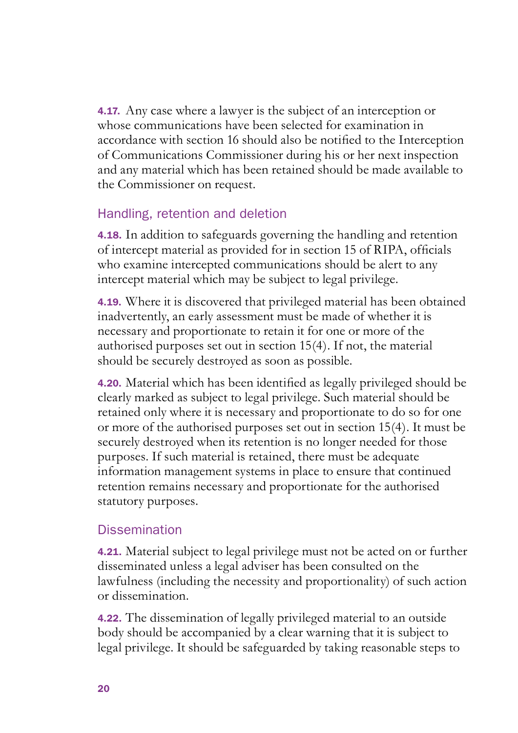**4.17.** Any case where a lawyer is the subject of an interception or whose communications have been selected for examination in accordance with section 16 should also be notified to the Interception of Communications Commissioner during his or her next inspection and any material which has been retained should be made available to the Commissioner on request.

## Handling, retention and deletion

**4.18.** In addition to safeguards governing the handling and retention of intercept material as provided for in section 15 of RIPA, officials who examine intercepted communications should be alert to any intercept material which may be subject to legal privilege.

**4.19.** Where it is discovered that privileged material has been obtained inadvertently, an early assessment must be made of whether it is necessary and proportionate to retain it for one or more of the authorised purposes set out in section 15(4). If not, the material should be securely destroyed as soon as possible.

**4.20.** Material which has been identified as legally privileged should be clearly marked as subject to legal privilege. Such material should be retained only where it is necessary and proportionate to do so for one or more of the authorised purposes set out in section 15(4). It must be securely destroyed when its retention is no longer needed for those purposes. If such material is retained, there must be adequate information management systems in place to ensure that continued retention remains necessary and proportionate for the authorised statutory purposes.

## Dissemination

**4.21.** Material subject to legal privilege must not be acted on or further disseminated unless a legal adviser has been consulted on the lawfulness (including the necessity and proportionality) of such action or dissemination.

**4.22.** The dissemination of legally privileged material to an outside body should be accompanied by a clear warning that it is subject to legal privilege. It should be safeguarded by taking reasonable steps to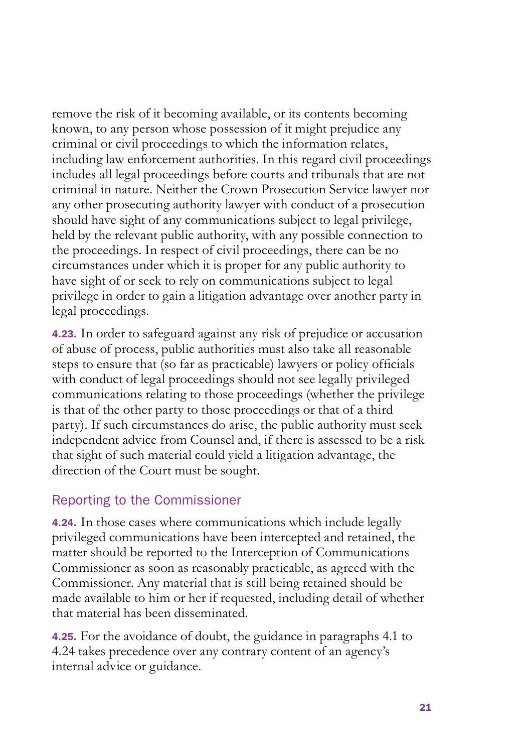remove the risk of it becoming available, or its contents becoming known, to any person whose possession of it might prejudice any criminal or civil proceedings to which the information relates, including law enforcement authorities. In this regard civil proceedings includes all legal proceedings before courts and tribunals that are not criminal in nature. Neither the Crown Prosecution Service lawyer nor any other prosecuting authority lawyer with conduct of a prosecution should have sight of any communications subject to legal privilege, held by the relevant public authority, with any possible connection to the proceedings. In respect of civil proceedings, there can be no circumstances under which it is proper for any public authority to have sight of or seek to rely on communications subject to legal privilege in order to gain a litigation advantage over another party in legal proceedings.

**4.23.** In order to safeguard against any risk of prejudice or accusation of abuse of process, public authorities must also take all reasonable steps to ensure that (so far as practicable) lawyers or policy officials with conduct of legal proceedings should not see legally privileged communications relating to those proceedings (whether the privilege is that of the other party to those proceedings or that of a third party). If such circumstances do arise, the public authority must seek independent advice from Counsel and, if there is assessed to be a risk that sight of such material could yield a litigation advantage, the direction of the Court must be sought.

## Reporting to the Commissioner

**4.24.** In those cases where communications which include legally privileged communications have been intercepted and retained, the matter should be reported to the Interception of Communications Commissioner as soon as reasonably practicable, as agreed with the Commissioner. Any material that is still being retained should be made available to him or her if requested, including detail of whether that material has been disseminated.

**4.25.** For the avoidance of doubt, the guidance in paragraphs 4.1 to 4.24 takes precedence over any contrary content of an agency's internal advice or guidance.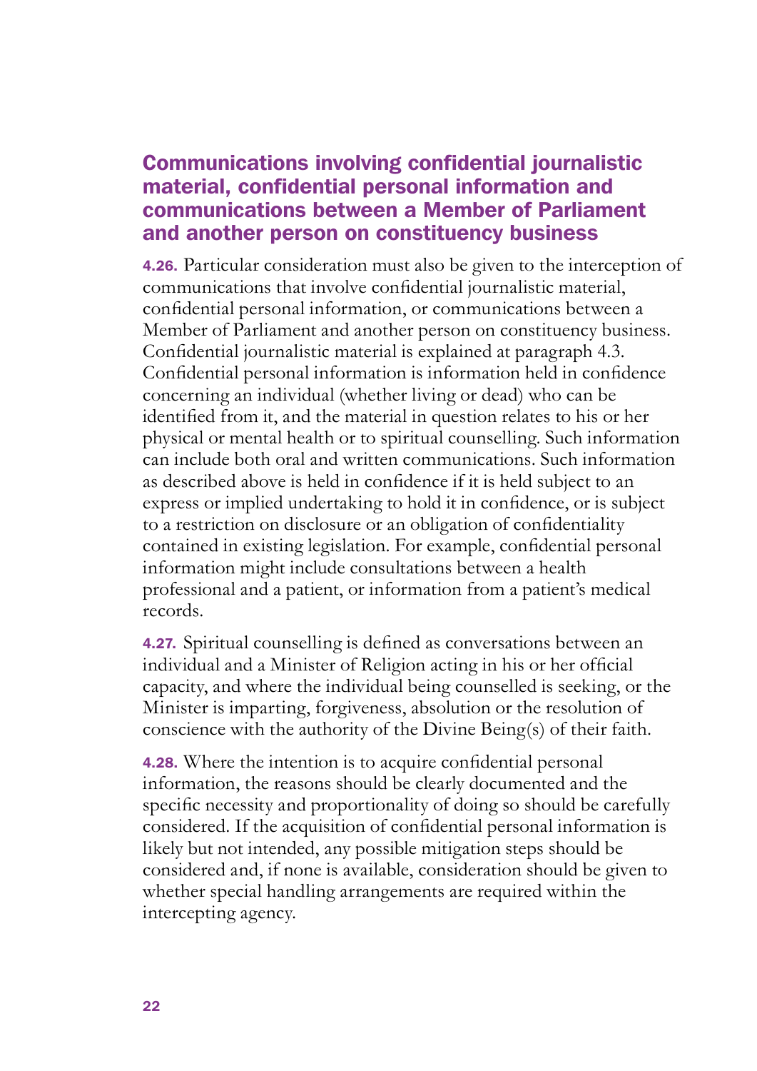## Communications involving confidential journalistic material, confidential personal information and communications between a Member of Parliament and another person on constituency business

**4.26.** Particular consideration must also be given to the interception of communications that involve confidential journalistic material, confidential personal information, or communications between a Member of Parliament and another person on constituency business. Confidential journalistic material is explained at paragraph 4.3. Confidential personal information is information held in confidence concerning an individual (whether living or dead) who can be identified from it, and the material in question relates to his or her physical or mental health or to spiritual counselling. Such information can include both oral and written communications. Such information as described above is held in confidence if it is held subject to an express or implied undertaking to hold it in confidence, or is subject to a restriction on disclosure or an obligation of confidentiality contained in existing legislation. For example, confidential personal information might include consultations between a health professional and a patient, or information from a patient's medical records.

**4.27.** Spiritual counselling is defined as conversations between an individual and a Minister of Religion acting in his or her official capacity, and where the individual being counselled is seeking, or the Minister is imparting, forgiveness, absolution or the resolution of conscience with the authority of the Divine Being(s) of their faith.

**4.28.** Where the intention is to acquire confidential personal information, the reasons should be clearly documented and the specific necessity and proportionality of doing so should be carefully considered. If the acquisition of confidential personal information is likely but not intended, any possible mitigation steps should be considered and, if none is available, consideration should be given to whether special handling arrangements are required within the intercepting agency.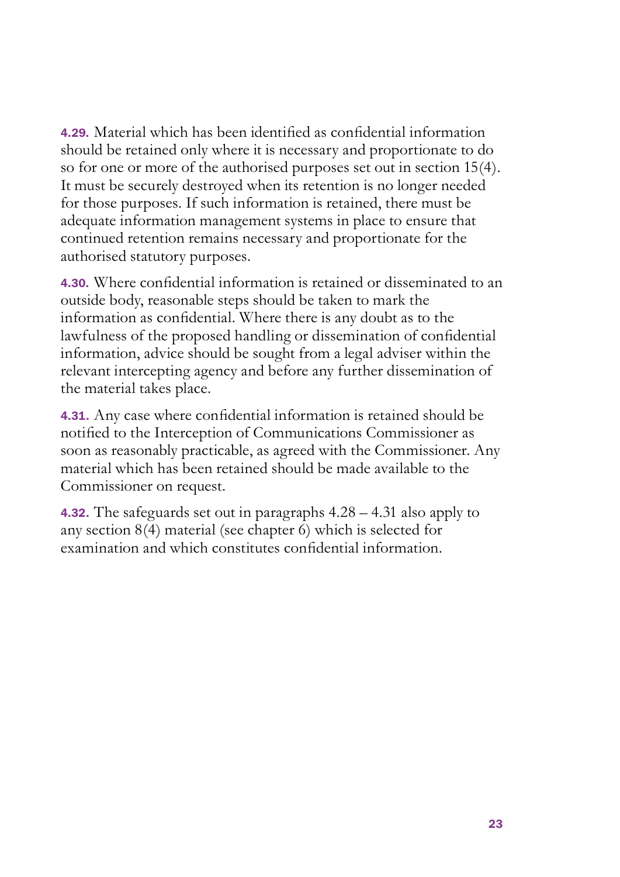**4.29.** Material which has been identified as confidential information should be retained only where it is necessary and proportionate to do so for one or more of the authorised purposes set out in section 15(4). It must be securely destroyed when its retention is no longer needed for those purposes. If such information is retained, there must be adequate information management systems in place to ensure that continued retention remains necessary and proportionate for the authorised statutory purposes.

**4.30.** Where confidential information is retained or disseminated to an outside body, reasonable steps should be taken to mark the information as confidential. Where there is any doubt as to the lawfulness of the proposed handling or dissemination of confidential information, advice should be sought from a legal adviser within the relevant intercepting agency and before any further dissemination of the material takes place.

**4.31.** Any case where confidential information is retained should be notified to the Interception of Communications Commissioner as soon as reasonably practicable, as agreed with the Commissioner. Any material which has been retained should be made available to the Commissioner on request.

**4.32.** The safeguards set out in paragraphs 4.28 – 4.31 also apply to any section 8(4) material (see chapter 6) which is selected for examination and which constitutes confidential information.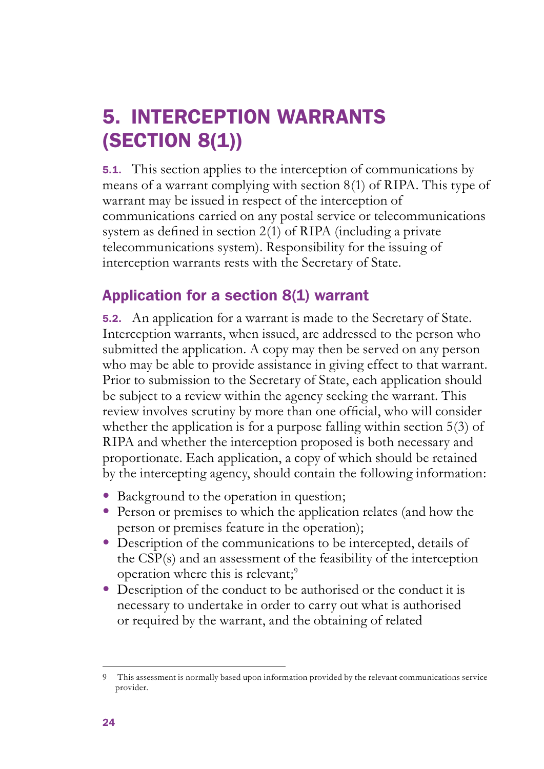# 5. INTERCEPTION WARRANTS (SECTION 8(1))

**5.1.** This section applies to the interception of communications by means of a warrant complying with section 8(1) of RIPA. This type of warrant may be issued in respect of the interception of communications carried on any postal service or telecommunications system as defined in section 2(1) of RIPA (including a private telecommunications system). Responsibility for the issuing of interception warrants rests with the Secretary of State.

## Application for a section 8(1) warrant

**5.2.** An application for a warrant is made to the Secretary of State. Interception warrants, when issued, are addressed to the person who submitted the application. A copy may then be served on any person who may be able to provide assistance in giving effect to that warrant. Prior to submission to the Secretary of State, each application should be subject to a review within the agency seeking the warrant. This review involves scrutiny by more than one official, who will consider whether the application is for a purpose falling within section 5(3) of RIPA and whether the interception proposed is both necessary and proportionate. Each application, a copy of which should be retained by the intercepting agency, should contain the following information:

- Background to the operation in question;
- Person or premises to which the application relates (and how the person or premises feature in the operation);
- Description of the communications to be intercepted, details of the CSP(s) and an assessment of the feasibility of the interception operation where this is relevant;[9]
- Description of the conduct to be authorised or the conduct it is necessary to undertake in order to carry out what is authorised or required by the warrant, and the obtaining of related

[9] This assessment is normally based upon information provided by the relevant communications service provider.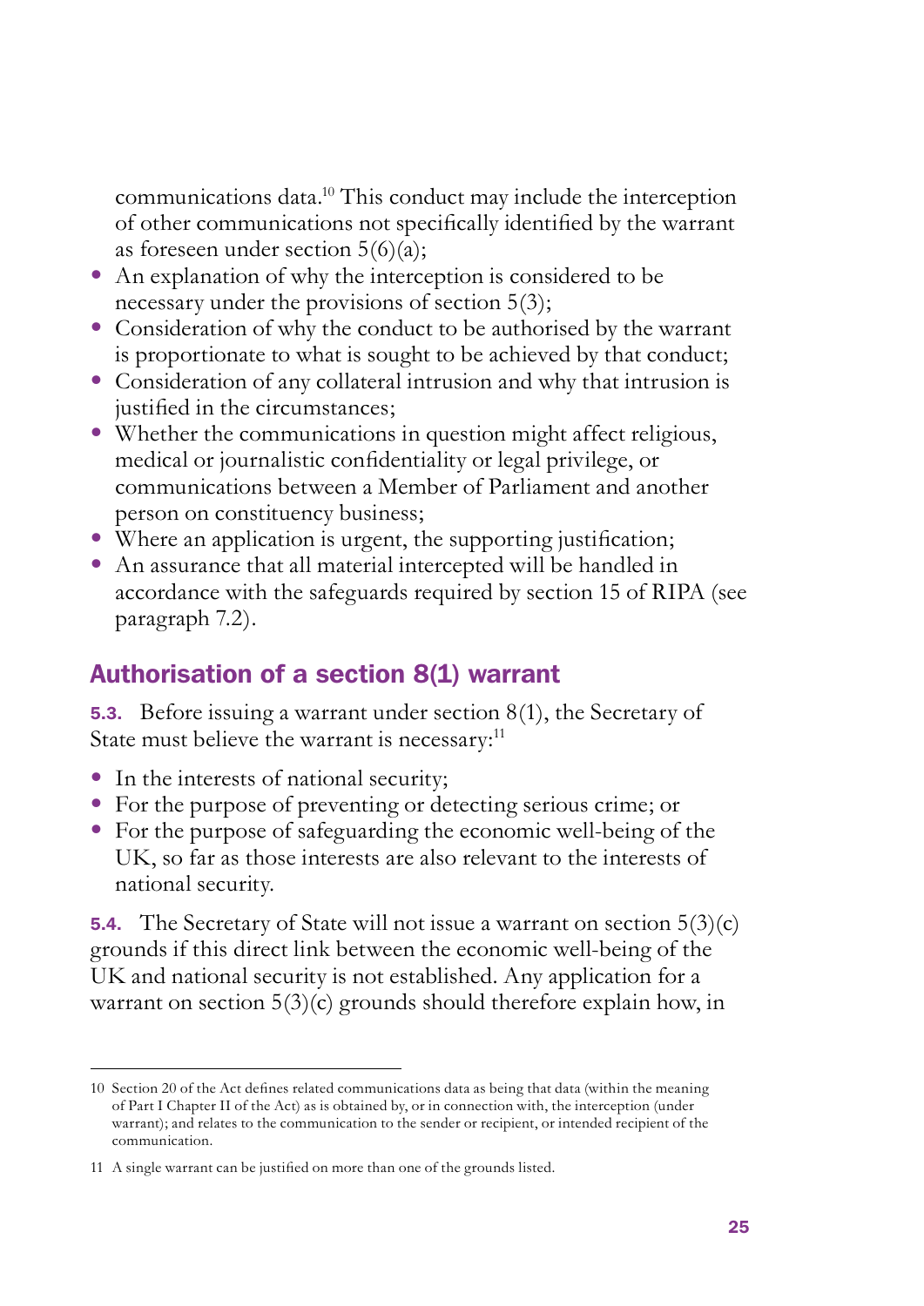communications data.[10] This conduct may include the interception of other communications not specifically identified by the warrant as foreseen under section 5(6)(a);

- An explanation of why the interception is considered to be necessary under the provisions of section 5(3);
- Consideration of why the conduct to be authorised by the warrant is proportionate to what is sought to be achieved by that conduct;
- Consideration of any collateral intrusion and why that intrusion is justified in the circumstances;
- Whether the communications in question might affect religious, medical or journalistic confidentiality or legal privilege, or communications between a Member of Parliament and another person on constituency business;
- Where an application is urgent, the supporting justification;
- An assurance that all material intercepted will be handled in accordance with the safeguards required by section 15 of RIPA (see paragraph 7.2).

## Authorisation of a section 8(1) warrant

**5.3.** Before issuing a warrant under section 8(1), the Secretary of State must believe the warrant is necessary:[11]

- In the interests of national security;
- For the purpose of preventing or detecting serious crime; or
- For the purpose of safeguarding the economic well-being of the UK, so far as those interests are also relevant to the interests of national security.

**5.4.** The Secretary of State will not issue a warrant on section 5(3)(c) grounds if this direct link between the economic well-being of the UK and national security is not established. Any application for a warrant on section 5(3)(c) grounds should therefore explain how, in

---

10 Section 20 of the Act defines related communications data as being that data (within the meaning of Part I Chapter II of the Act) as is obtained by, or in connection with, the interception (under warrant); and relates to the communication to the sender or recipient, or intended recipient of the communication.

11 A single warrant can be justified on more than one of the grounds listed.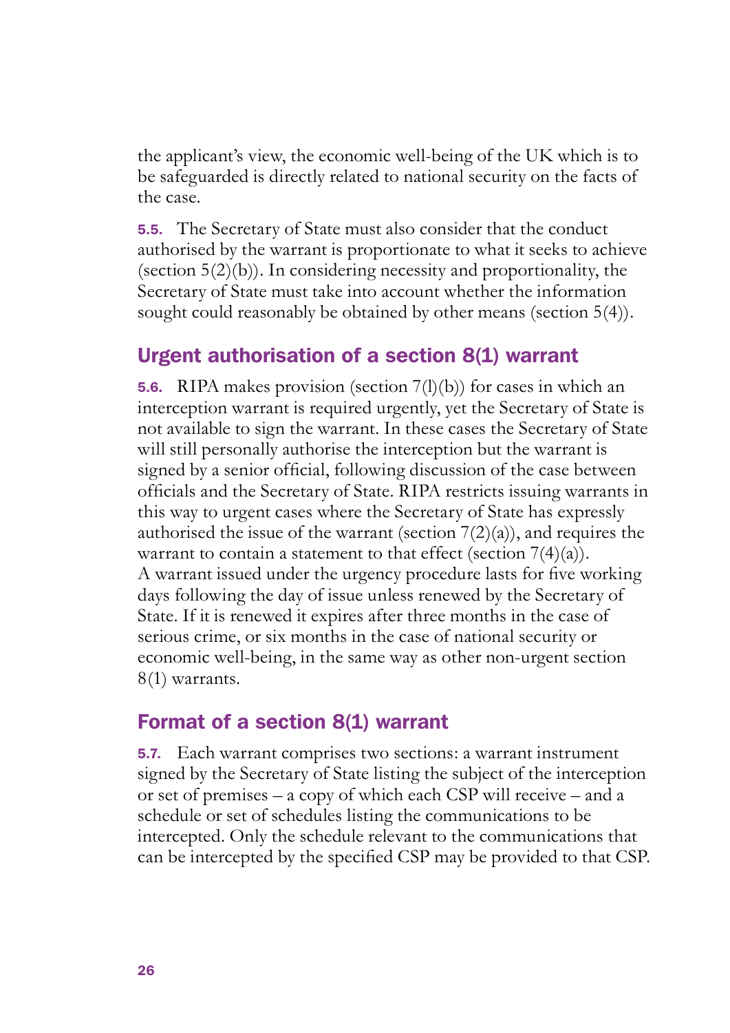the applicant's view, the economic well-being of the UK which is to be safeguarded is directly related to national security on the facts of the case.

**5.5.** The Secretary of State must also consider that the conduct authorised by the warrant is proportionate to what it seeks to achieve (section 5(2)(b)). In considering necessity and proportionality, the Secretary of State must take into account whether the information sought could reasonably be obtained by other means (section 5(4)).

## Urgent authorisation of a section 8(1) warrant

**5.6.** RIPA makes provision (section 7(l)(b)) for cases in which an interception warrant is required urgently, yet the Secretary of State is not available to sign the warrant. In these cases the Secretary of State will still personally authorise the interception but the warrant is signed by a senior official, following discussion of the case between officials and the Secretary of State. RIPA restricts issuing warrants in this way to urgent cases where the Secretary of State has expressly authorised the issue of the warrant (section 7(2)(a)), and requires the warrant to contain a statement to that effect (section 7(4)(a)). A warrant issued under the urgency procedure lasts for five working days following the day of issue unless renewed by the Secretary of State. If it is renewed it expires after three months in the case of serious crime, or six months in the case of national security or economic well-being, in the same way as other non-urgent section 8(1) warrants.

## Format of a section 8(1) warrant

**5.7.** Each warrant comprises two sections: a warrant instrument signed by the Secretary of State listing the subject of the interception or set of premises – a copy of which each CSP will receive – and a schedule or set of schedules listing the communications to be intercepted. Only the schedule relevant to the communications that can be intercepted by the specified CSP may be provided to that CSP.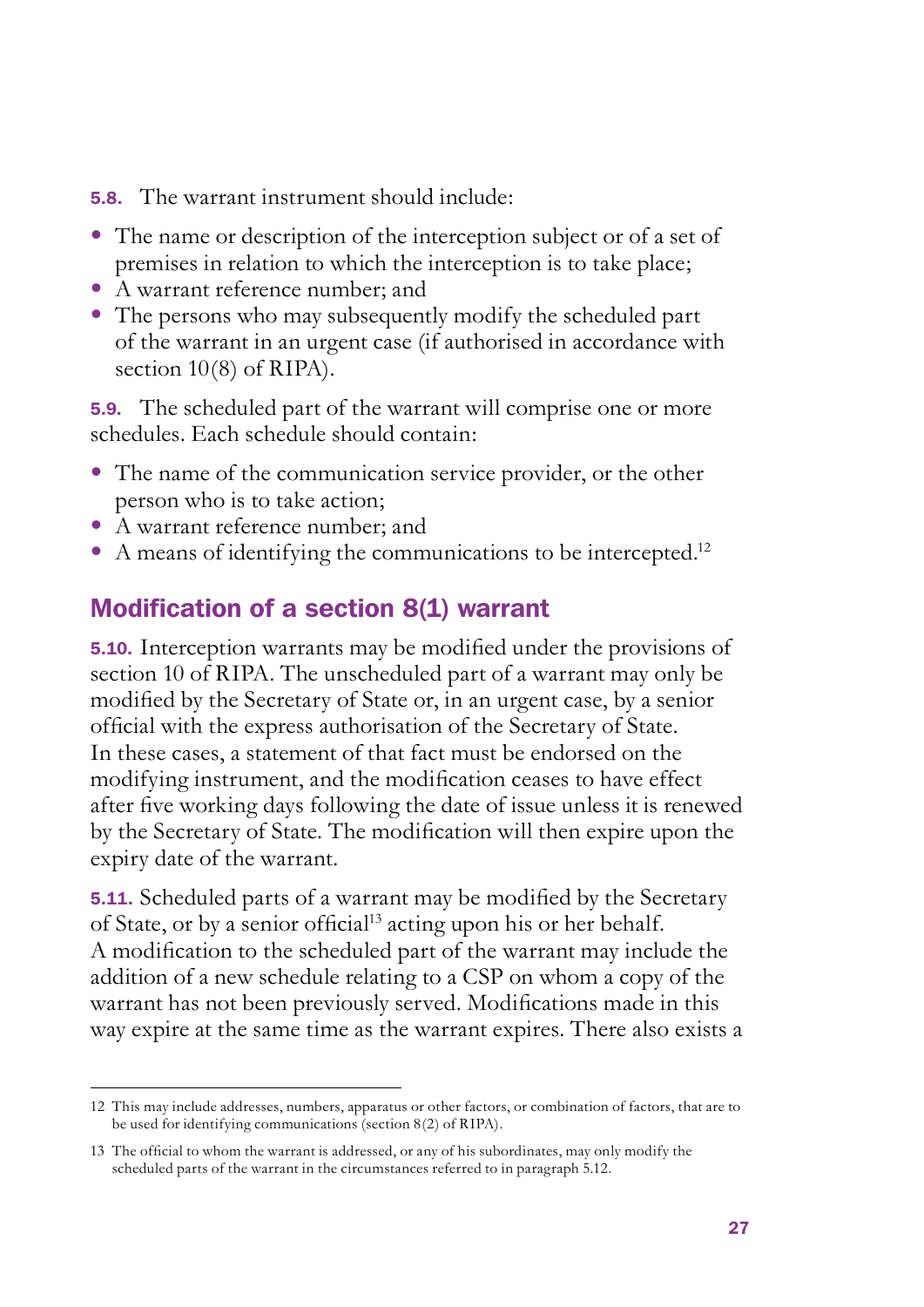**5.8.** The warrant instrument should include:

- The name or description of the interception subject or of a set of premises in relation to which the interception is to take place;
- A warrant reference number; and
- The persons who may subsequently modify the scheduled part of the warrant in an urgent case (if authorised in accordance with section 10(8) of RIPA).

**5.9.** The scheduled part of the warrant will comprise one or more schedules. Each schedule should contain:

- The name of the communication service provider, or the other person who is to take action;
- A warrant reference number; and
- A means of identifying the communications to be intercepted.[12]

## Modification of a section 8(1) warrant

**5.10.** Interception warrants may be modified under the provisions of section 10 of RIPA. The unscheduled part of a warrant may only be modified by the Secretary of State or, in an urgent case, by a senior official with the express authorisation of the Secretary of State. In these cases, a statement of that fact must be endorsed on the modifying instrument, and the modification ceases to have effect after five working days following the date of issue unless it is renewed by the Secretary of State. The modification will then expire upon the expiry date of the warrant.

**5.11.** Scheduled parts of a warrant may be modified by the Secretary of State, or by a senior official[13] acting upon his or her behalf. A modification to the scheduled part of the warrant may include the addition of a new schedule relating to a CSP on whom a copy of the warrant has not been previously served. Modifications made in this way expire at the same time as the warrant expires. There also exists a

---

12 This may include addresses, numbers, apparatus or other factors, or combination of factors, that are to be used for identifying communications (section 8(2) of RIPA).

13 The official to whom the warrant is addressed, or any of his subordinates, may only modify the scheduled parts of the warrant in the circumstances referred to in paragraph 5.12.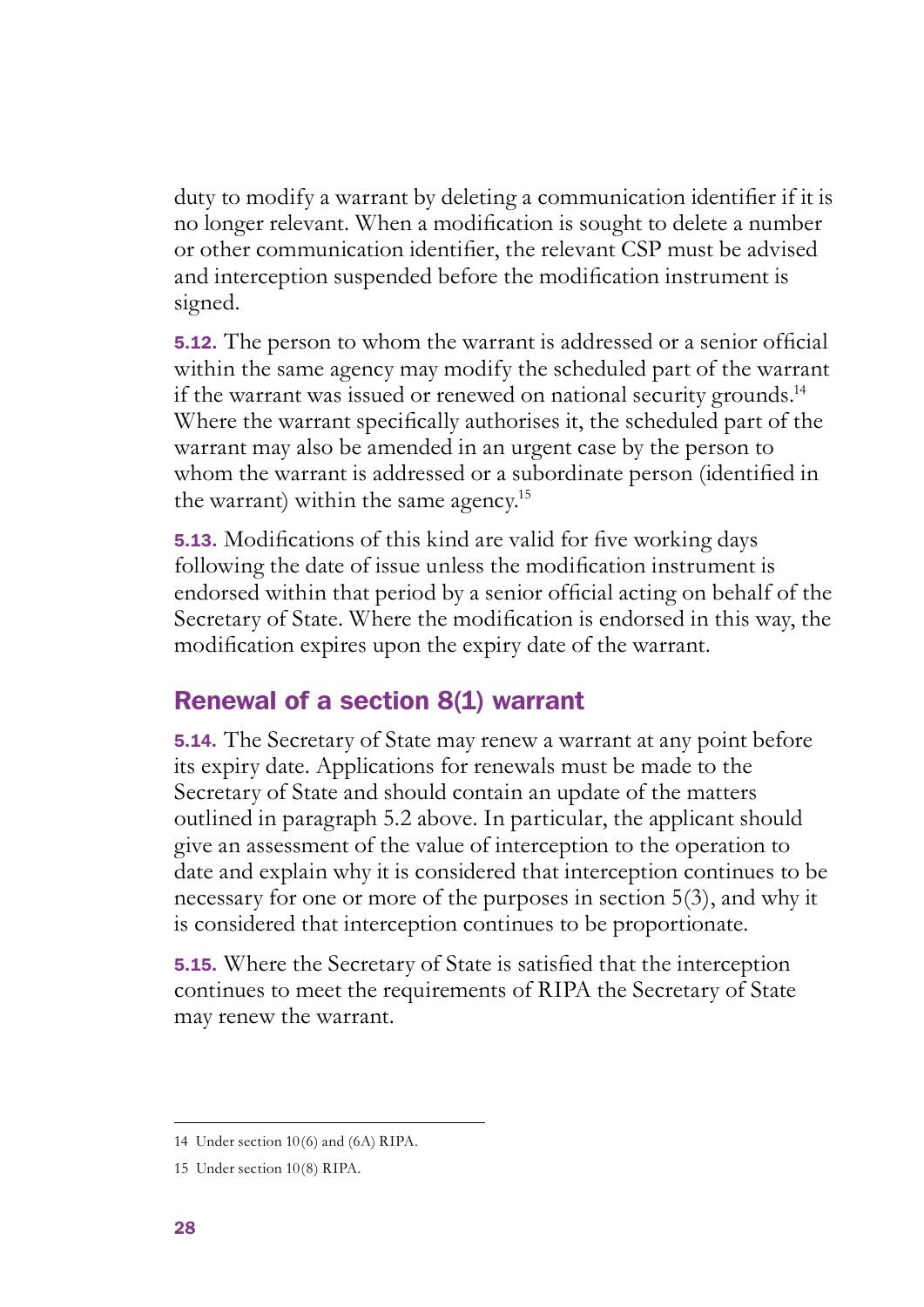duty to modify a warrant by deleting a communication identifier if it is no longer relevant. When a modification is sought to delete a number or other communication identifier, the relevant CSP must be advised and interception suspended before the modification instrument is signed.

**5.12.** The person to whom the warrant is addressed or a senior official within the same agency may modify the scheduled part of the warrant if the warrant was issued or renewed on national security grounds.[14] Where the warrant specifically authorises it, the scheduled part of the warrant may also be amended in an urgent case by the person to whom the warrant is addressed or a subordinate person (identified in the warrant) within the same agency.[15]

**5.13.** Modifications of this kind are valid for five working days following the date of issue unless the modification instrument is endorsed within that period by a senior official acting on behalf of the Secretary of State. Where the modification is endorsed in this way, the modification expires upon the expiry date of the warrant.

## Renewal of a section 8(1) warrant

**5.14.** The Secretary of State may renew a warrant at any point before its expiry date. Applications for renewals must be made to the Secretary of State and should contain an update of the matters outlined in paragraph 5.2 above. In particular, the applicant should give an assessment of the value of interception to the operation to date and explain why it is considered that interception continues to be necessary for one or more of the purposes in section 5(3), and why it is considered that interception continues to be proportionate.

**5.15.** Where the Secretary of State is satisfied that the interception continues to meet the requirements of RIPA the Secretary of State may renew the warrant.

---

14 Under section 10(6) and (6A) RIPA.

15 Under section 10(8) RIPA.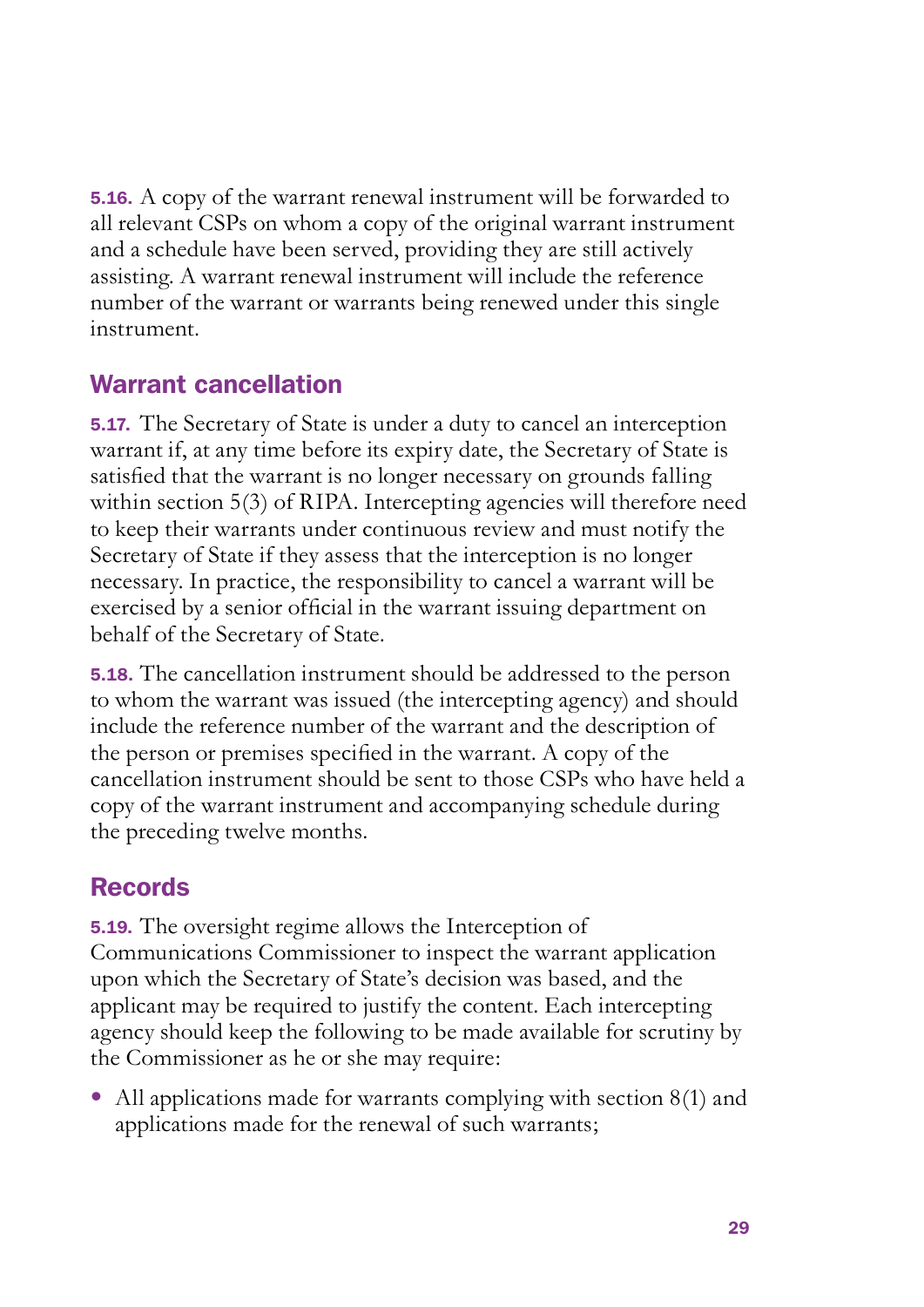**5.16.** A copy of the warrant renewal instrument will be forwarded to all relevant CSPs on whom a copy of the original warrant instrument and a schedule have been served, providing they are still actively assisting. A warrant renewal instrument will include the reference number of the warrant or warrants being renewed under this single instrument.

## Warrant cancellation

**5.17.** The Secretary of State is under a duty to cancel an interception warrant if, at any time before its expiry date, the Secretary of State is satisfied that the warrant is no longer necessary on grounds falling within section 5(3) of RIPA. Intercepting agencies will therefore need to keep their warrants under continuous review and must notify the Secretary of State if they assess that the interception is no longer necessary. In practice, the responsibility to cancel a warrant will be exercised by a senior official in the warrant issuing department on behalf of the Secretary of State.

**5.18.** The cancellation instrument should be addressed to the person to whom the warrant was issued (the intercepting agency) and should include the reference number of the warrant and the description of the person or premises specified in the warrant. A copy of the cancellation instrument should be sent to those CSPs who have held a copy of the warrant instrument and accompanying schedule during the preceding twelve months.

## Records

**5.19.** The oversight regime allows the Interception of Communications Commissioner to inspect the warrant application upon which the Secretary of State's decision was based, and the applicant may be required to justify the content. Each intercepting agency should keep the following to be made available for scrutiny by the Commissioner as he or she may require:

- All applications made for warrants complying with section 8(1) and applications made for the renewal of such warrants;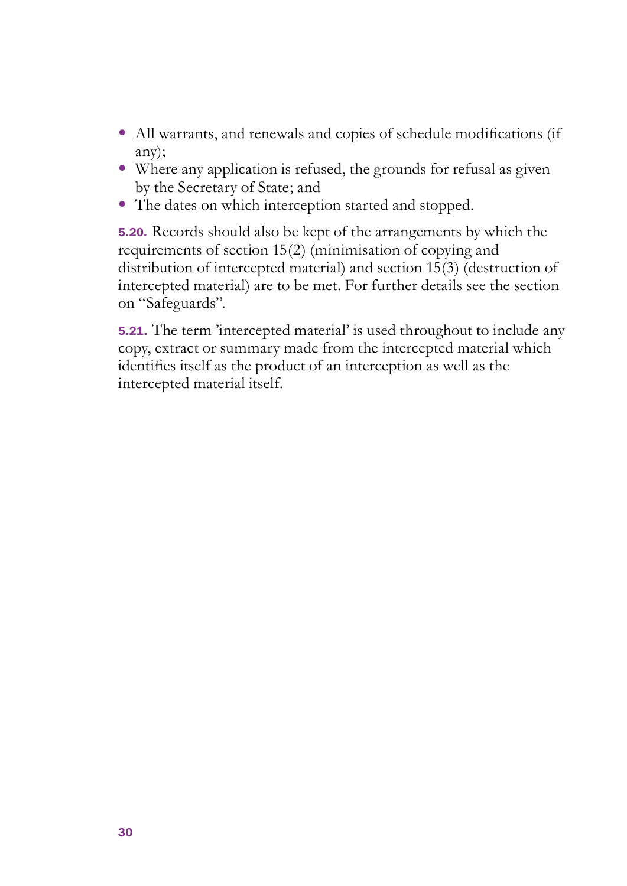- All warrants, and renewals and copies of schedule modifications (if any);
- Where any application is refused, the grounds for refusal as given by the Secretary of State; and
- The dates on which interception started and stopped.

**5.20.** Records should also be kept of the arrangements by which the requirements of section 15(2) (minimisation of copying and distribution of intercepted material) and section 15(3) (destruction of intercepted material) are to be met. For further details see the section on "Safeguards".

**5.21.** The term 'intercepted material' is used throughout to include any copy, extract or summary made from the intercepted material which identifies itself as the product of an interception as well as the intercepted material itself.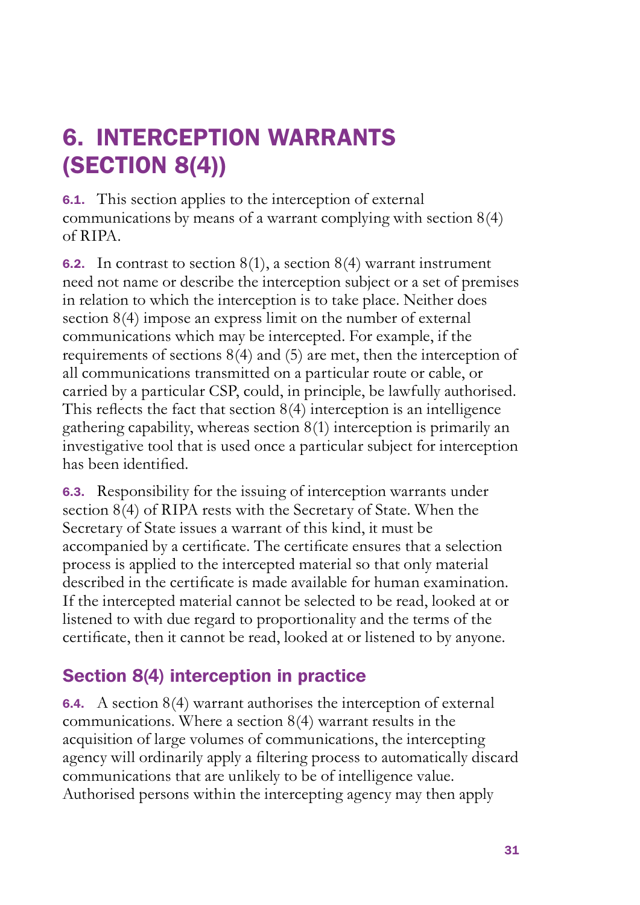# 6. INTERCEPTION WARRANTS (SECTION 8(4))

**6.1.** This section applies to the interception of external communications by means of a warrant complying with section 8(4) of RIPA.

**6.2.** In contrast to section 8(1), a section 8(4) warrant instrument need not name or describe the interception subject or a set of premises in relation to which the interception is to take place. Neither does section 8(4) impose an express limit on the number of external communications which may be intercepted. For example, if the requirements of sections 8(4) and (5) are met, then the interception of all communications transmitted on a particular route or cable, or carried by a particular CSP, could, in principle, be lawfully authorised. This reflects the fact that section 8(4) interception is an intelligence gathering capability, whereas section 8(1) interception is primarily an investigative tool that is used once a particular subject for interception has been identified.

**6.3.** Responsibility for the issuing of interception warrants under section 8(4) of RIPA rests with the Secretary of State. When the Secretary of State issues a warrant of this kind, it must be accompanied by a certificate. The certificate ensures that a selection process is applied to the intercepted material so that only material described in the certificate is made available for human examination. If the intercepted material cannot be selected to be read, looked at or listened to with due regard to proportionality and the terms of the certificate, then it cannot be read, looked at or listened to by anyone.

## Section 8(4) interception in practice

**6.4.** A section 8(4) warrant authorises the interception of external communications. Where a section 8(4) warrant results in the acquisition of large volumes of communications, the intercepting agency will ordinarily apply a filtering process to automatically discard communications that are unlikely to be of intelligence value. Authorised persons within the intercepting agency may then apply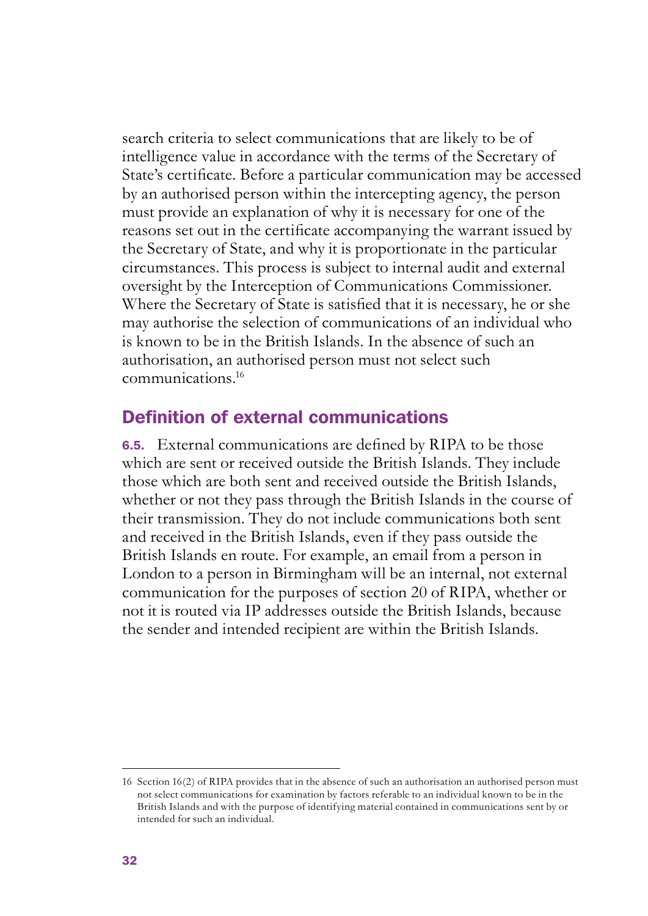search criteria to select communications that are likely to be of intelligence value in accordance with the terms of the Secretary of State's certificate. Before a particular communication may be accessed by an authorised person within the intercepting agency, the person must provide an explanation of why it is necessary for one of the reasons set out in the certificate accompanying the warrant issued by the Secretary of State, and why it is proportionate in the particular circumstances. This process is subject to internal audit and external oversight by the Interception of Communications Commissioner. Where the Secretary of State is satisfied that it is necessary, he or she may authorise the selection of communications of an individual who is known to be in the British Islands. In the absence of such an authorisation, an authorised person must not select such communications.[16]

## Definition of external communications

**6.5.** External communications are defined by RIPA to be those which are sent or received outside the British Islands. They include those which are both sent and received outside the British Islands, whether or not they pass through the British Islands in the course of their transmission. They do not include communications both sent and received in the British Islands, even if they pass outside the British Islands en route. For example, an email from a person in London to a person in Birmingham will be an internal, not external communication for the purposes of section 20 of RIPA, whether or not it is routed via IP addresses outside the British Islands, because the sender and intended recipient are within the British Islands.

---

16 Section 16(2) of RIPA provides that in the absence of such an authorisation an authorised person must not select communications for examination by factors referable to an individual known to be in the British Islands and with the purpose of identifying material contained in communications sent by or intended for such an individual.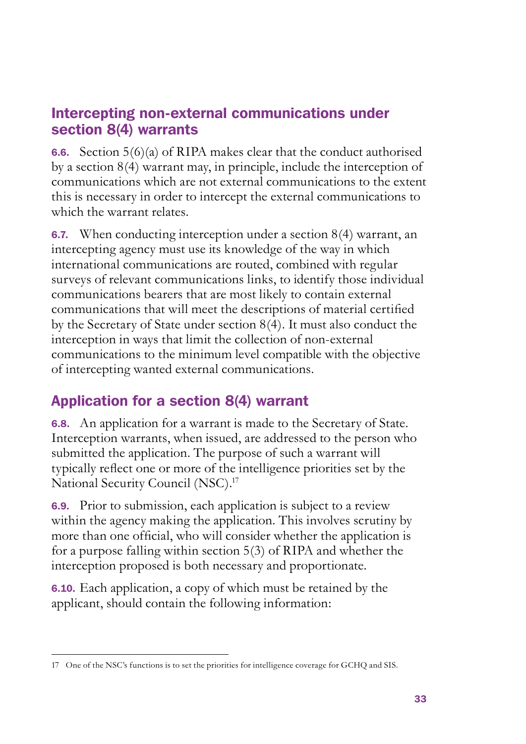## Intercepting non-external communications under section 8(4) warrants

**6.6.** Section 5(6)(a) of RIPA makes clear that the conduct authorised by a section 8(4) warrant may, in principle, include the interception of communications which are not external communications to the extent this is necessary in order to intercept the external communications to which the warrant relates.

**6.7.** When conducting interception under a section 8(4) warrant, an intercepting agency must use its knowledge of the way in which international communications are routed, combined with regular surveys of relevant communications links, to identify those individual communications bearers that are most likely to contain external communications that will meet the descriptions of material certified by the Secretary of State under section 8(4). It must also conduct the interception in ways that limit the collection of non-external communications to the minimum level compatible with the objective of intercepting wanted external communications.

## Application for a section 8(4) warrant

**6.8.** An application for a warrant is made to the Secretary of State. Interception warrants, when issued, are addressed to the person who submitted the application. The purpose of such a warrant will typically reflect one or more of the intelligence priorities set by the National Security Council (NSC).[17]

**6.9.** Prior to submission, each application is subject to a review within the agency making the application. This involves scrutiny by more than one official, who will consider whether the application is for a purpose falling within section 5(3) of RIPA and whether the interception proposed is both necessary and proportionate.

**6.10.** Each application, a copy of which must be retained by the applicant, should contain the following information:

---

17 One of the NSC's functions is to set the priorities for intelligence coverage for GCHQ and SIS.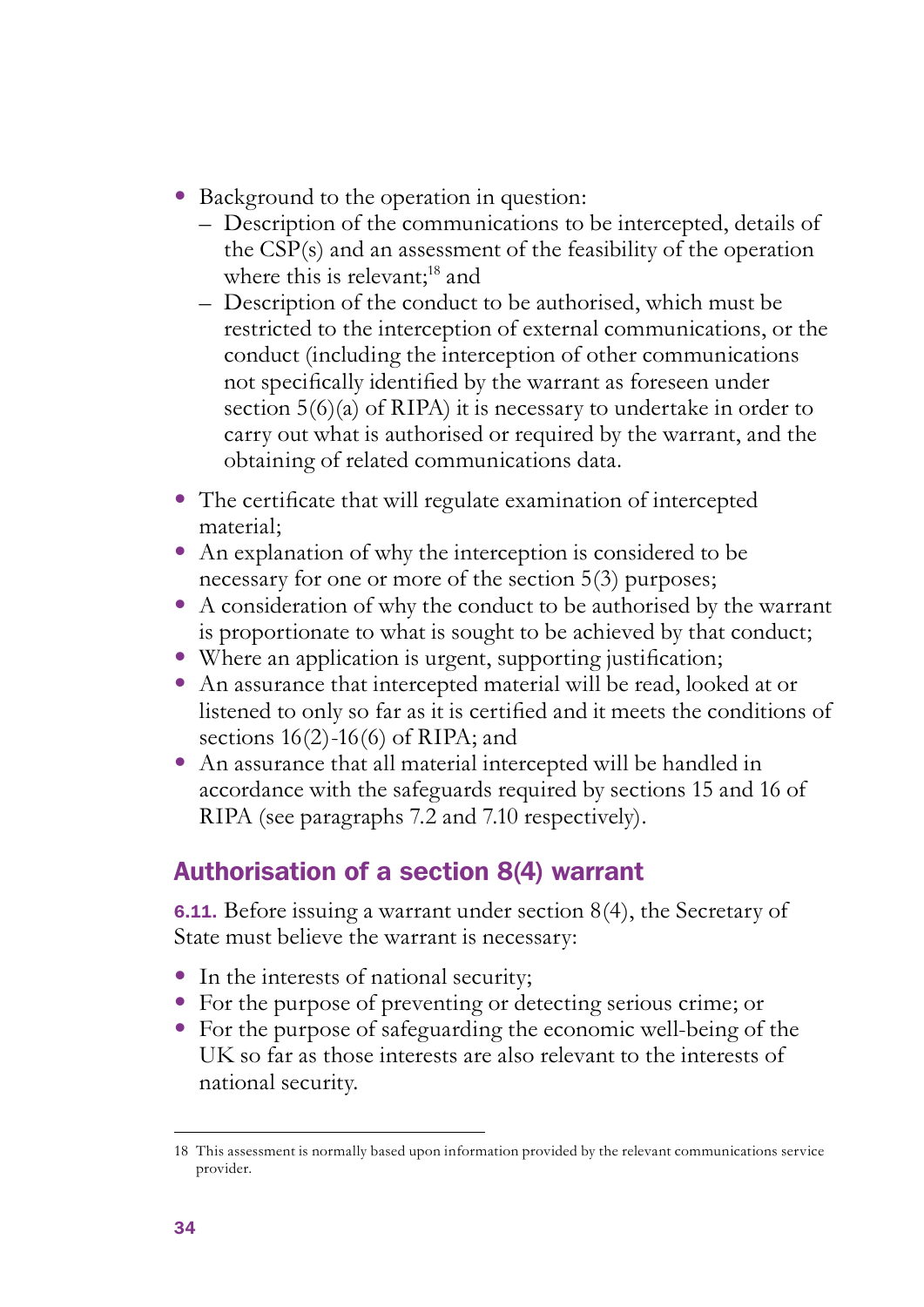- Background to the operation in question:
  - Description of the communications to be intercepted, details of the CSP(s) and an assessment of the feasibility of the operation where this is relevant;[18] and
  - Description of the conduct to be authorised, which must be restricted to the interception of external communications, or the conduct (including the interception of other communications not specifically identified by the warrant as foreseen under section 5(6)(a) of RIPA) it is necessary to undertake in order to carry out what is authorised or required by the warrant, and the obtaining of related communications data.
- The certificate that will regulate examination of intercepted material;
- An explanation of why the interception is considered to be necessary for one or more of the section 5(3) purposes;
- A consideration of why the conduct to be authorised by the warrant is proportionate to what is sought to be achieved by that conduct;
- Where an application is urgent, supporting justification;
- An assurance that intercepted material will be read, looked at or listened to only so far as it is certified and it meets the conditions of sections 16(2)-16(6) of RIPA; and
- An assurance that all material intercepted will be handled in accordance with the safeguards required by sections 15 and 16 of RIPA (see paragraphs 7.2 and 7.10 respectively).

## Authorisation of a section 8(4) warrant

**6.11.** Before issuing a warrant under section 8(4), the Secretary of State must believe the warrant is necessary:

- In the interests of national security;
- For the purpose of preventing or detecting serious crime; or
- For the purpose of safeguarding the economic well-being of the UK so far as those interests are also relevant to the interests of national security.

---

18 This assessment is normally based upon information provided by the relevant communications service provider.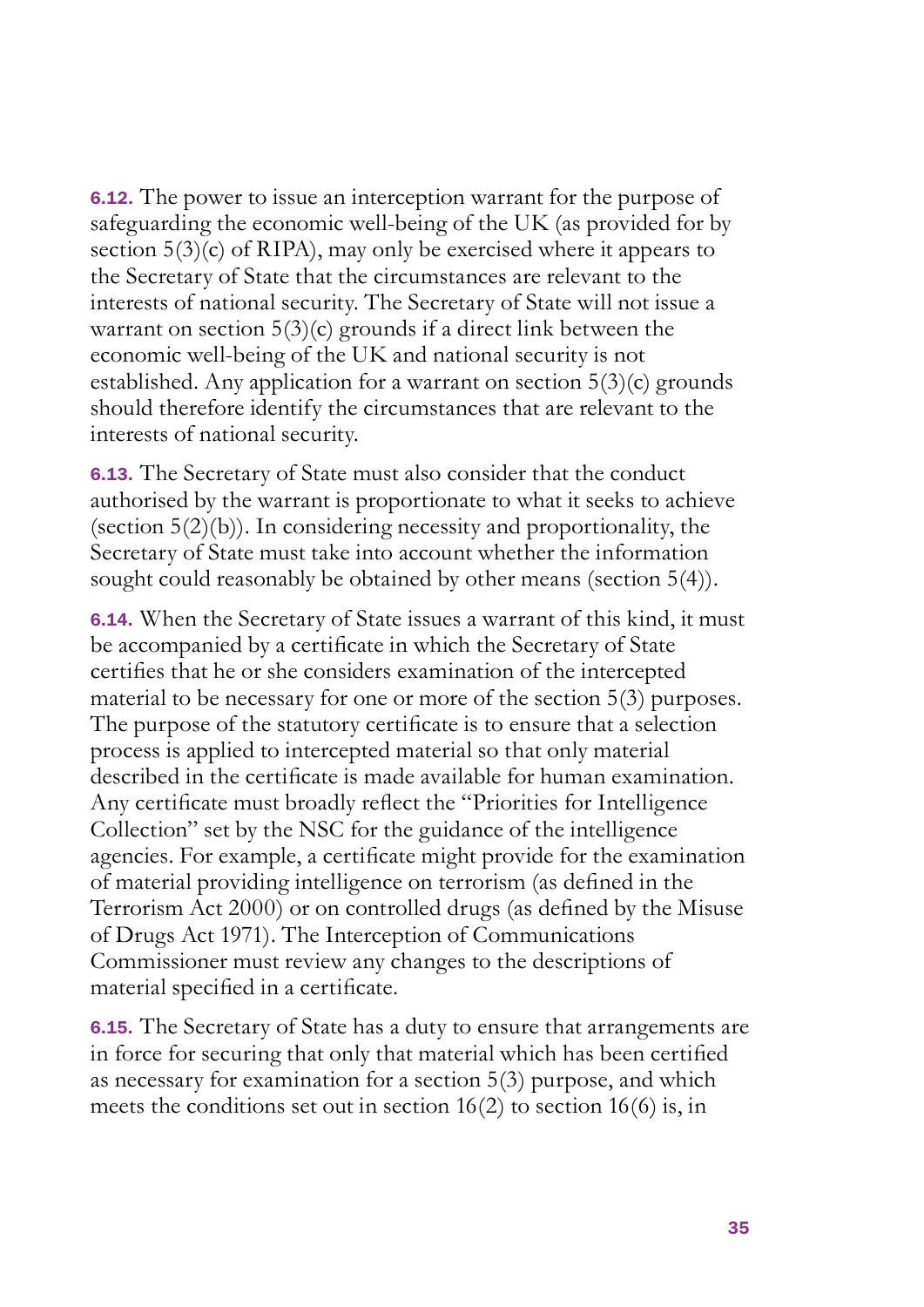**6.12.** The power to issue an interception warrant for the purpose of safeguarding the economic well-being of the UK (as provided for by section 5(3)(c) of RIPA), may only be exercised where it appears to the Secretary of State that the circumstances are relevant to the interests of national security. The Secretary of State will not issue a warrant on section 5(3)(c) grounds if a direct link between the economic well-being of the UK and national security is not established. Any application for a warrant on section 5(3)(c) grounds should therefore identify the circumstances that are relevant to the interests of national security.

**6.13.** The Secretary of State must also consider that the conduct authorised by the warrant is proportionate to what it seeks to achieve (section 5(2)(b)). In considering necessity and proportionality, the Secretary of State must take into account whether the information sought could reasonably be obtained by other means (section 5(4)).

**6.14.** When the Secretary of State issues a warrant of this kind, it must be accompanied by a certificate in which the Secretary of State certifies that he or she considers examination of the intercepted material to be necessary for one or more of the section 5(3) purposes. The purpose of the statutory certificate is to ensure that a selection process is applied to intercepted material so that only material described in the certificate is made available for human examination. Any certificate must broadly reflect the "Priorities for Intelligence Collection" set by the NSC for the guidance of the intelligence agencies. For example, a certificate might provide for the examination of material providing intelligence on terrorism (as defined in the Terrorism Act 2000) or on controlled drugs (as defined by the Misuse of Drugs Act 1971). The Interception of Communications Commissioner must review any changes to the descriptions of material specified in a certificate.

**6.15.** The Secretary of State has a duty to ensure that arrangements are in force for securing that only that material which has been certified as necessary for examination for a section 5(3) purpose, and which meets the conditions set out in section 16(2) to section 16(6) is, in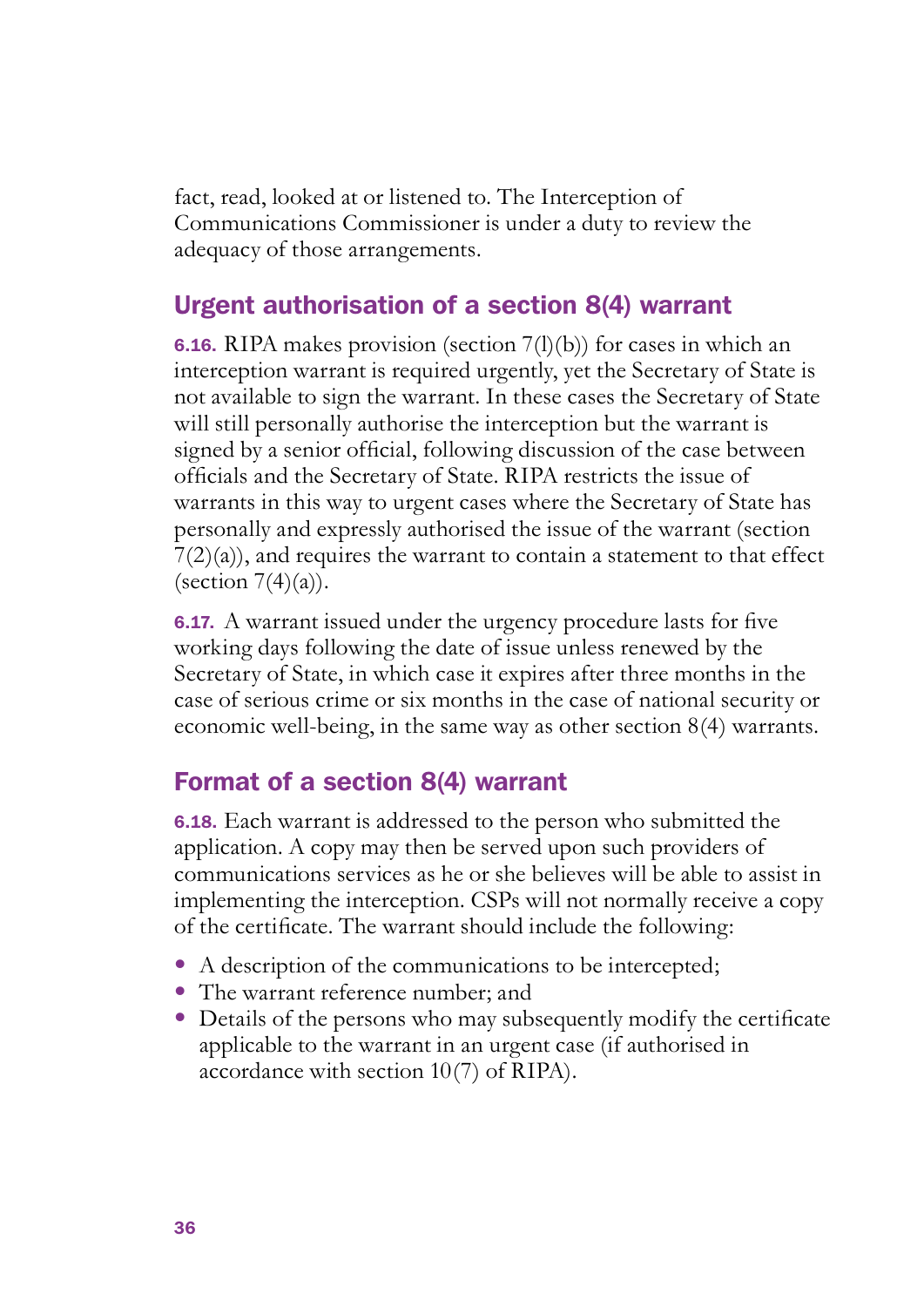fact, read, looked at or listened to. The Interception of Communications Commissioner is under a duty to review the adequacy of those arrangements.

## Urgent authorisation of a section 8(4) warrant

**6.16.** RIPA makes provision (section 7(l)(b)) for cases in which an interception warrant is required urgently, yet the Secretary of State is not available to sign the warrant. In these cases the Secretary of State will still personally authorise the interception but the warrant is signed by a senior official, following discussion of the case between officials and the Secretary of State. RIPA restricts the issue of warrants in this way to urgent cases where the Secretary of State has personally and expressly authorised the issue of the warrant (section 7(2)(a)), and requires the warrant to contain a statement to that effect (section 7(4)(a)).

**6.17.** A warrant issued under the urgency procedure lasts for five working days following the date of issue unless renewed by the Secretary of State, in which case it expires after three months in the case of serious crime or six months in the case of national security or economic well-being, in the same way as other section 8(4) warrants.

## Format of a section 8(4) warrant

**6.18.** Each warrant is addressed to the person who submitted the application. A copy may then be served upon such providers of communications services as he or she believes will be able to assist in implementing the interception. CSPs will not normally receive a copy of the certificate. The warrant should include the following:

- A description of the communications to be intercepted;
- The warrant reference number; and
- Details of the persons who may subsequently modify the certificate applicable to the warrant in an urgent case (if authorised in accordance with section 10(7) of RIPA).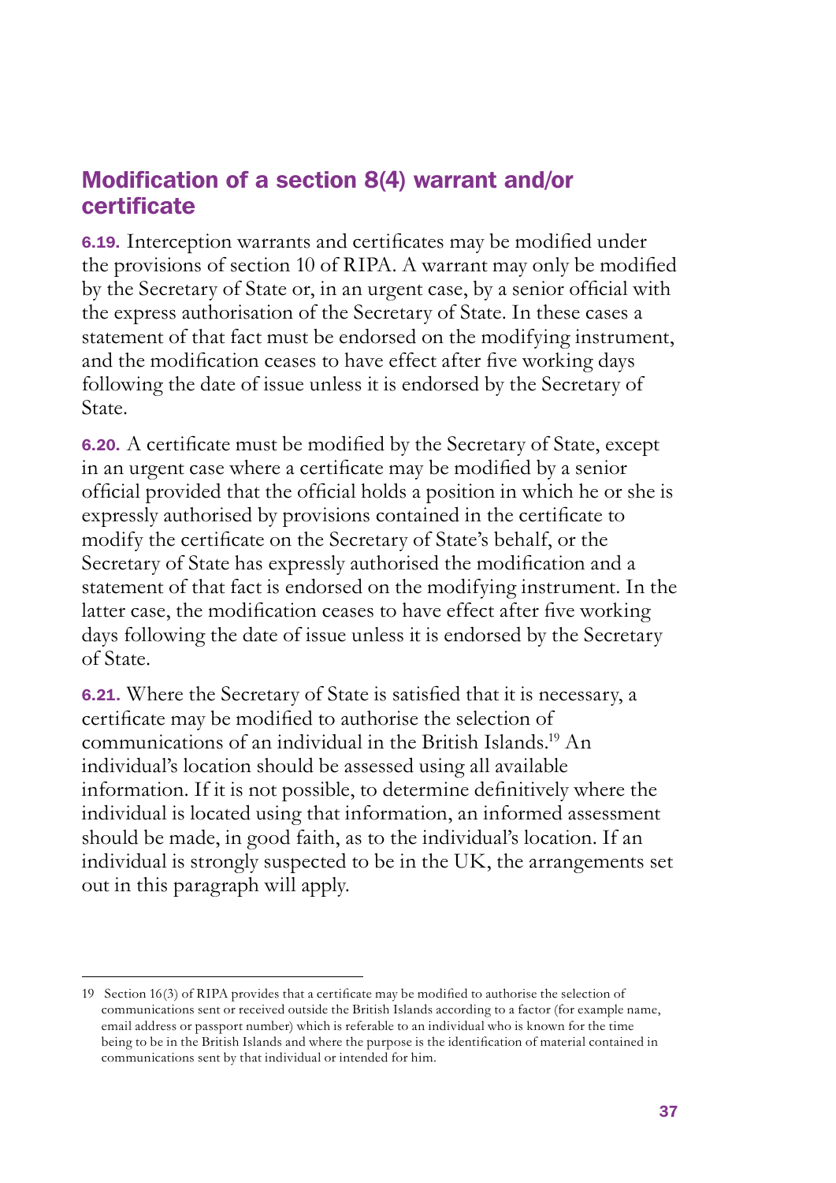## Modification of a section 8(4) warrant and/or certificate

**6.19.** Interception warrants and certificates may be modified under the provisions of section 10 of RIPA. A warrant may only be modified by the Secretary of State or, in an urgent case, by a senior official with the express authorisation of the Secretary of State. In these cases a statement of that fact must be endorsed on the modifying instrument, and the modification ceases to have effect after five working days following the date of issue unless it is endorsed by the Secretary of State.

**6.20.** A certificate must be modified by the Secretary of State, except in an urgent case where a certificate may be modified by a senior official provided that the official holds a position in which he or she is expressly authorised by provisions contained in the certificate to modify the certificate on the Secretary of State's behalf, or the Secretary of State has expressly authorised the modification and a statement of that fact is endorsed on the modifying instrument. In the latter case, the modification ceases to have effect after five working days following the date of issue unless it is endorsed by the Secretary of State.

**6.21.** Where the Secretary of State is satisfied that it is necessary, a certificate may be modified to authorise the selection of communications of an individual in the British Islands.[19] An individual's location should be assessed using all available information. If it is not possible, to determine definitively where the individual is located using that information, an informed assessment should be made, in good faith, as to the individual's location. If an individual is strongly suspected to be in the UK, the arrangements set out in this paragraph will apply.

---

19 Section 16(3) of RIPA provides that a certificate may be modified to authorise the selection of communications sent or received outside the British Islands according to a factor (for example name, email address or passport number) which is referable to an individual who is known for the time being to be in the British Islands and where the purpose is the identification of material contained in communications sent by that individual or intended for him.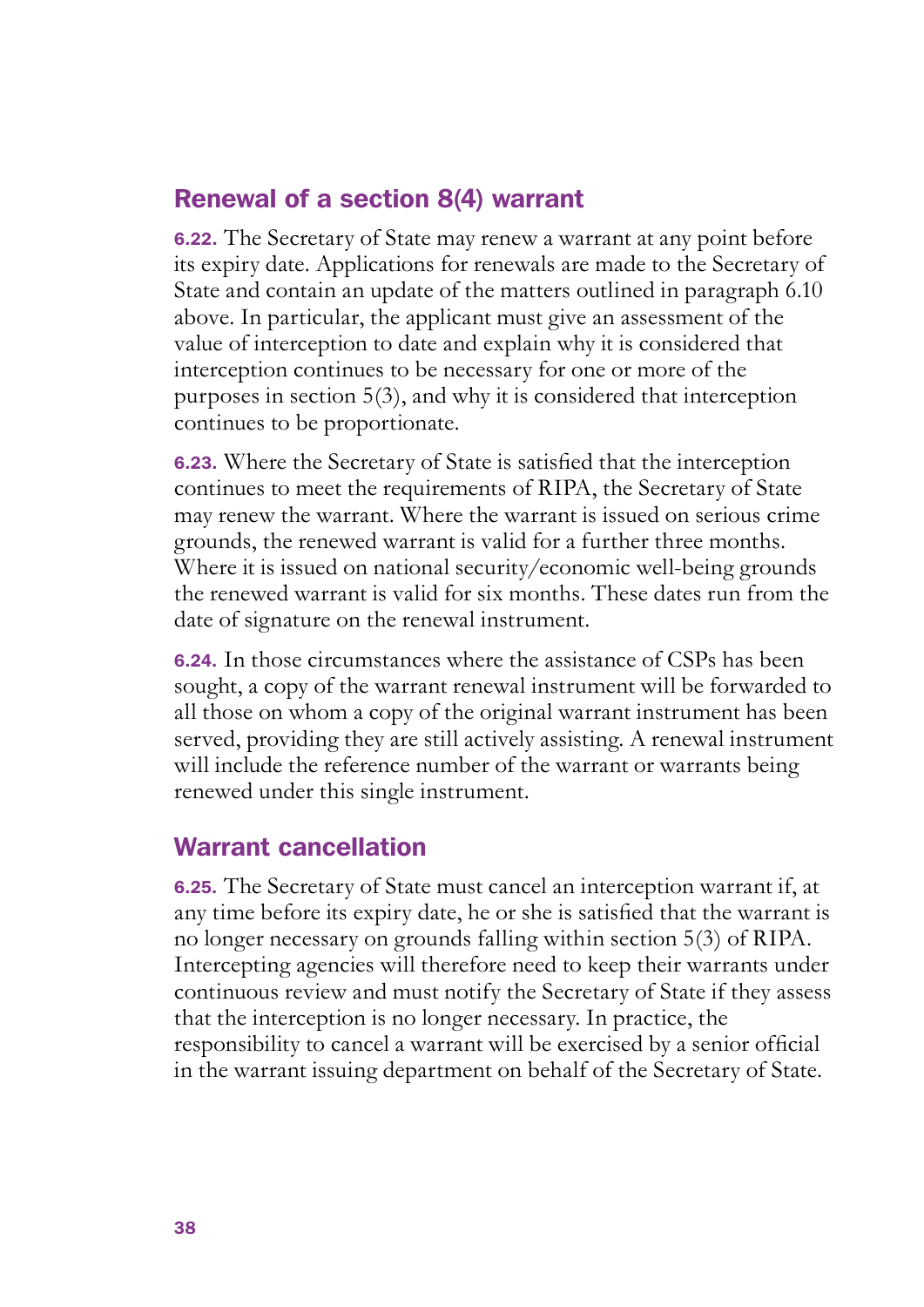## Renewal of a section 8(4) warrant

**6.22.** The Secretary of State may renew a warrant at any point before its expiry date. Applications for renewals are made to the Secretary of State and contain an update of the matters outlined in paragraph 6.10 above. In particular, the applicant must give an assessment of the value of interception to date and explain why it is considered that interception continues to be necessary for one or more of the purposes in section 5(3), and why it is considered that interception continues to be proportionate.

**6.23.** Where the Secretary of State is satisfied that the interception continues to meet the requirements of RIPA, the Secretary of State may renew the warrant. Where the warrant is issued on serious crime grounds, the renewed warrant is valid for a further three months. Where it is issued on national security/economic well-being grounds the renewed warrant is valid for six months. These dates run from the date of signature on the renewal instrument.

**6.24.** In those circumstances where the assistance of CSPs has been sought, a copy of the warrant renewal instrument will be forwarded to all those on whom a copy of the original warrant instrument has been served, providing they are still actively assisting. A renewal instrument will include the reference number of the warrant or warrants being renewed under this single instrument.

## Warrant cancellation

**6.25.** The Secretary of State must cancel an interception warrant if, at any time before its expiry date, he or she is satisfied that the warrant is no longer necessary on grounds falling within section 5(3) of RIPA. Intercepting agencies will therefore need to keep their warrants under continuous review and must notify the Secretary of State if they assess that the interception is no longer necessary. In practice, the responsibility to cancel a warrant will be exercised by a senior official in the warrant issuing department on behalf of the Secretary of State.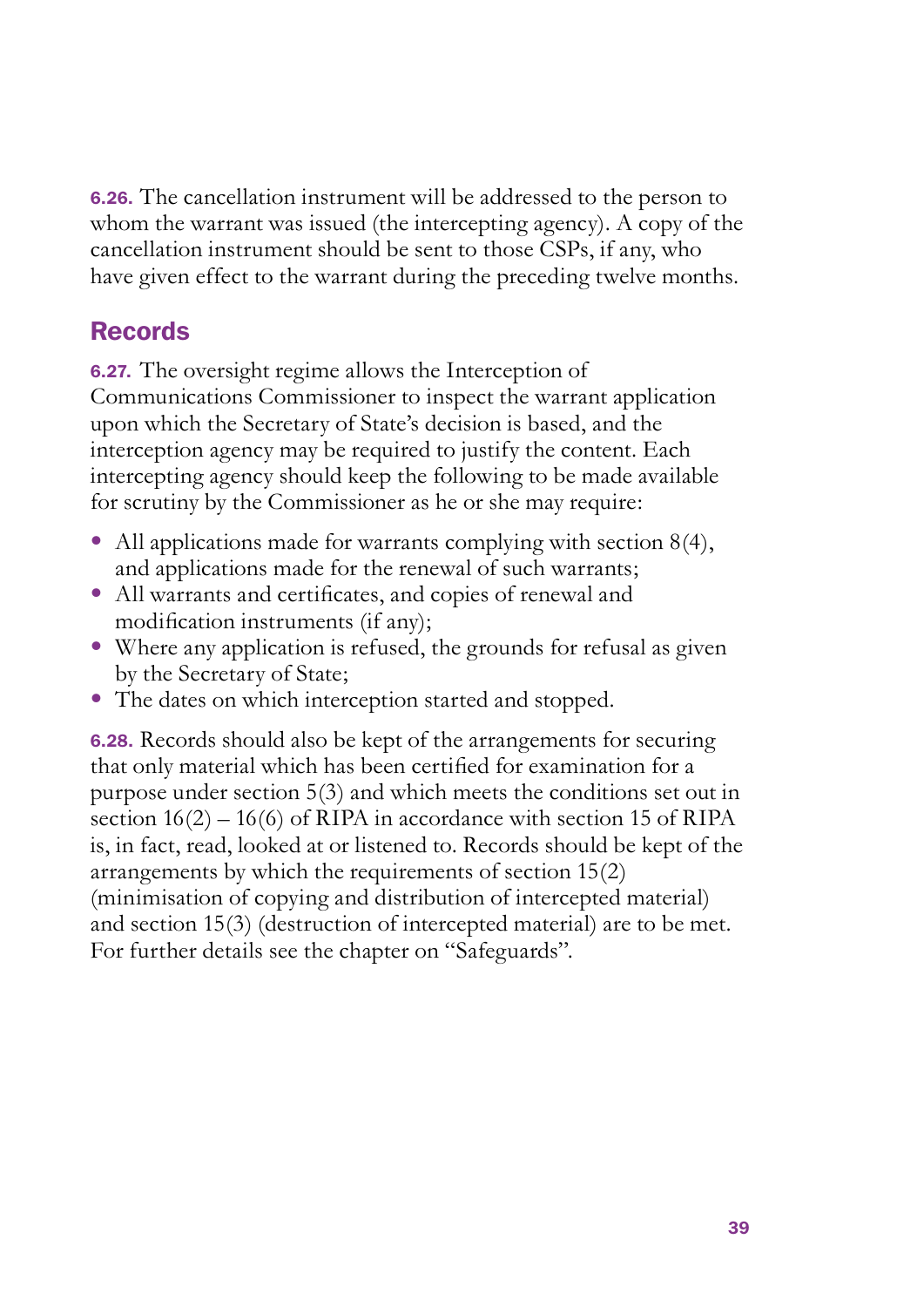**6.26.** The cancellation instrument will be addressed to the person to whom the warrant was issued (the intercepting agency). A copy of the cancellation instrument should be sent to those CSPs, if any, who have given effect to the warrant during the preceding twelve months.

## Records

**6.27.** The oversight regime allows the Interception of Communications Commissioner to inspect the warrant application upon which the Secretary of State's decision is based, and the interception agency may be required to justify the content. Each intercepting agency should keep the following to be made available for scrutiny by the Commissioner as he or she may require:

- All applications made for warrants complying with section 8(4), and applications made for the renewal of such warrants;
- All warrants and certificates, and copies of renewal and modification instruments (if any);
- Where any application is refused, the grounds for refusal as given by the Secretary of State;
- The dates on which interception started and stopped.

**6.28.** Records should also be kept of the arrangements for securing that only material which has been certified for examination for a purpose under section 5(3) and which meets the conditions set out in section 16(2) – 16(6) of RIPA in accordance with section 15 of RIPA is, in fact, read, looked at or listened to. Records should be kept of the arrangements by which the requirements of section 15(2) (minimisation of copying and distribution of intercepted material) and section 15(3) (destruction of intercepted material) are to be met. For further details see the chapter on "Safeguards".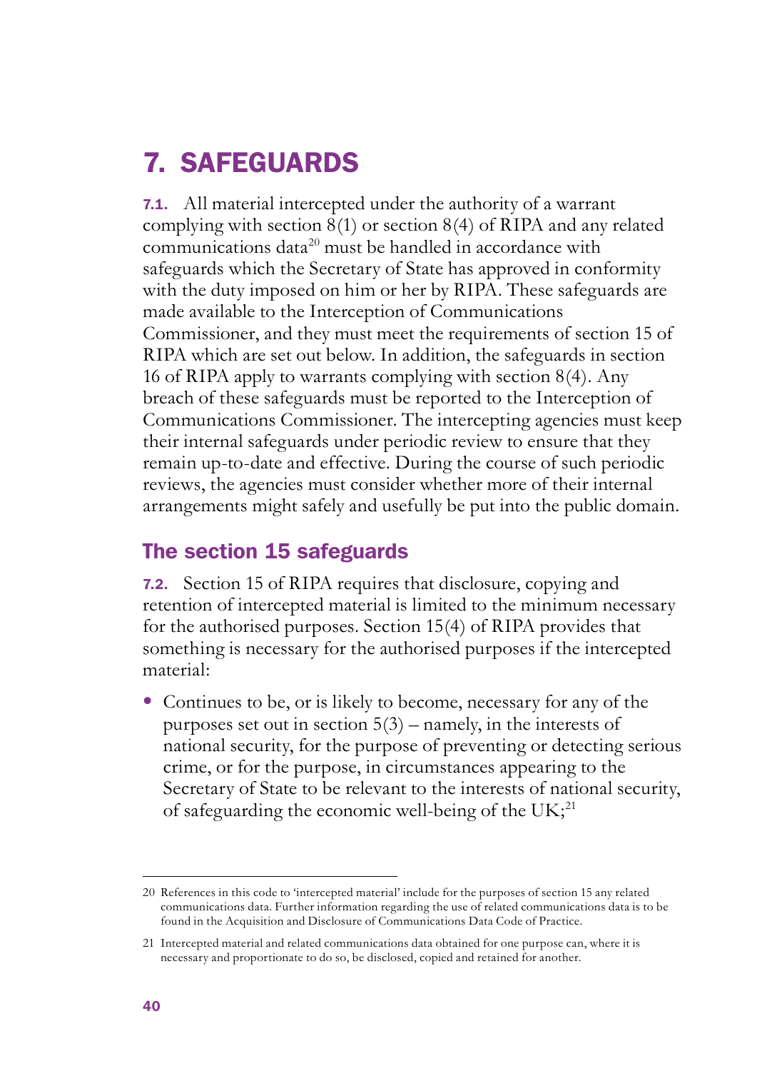# 7. SAFEGUARDS

**7.1.** All material intercepted under the authority of a warrant complying with section 8(1) or section 8(4) of RIPA and any related communications data[20] must be handled in accordance with safeguards which the Secretary of State has approved in conformity with the duty imposed on him or her by RIPA. These safeguards are made available to the Interception of Communications Commissioner, and they must meet the requirements of section 15 of RIPA which are set out below. In addition, the safeguards in section 16 of RIPA apply to warrants complying with section 8(4). Any breach of these safeguards must be reported to the Interception of Communications Commissioner. The intercepting agencies must keep their internal safeguards under periodic review to ensure that they remain up-to-date and effective. During the course of such periodic reviews, the agencies must consider whether more of their internal arrangements might safely and usefully be put into the public domain.

## The section 15 safeguards

**7.2.** Section 15 of RIPA requires that disclosure, copying and retention of intercepted material is limited to the minimum necessary for the authorised purposes. Section 15(4) of RIPA provides that something is necessary for the authorised purposes if the intercepted material:

- Continues to be, or is likely to become, necessary for any of the purposes set out in section 5(3) – namely, in the interests of national security, for the purpose of preventing or detecting serious crime, or for the purpose, in circumstances appearing to the Secretary of State to be relevant to the interests of national security, of safeguarding the economic well-being of the UK;[21]

---

20 References in this code to 'intercepted material' include for the purposes of section 15 any related communications data. Further information regarding the use of related communications data is to be found in the Acquisition and Disclosure of Communications Data Code of Practice.

21 Intercepted material and related communications data obtained for one purpose can, where it is necessary and proportionate to do so, be disclosed, copied and retained for another.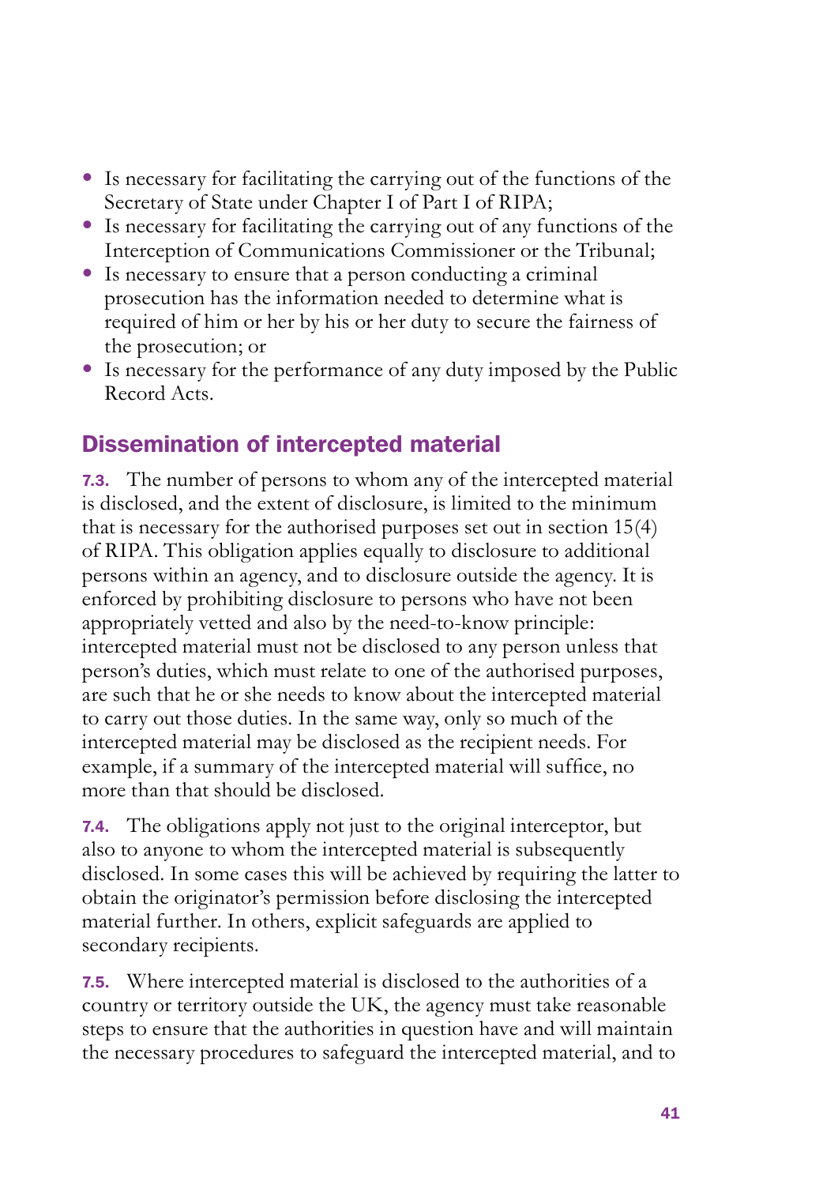- Is necessary for facilitating the carrying out of the functions of the Secretary of State under Chapter I of Part I of RIPA;
- Is necessary for facilitating the carrying out of any functions of the Interception of Communications Commissioner or the Tribunal;
- Is necessary to ensure that a person conducting a criminal prosecution has the information needed to determine what is required of him or her by his or her duty to secure the fairness of the prosecution; or
- Is necessary for the performance of any duty imposed by the Public Record Acts.

## Dissemination of intercepted material

**7.3.** The number of persons to whom any of the intercepted material is disclosed, and the extent of disclosure, is limited to the minimum that is necessary for the authorised purposes set out in section 15(4) of RIPA. This obligation applies equally to disclosure to additional persons within an agency, and to disclosure outside the agency. It is enforced by prohibiting disclosure to persons who have not been appropriately vetted and also by the need-to-know principle: intercepted material must not be disclosed to any person unless that person's duties, which must relate to one of the authorised purposes, are such that he or she needs to know about the intercepted material to carry out those duties. In the same way, only so much of the intercepted material may be disclosed as the recipient needs. For example, if a summary of the intercepted material will suffice, no more than that should be disclosed.

**7.4.** The obligations apply not just to the original interceptor, but also to anyone to whom the intercepted material is subsequently disclosed. In some cases this will be achieved by requiring the latter to obtain the originator's permission before disclosing the intercepted material further. In others, explicit safeguards are applied to secondary recipients.

**7.5.** Where intercepted material is disclosed to the authorities of a country or territory outside the UK, the agency must take reasonable steps to ensure that the authorities in question have and will maintain the necessary procedures to safeguard the intercepted material, and to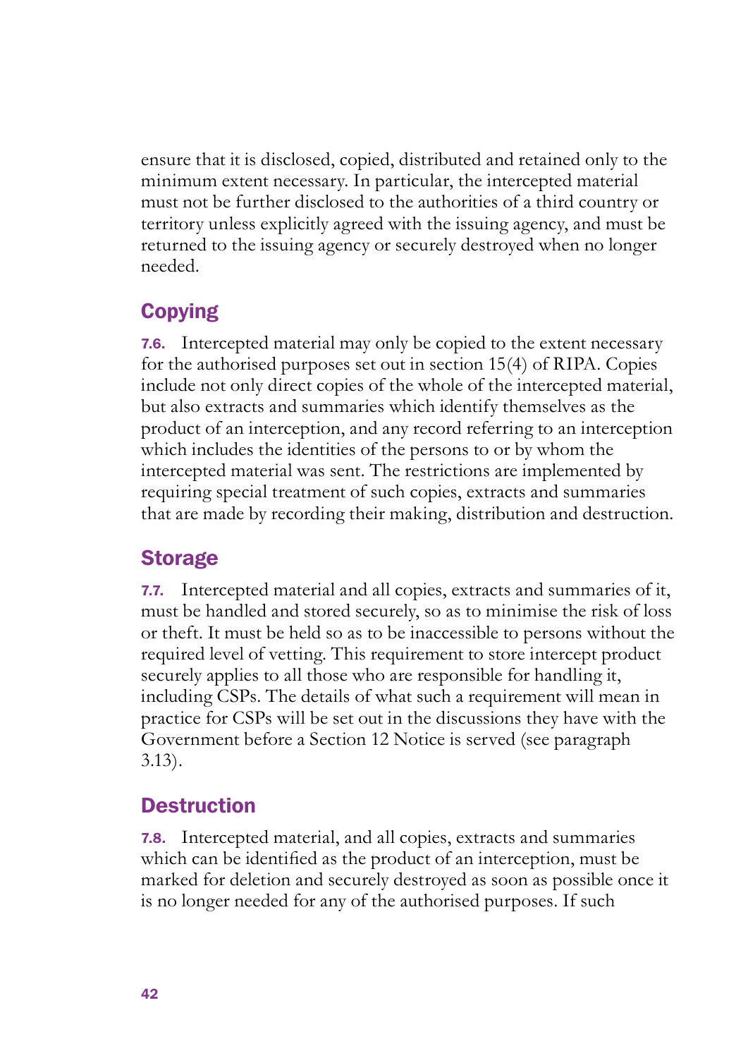ensure that it is disclosed, copied, distributed and retained only to the minimum extent necessary. In particular, the intercepted material must not be further disclosed to the authorities of a third country or territory unless explicitly agreed with the issuing agency, and must be returned to the issuing agency or securely destroyed when no longer needed.

## Copying

**7.6.** Intercepted material may only be copied to the extent necessary for the authorised purposes set out in section 15(4) of RIPA. Copies include not only direct copies of the whole of the intercepted material, but also extracts and summaries which identify themselves as the product of an interception, and any record referring to an interception which includes the identities of the persons to or by whom the intercepted material was sent. The restrictions are implemented by requiring special treatment of such copies, extracts and summaries that are made by recording their making, distribution and destruction.

## Storage

**7.7.** Intercepted material and all copies, extracts and summaries of it, must be handled and stored securely, so as to minimise the risk of loss or theft. It must be held so as to be inaccessible to persons without the required level of vetting. This requirement to store intercept product securely applies to all those who are responsible for handling it, including CSPs. The details of what such a requirement will mean in practice for CSPs will be set out in the discussions they have with the Government before a Section 12 Notice is served (see paragraph 3.13).

## Destruction

**7.8.** Intercepted material, and all copies, extracts and summaries which can be identified as the product of an interception, must be marked for deletion and securely destroyed as soon as possible once it is no longer needed for any of the authorised purposes. If such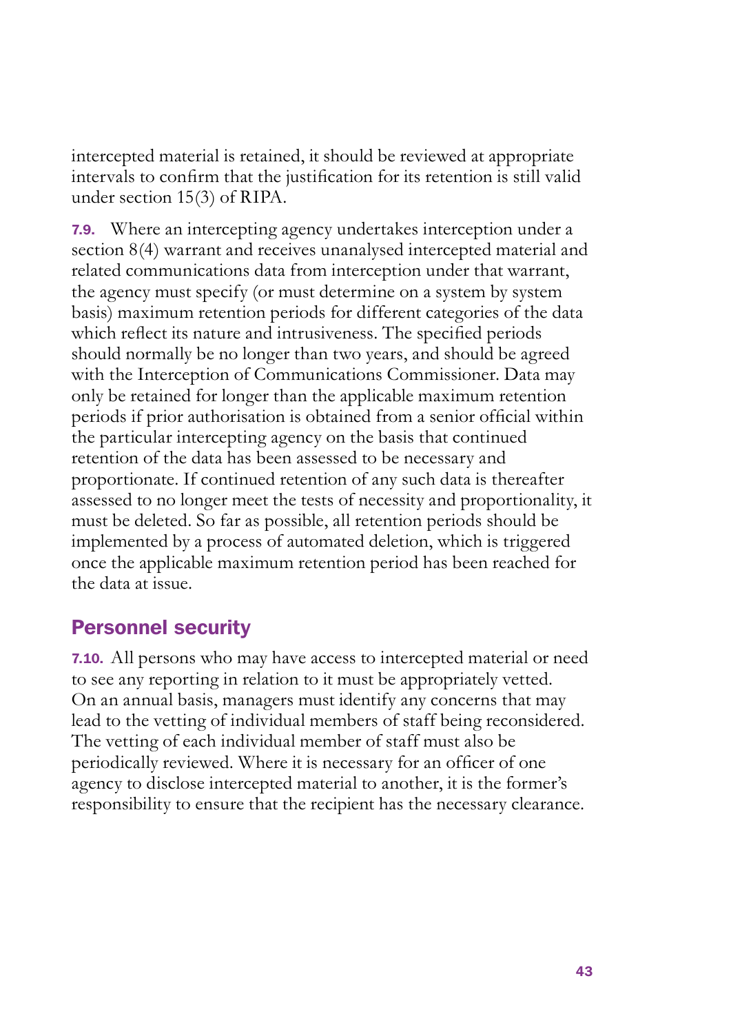intercepted material is retained, it should be reviewed at appropriate intervals to confirm that the justification for its retention is still valid under section 15(3) of RIPA.

**7.9.** Where an intercepting agency undertakes interception under a section 8(4) warrant and receives unanalysed intercepted material and related communications data from interception under that warrant, the agency must specify (or must determine on a system by system basis) maximum retention periods for different categories of the data which reflect its nature and intrusiveness. The specified periods should normally be no longer than two years, and should be agreed with the Interception of Communications Commissioner. Data may only be retained for longer than the applicable maximum retention periods if prior authorisation is obtained from a senior official within the particular intercepting agency on the basis that continued retention of the data has been assessed to be necessary and proportionate. If continued retention of any such data is thereafter assessed to no longer meet the tests of necessity and proportionality, it must be deleted. So far as possible, all retention periods should be implemented by a process of automated deletion, which is triggered once the applicable maximum retention period has been reached for the data at issue.

## Personnel security

**7.10.** All persons who may have access to intercepted material or need to see any reporting in relation to it must be appropriately vetted. On an annual basis, managers must identify any concerns that may lead to the vetting of individual members of staff being reconsidered. The vetting of each individual member of staff must also be periodically reviewed. Where it is necessary for an officer of one agency to disclose intercepted material to another, it is the former's responsibility to ensure that the recipient has the necessary clearance.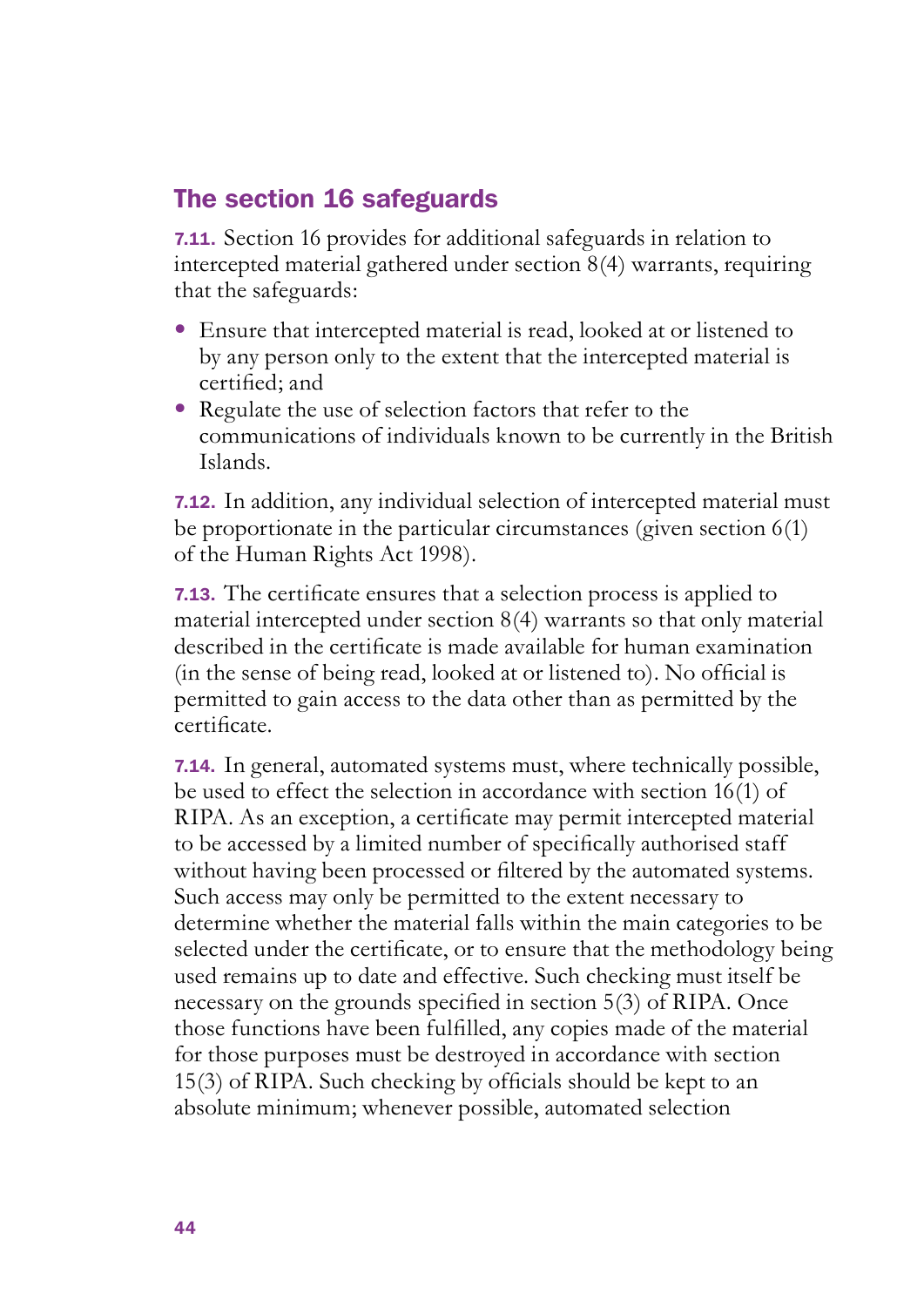## The section 16 safeguards

**7.11.** Section 16 provides for additional safeguards in relation to intercepted material gathered under section 8(4) warrants, requiring that the safeguards:

- Ensure that intercepted material is read, looked at or listened to by any person only to the extent that the intercepted material is certified; and
- Regulate the use of selection factors that refer to the communications of individuals known to be currently in the British Islands.

**7.12.** In addition, any individual selection of intercepted material must be proportionate in the particular circumstances (given section 6(1) of the Human Rights Act 1998).

**7.13.** The certificate ensures that a selection process is applied to material intercepted under section 8(4) warrants so that only material described in the certificate is made available for human examination (in the sense of being read, looked at or listened to). No official is permitted to gain access to the data other than as permitted by the certificate.

**7.14.** In general, automated systems must, where technically possible, be used to effect the selection in accordance with section 16(1) of RIPA. As an exception, a certificate may permit intercepted material to be accessed by a limited number of specifically authorised staff without having been processed or filtered by the automated systems. Such access may only be permitted to the extent necessary to determine whether the material falls within the main categories to be selected under the certificate, or to ensure that the methodology being used remains up to date and effective. Such checking must itself be necessary on the grounds specified in section 5(3) of RIPA. Once those functions have been fulfilled, any copies made of the material for those purposes must be destroyed in accordance with section 15(3) of RIPA. Such checking by officials should be kept to an absolute minimum; whenever possible, automated selection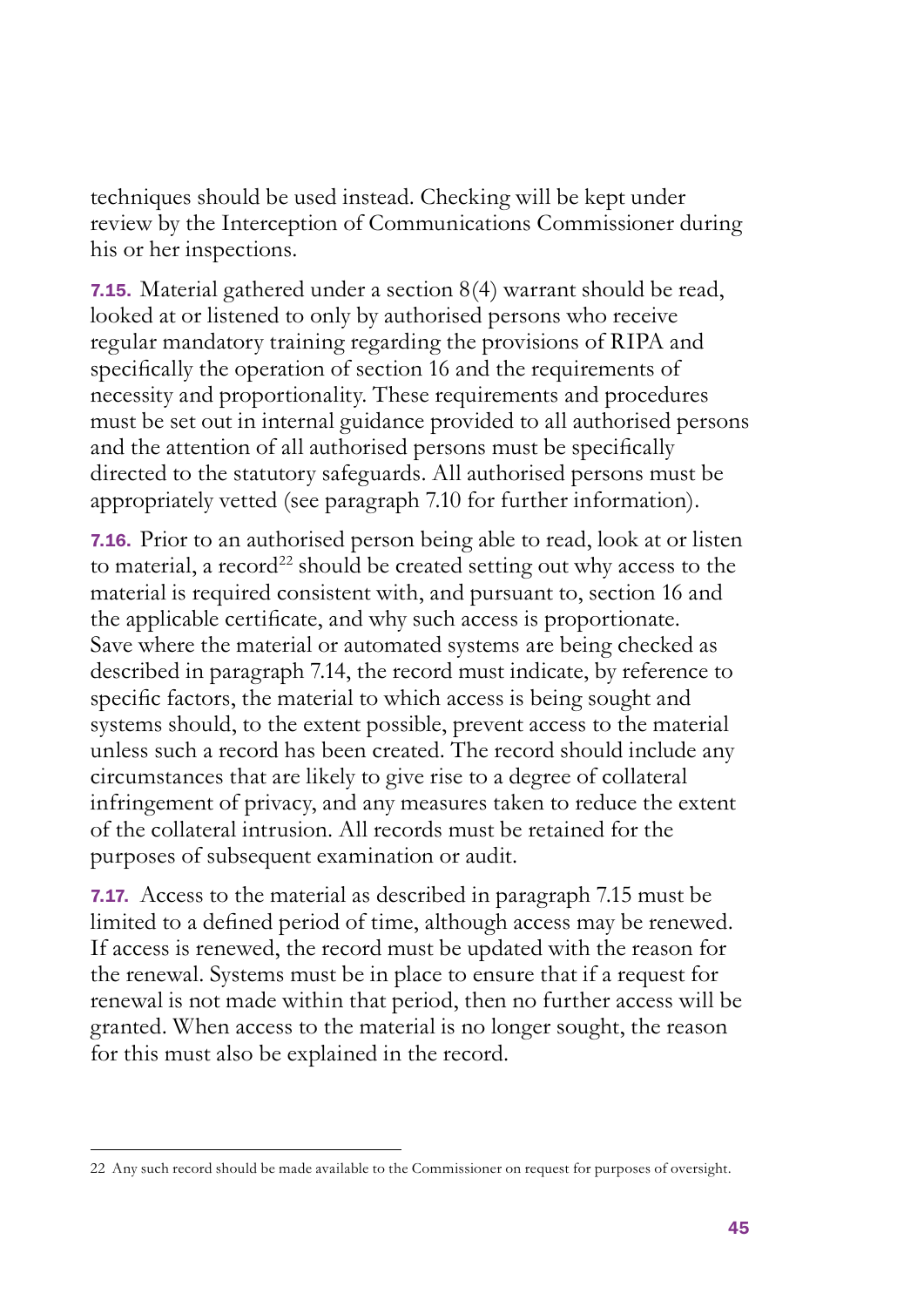techniques should be used instead. Checking will be kept under review by the Interception of Communications Commissioner during his or her inspections.

**7.15.** Material gathered under a section 8(4) warrant should be read, looked at or listened to only by authorised persons who receive regular mandatory training regarding the provisions of RIPA and specifically the operation of section 16 and the requirements of necessity and proportionality. These requirements and procedures must be set out in internal guidance provided to all authorised persons and the attention of all authorised persons must be specifically directed to the statutory safeguards. All authorised persons must be appropriately vetted (see paragraph 7.10 for further information).

**7.16.** Prior to an authorised person being able to read, look at or listen to material, a record[22] should be created setting out why access to the material is required consistent with, and pursuant to, section 16 and the applicable certificate, and why such access is proportionate. Save where the material or automated systems are being checked as described in paragraph 7.14, the record must indicate, by reference to specific factors, the material to which access is being sought and systems should, to the extent possible, prevent access to the material unless such a record has been created. The record should include any circumstances that are likely to give rise to a degree of collateral infringement of privacy, and any measures taken to reduce the extent of the collateral intrusion. All records must be retained for the purposes of subsequent examination or audit.

**7.17.** Access to the material as described in paragraph 7.15 must be limited to a defined period of time, although access may be renewed. If access is renewed, the record must be updated with the reason for the renewal. Systems must be in place to ensure that if a request for renewal is not made within that period, then no further access will be granted. When access to the material is no longer sought, the reason for this must also be explained in the record.

---

22 Any such record should be made available to the Commissioner on request for purposes of oversight.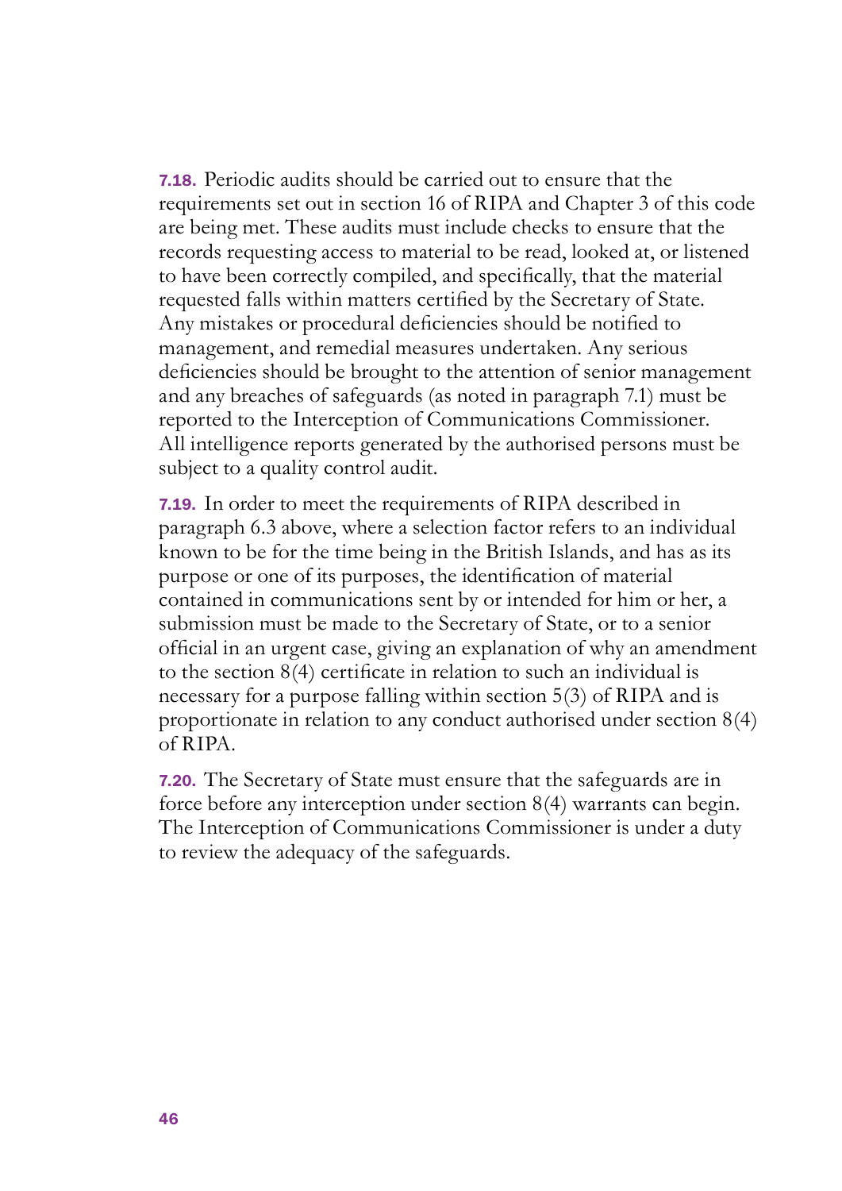**7.18.** Periodic audits should be carried out to ensure that the requirements set out in section 16 of RIPA and Chapter 3 of this code are being met. These audits must include checks to ensure that the records requesting access to material to be read, looked at, or listened to have been correctly compiled, and specifically, that the material requested falls within matters certified by the Secretary of State. Any mistakes or procedural deficiencies should be notified to management, and remedial measures undertaken. Any serious deficiencies should be brought to the attention of senior management and any breaches of safeguards (as noted in paragraph 7.1) must be reported to the Interception of Communications Commissioner. All intelligence reports generated by the authorised persons must be subject to a quality control audit.

**7.19.** In order to meet the requirements of RIPA described in paragraph 6.3 above, where a selection factor refers to an individual known to be for the time being in the British Islands, and has as its purpose or one of its purposes, the identification of material contained in communications sent by or intended for him or her, a submission must be made to the Secretary of State, or to a senior official in an urgent case, giving an explanation of why an amendment to the section 8(4) certificate in relation to such an individual is necessary for a purpose falling within section 5(3) of RIPA and is proportionate in relation to any conduct authorised under section 8(4) of RIPA.

**7.20.** The Secretary of State must ensure that the safeguards are in force before any interception under section 8(4) warrants can begin. The Interception of Communications Commissioner is under a duty to review the adequacy of the safeguards.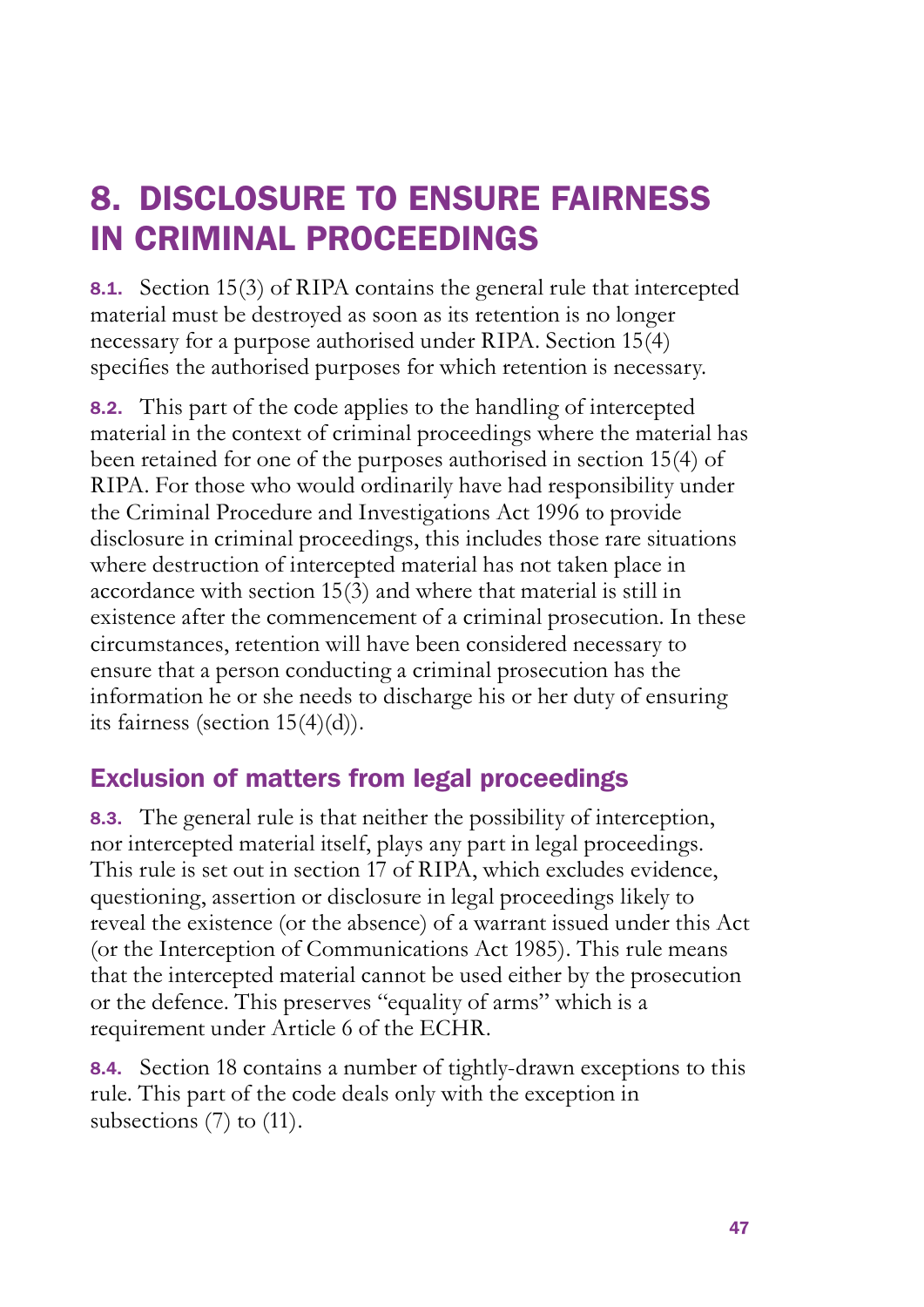# 8. DISCLOSURE TO ENSURE FAIRNESS IN CRIMINAL PROCEEDINGS

**8.1.** Section 15(3) of RIPA contains the general rule that intercepted material must be destroyed as soon as its retention is no longer necessary for a purpose authorised under RIPA. Section 15(4) specifies the authorised purposes for which retention is necessary.

**8.2.** This part of the code applies to the handling of intercepted material in the context of criminal proceedings where the material has been retained for one of the purposes authorised in section 15(4) of RIPA. For those who would ordinarily have had responsibility under the Criminal Procedure and Investigations Act 1996 to provide disclosure in criminal proceedings, this includes those rare situations where destruction of intercepted material has not taken place in accordance with section 15(3) and where that material is still in existence after the commencement of a criminal prosecution. In these circumstances, retention will have been considered necessary to ensure that a person conducting a criminal prosecution has the information he or she needs to discharge his or her duty of ensuring its fairness (section 15(4)(d)).

## Exclusion of matters from legal proceedings

**8.3.** The general rule is that neither the possibility of interception, nor intercepted material itself, plays any part in legal proceedings. This rule is set out in section 17 of RIPA, which excludes evidence, questioning, assertion or disclosure in legal proceedings likely to reveal the existence (or the absence) of a warrant issued under this Act (or the Interception of Communications Act 1985). This rule means that the intercepted material cannot be used either by the prosecution or the defence. This preserves "equality of arms" which is a requirement under Article 6 of the ECHR.

**8.4.** Section 18 contains a number of tightly-drawn exceptions to this rule. This part of the code deals only with the exception in subsections (7) to (11).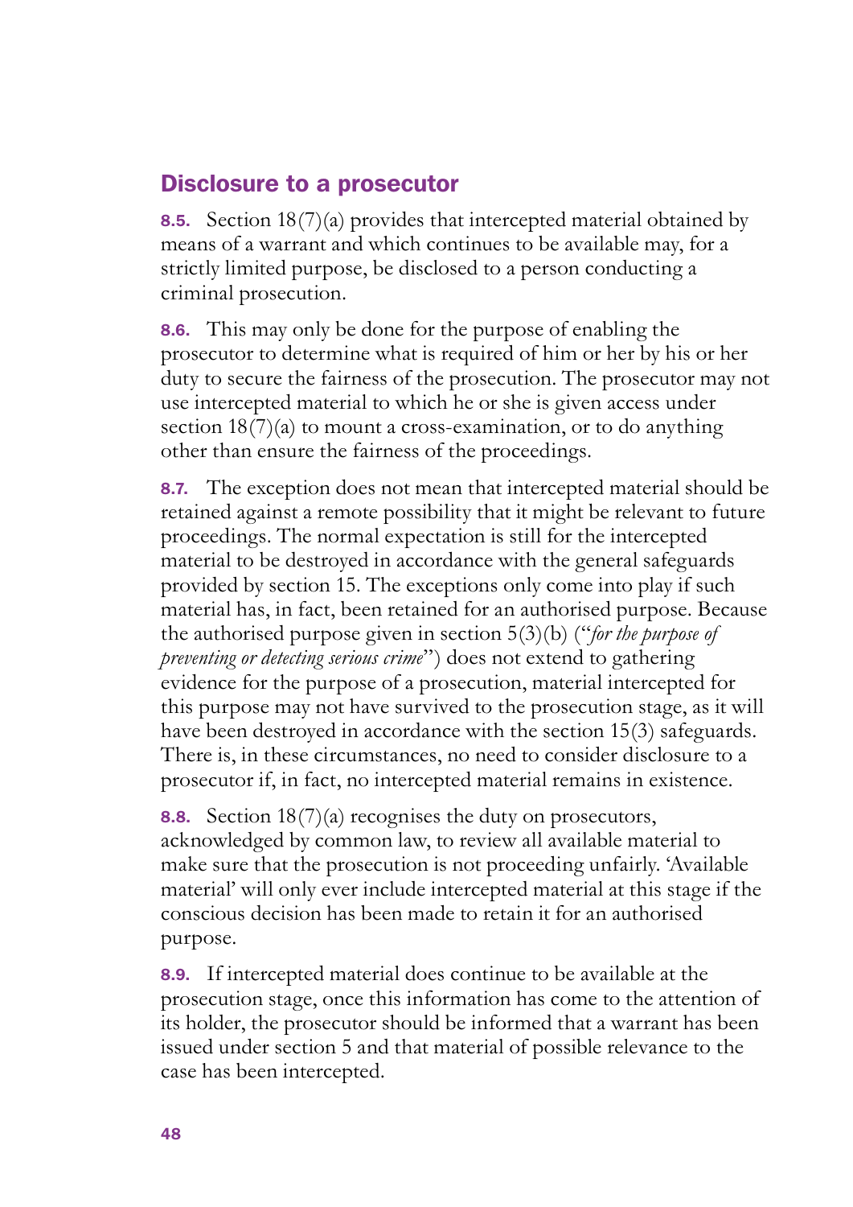## Disclosure to a prosecutor

**8.5.** Section 18(7)(a) provides that intercepted material obtained by means of a warrant and which continues to be available may, for a strictly limited purpose, be disclosed to a person conducting a criminal prosecution.

**8.6.** This may only be done for the purpose of enabling the prosecutor to determine what is required of him or her by his or her duty to secure the fairness of the prosecution. The prosecutor may not use intercepted material to which he or she is given access under section 18(7)(a) to mount a cross-examination, or to do anything other than ensure the fairness of the proceedings.

**8.7.** The exception does not mean that intercepted material should be retained against a remote possibility that it might be relevant to future proceedings. The normal expectation is still for the intercepted material to be destroyed in accordance with the general safeguards provided by section 15. The exceptions only come into play if such material has, in fact, been retained for an authorised purpose. Because the authorised purpose given in section 5(3)(b) ("*for the purpose of preventing or detecting serious crime*") does not extend to gathering evidence for the purpose of a prosecution, material intercepted for this purpose may not have survived to the prosecution stage, as it will have been destroyed in accordance with the section 15(3) safeguards. There is, in these circumstances, no need to consider disclosure to a prosecutor if, in fact, no intercepted material remains in existence.

**8.8.** Section 18(7)(a) recognises the duty on prosecutors, acknowledged by common law, to review all available material to make sure that the prosecution is not proceeding unfairly. 'Available material' will only ever include intercepted material at this stage if the conscious decision has been made to retain it for an authorised purpose.

**8.9.** If intercepted material does continue to be available at the prosecution stage, once this information has come to the attention of its holder, the prosecutor should be informed that a warrant has been issued under section 5 and that material of possible relevance to the case has been intercepted.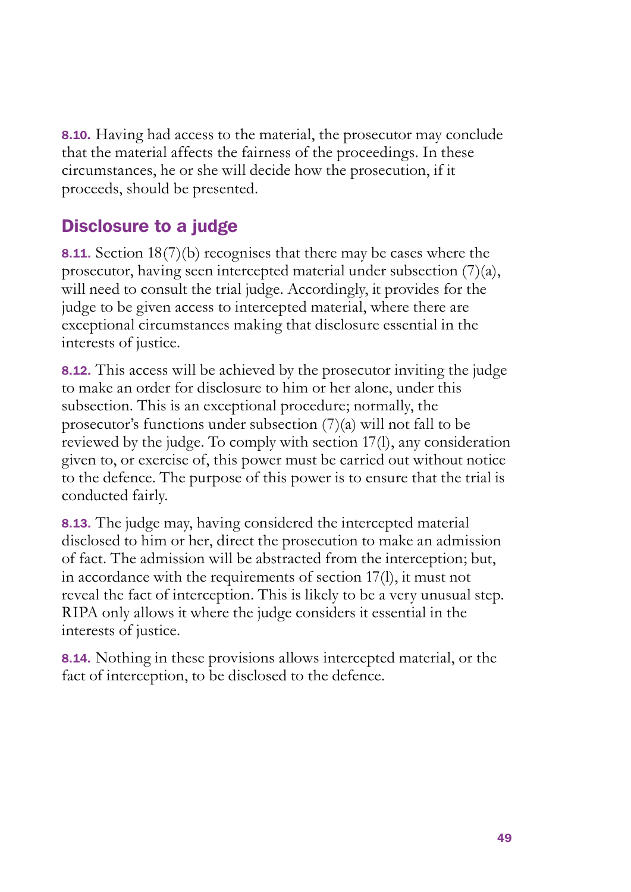**8.10.** Having had access to the material, the prosecutor may conclude that the material affects the fairness of the proceedings. In these circumstances, he or she will decide how the prosecution, if it proceeds, should be presented.

## Disclosure to a judge

**8.11.** Section 18(7)(b) recognises that there may be cases where the prosecutor, having seen intercepted material under subsection (7)(a), will need to consult the trial judge. Accordingly, it provides for the judge to be given access to intercepted material, where there are exceptional circumstances making that disclosure essential in the interests of justice.

**8.12.** This access will be achieved by the prosecutor inviting the judge to make an order for disclosure to him or her alone, under this subsection. This is an exceptional procedure; normally, the prosecutor's functions under subsection (7)(a) will not fall to be reviewed by the judge. To comply with section 17(l), any consideration given to, or exercise of, this power must be carried out without notice to the defence. The purpose of this power is to ensure that the trial is conducted fairly.

**8.13.** The judge may, having considered the intercepted material disclosed to him or her, direct the prosecution to make an admission of fact. The admission will be abstracted from the interception; but, in accordance with the requirements of section 17(l), it must not reveal the fact of interception. This is likely to be a very unusual step. RIPA only allows it where the judge considers it essential in the interests of justice.

**8.14.** Nothing in these provisions allows intercepted material, or the fact of interception, to be disclosed to the defence.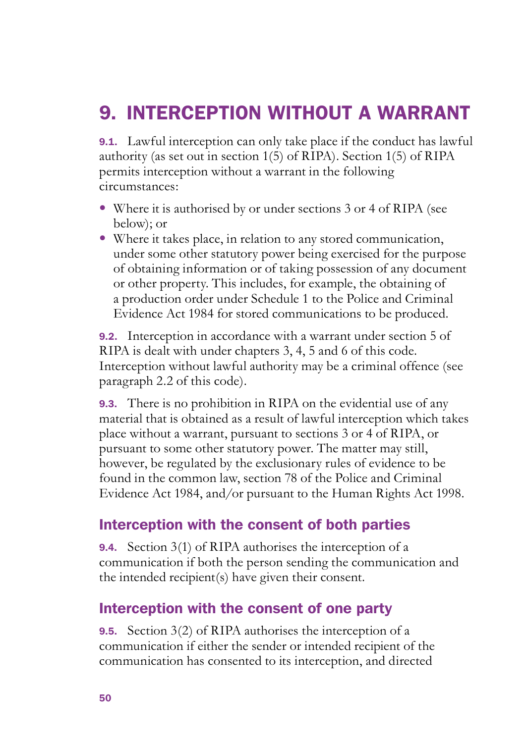# 9. INTERCEPTION WITHOUT A WARRANT

**9.1.** Lawful interception can only take place if the conduct has lawful authority (as set out in section 1(5) of RIPA). Section 1(5) of RIPA permits interception without a warrant in the following circumstances:

- Where it is authorised by or under sections 3 or 4 of RIPA (see below); or
- Where it takes place, in relation to any stored communication, under some other statutory power being exercised for the purpose of obtaining information or of taking possession of any document or other property. This includes, for example, the obtaining of a production order under Schedule 1 to the Police and Criminal Evidence Act 1984 for stored communications to be produced.

**9.2.** Interception in accordance with a warrant under section 5 of RIPA is dealt with under chapters 3, 4, 5 and 6 of this code. Interception without lawful authority may be a criminal offence (see paragraph 2.2 of this code).

**9.3.** There is no prohibition in RIPA on the evidential use of any material that is obtained as a result of lawful interception which takes place without a warrant, pursuant to sections 3 or 4 of RIPA, or pursuant to some other statutory power. The matter may still, however, be regulated by the exclusionary rules of evidence to be found in the common law, section 78 of the Police and Criminal Evidence Act 1984, and/or pursuant to the Human Rights Act 1998.

## Interception with the consent of both parties

**9.4.** Section 3(1) of RIPA authorises the interception of a communication if both the person sending the communication and the intended recipient(s) have given their consent.

## Interception with the consent of one party

**9.5.** Section 3(2) of RIPA authorises the interception of a communication if either the sender or intended recipient of the communication has consented to its interception, and directed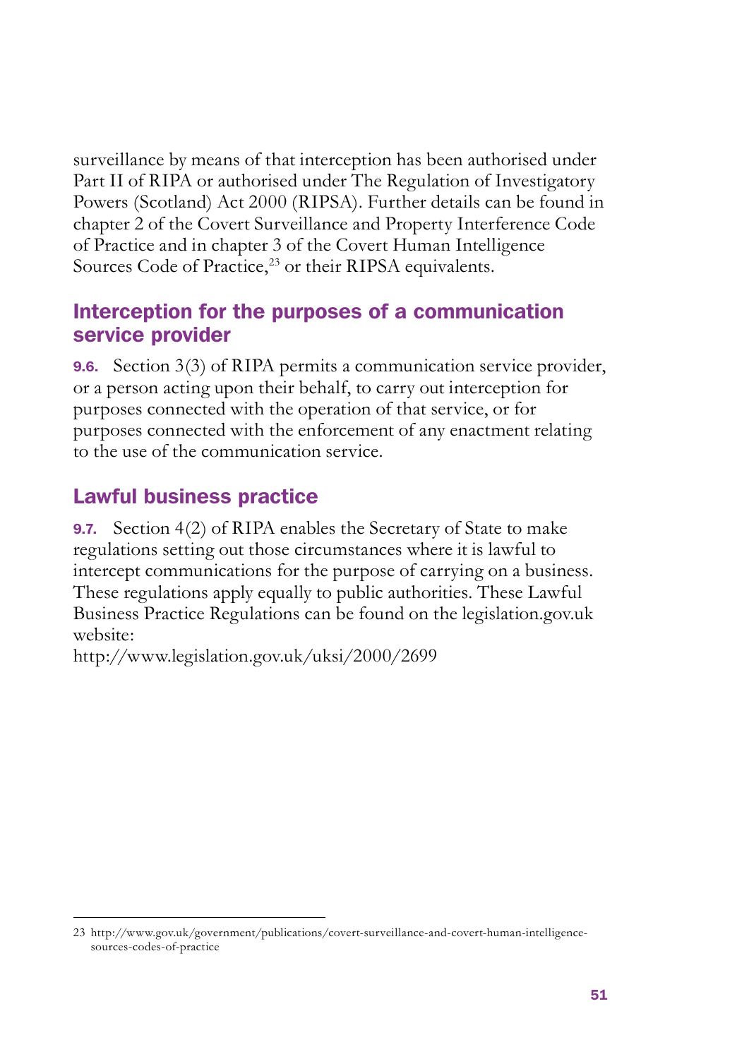surveillance by means of that interception has been authorised under Part II of RIPA or authorised under The Regulation of Investigatory Powers (Scotland) Act 2000 (RIPSA). Further details can be found in chapter 2 of the Covert Surveillance and Property Interference Code of Practice and in chapter 3 of the Covert Human Intelligence Sources Code of Practice,[23] or their RIPSA equivalents.

## Interception for the purposes of a communication service provider

**9.6.** Section 3(3) of RIPA permits a communication service provider, or a person acting upon their behalf, to carry out interception for purposes connected with the operation of that service, or for purposes connected with the enforcement of any enactment relating to the use of the communication service.

## Lawful business practice

**9.7.** Section 4(2) of RIPA enables the Secretary of State to make regulations setting out those circumstances where it is lawful to intercept communications for the purpose of carrying on a business. These regulations apply equally to public authorities. These Lawful Business Practice Regulations can be found on the legislation.gov.uk website:
http://www.legislation.gov.uk/uksi/2000/2699

---

23 http://www.gov.uk/government/publications/covert-surveillance-and-covert-human-intelligence-sources-codes-of-practice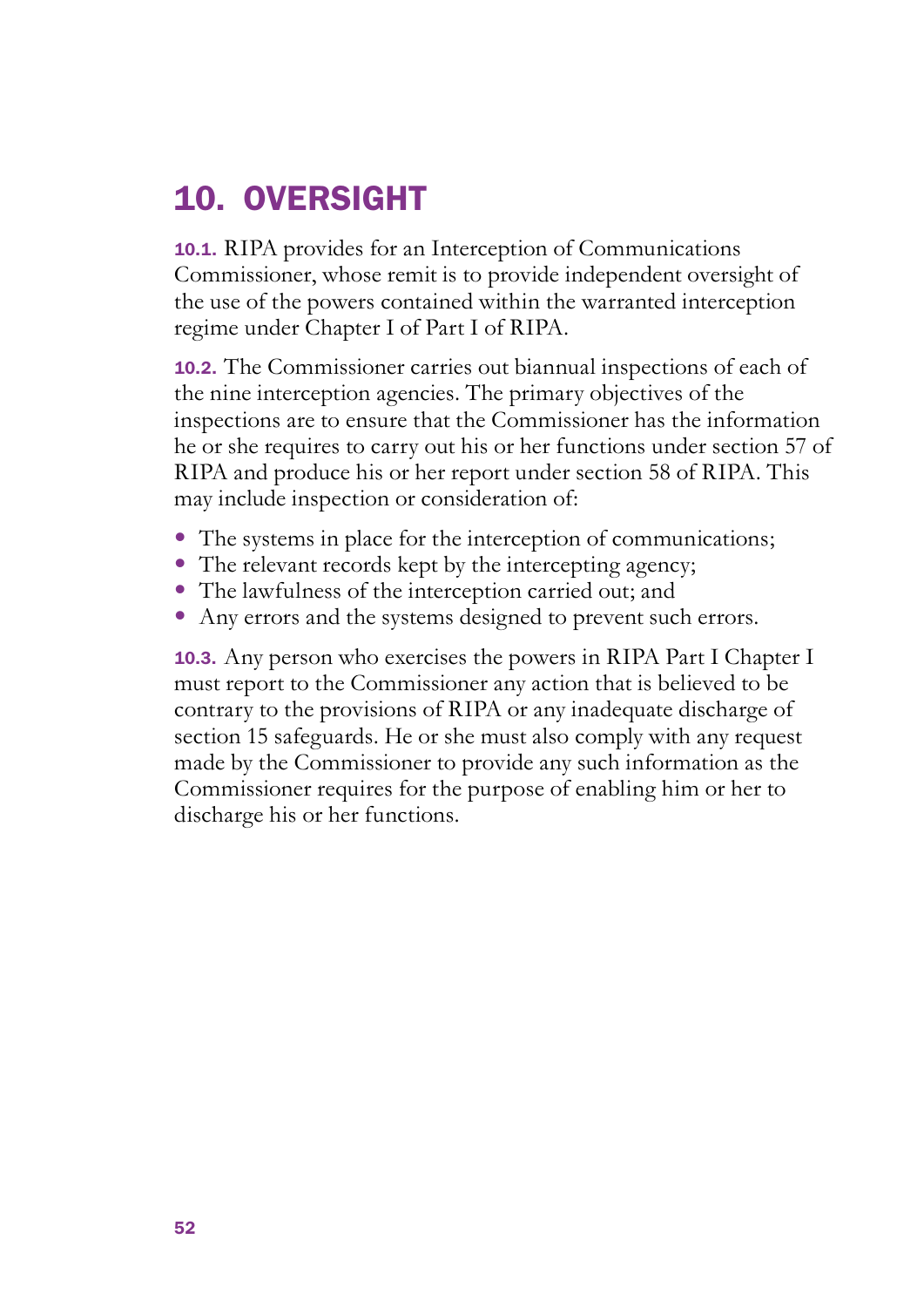# 10. OVERSIGHT

**10.1.** RIPA provides for an Interception of Communications Commissioner, whose remit is to provide independent oversight of the use of the powers contained within the warranted interception regime under Chapter I of Part I of RIPA.

**10.2.** The Commissioner carries out biannual inspections of each of the nine interception agencies. The primary objectives of the inspections are to ensure that the Commissioner has the information he or she requires to carry out his or her functions under section 57 of RIPA and produce his or her report under section 58 of RIPA. This may include inspection or consideration of:

- The systems in place for the interception of communications;
- The relevant records kept by the intercepting agency;
- The lawfulness of the interception carried out; and
- Any errors and the systems designed to prevent such errors.

**10.3.** Any person who exercises the powers in RIPA Part I Chapter I must report to the Commissioner any action that is believed to be contrary to the provisions of RIPA or any inadequate discharge of section 15 safeguards. He or she must also comply with any request made by the Commissioner to provide any such information as the Commissioner requires for the purpose of enabling him or her to discharge his or her functions.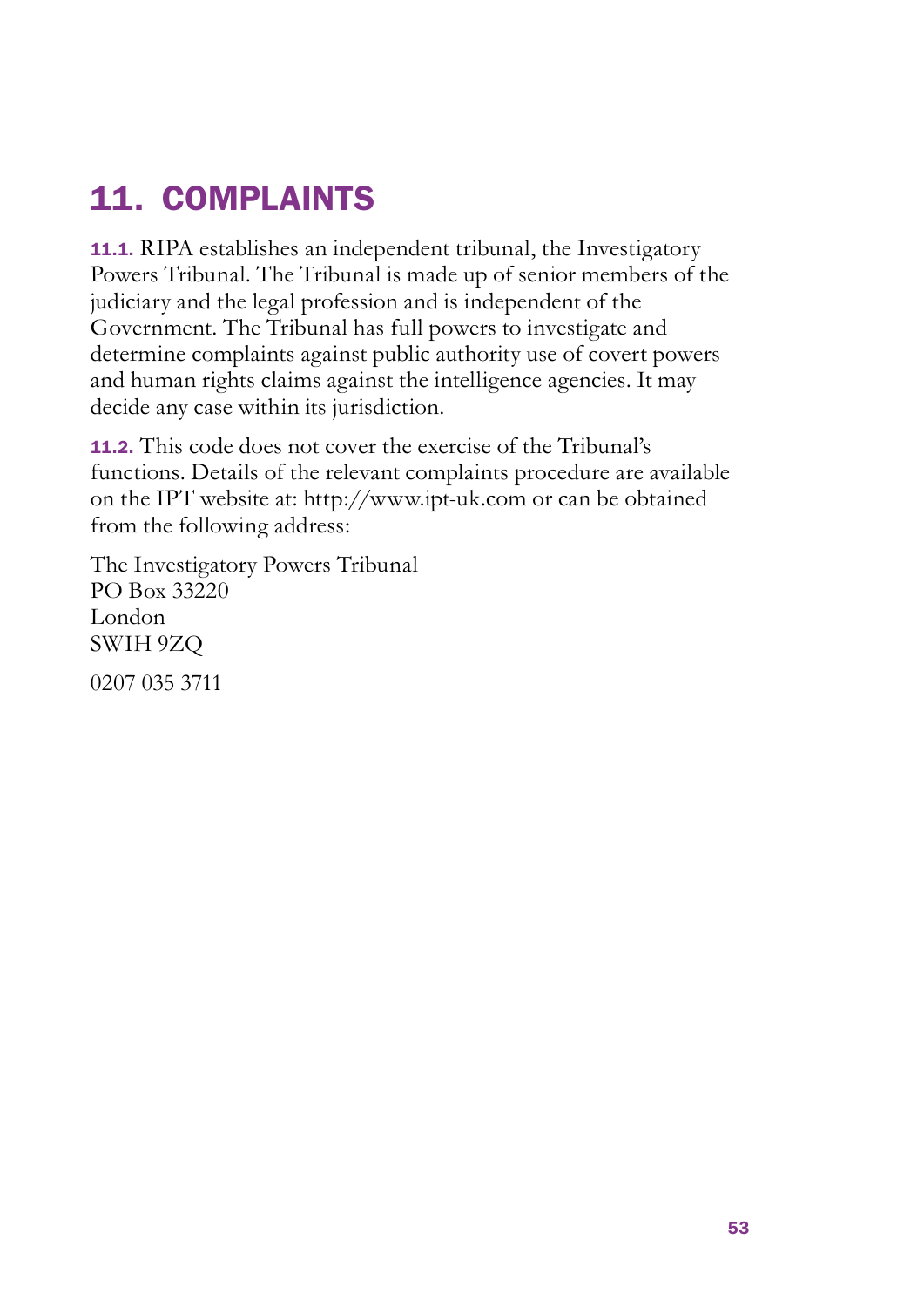# 11. COMPLAINTS

**11.1.** RIPA establishes an independent tribunal, the Investigatory Powers Tribunal. The Tribunal is made up of senior members of the judiciary and the legal profession and is independent of the Government. The Tribunal has full powers to investigate and determine complaints against public authority use of covert powers and human rights claims against the intelligence agencies. It may decide any case within its jurisdiction.

**11.2.** This code does not cover the exercise of the Tribunal's functions. Details of the relevant complaints procedure are available on the IPT website at: http://www.ipt-uk.com or can be obtained from the following address:

The Investigatory Powers Tribunal
PO Box 33220
London
SWIH 9ZQ

0207 035 3711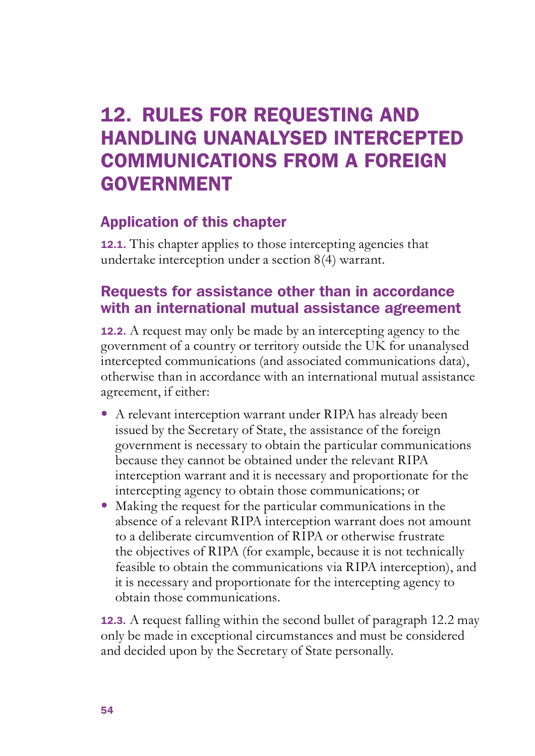# 12. RULES FOR REQUESTING AND HANDLING UNANALYSED INTERCEPTED COMMUNICATIONS FROM A FOREIGN GOVERNMENT

## Application of this chapter

**12.1.** This chapter applies to those intercepting agencies that undertake interception under a section 8(4) warrant.

## Requests for assistance other than in accordance with an international mutual assistance agreement

**12.2.** A request may only be made by an intercepting agency to the government of a country or territory outside the UK for unanalysed intercepted communications (and associated communications data), otherwise than in accordance with an international mutual assistance agreement, if either:

- A relevant interception warrant under RIPA has already been issued by the Secretary of State, the assistance of the foreign government is necessary to obtain the particular communications because they cannot be obtained under the relevant RIPA interception warrant and it is necessary and proportionate for the intercepting agency to obtain those communications; or
- Making the request for the particular communications in the absence of a relevant RIPA interception warrant does not amount to a deliberate circumvention of RIPA or otherwise frustrate the objectives of RIPA (for example, because it is not technically feasible to obtain the communications via RIPA interception), and it is necessary and proportionate for the intercepting agency to obtain those communications.

**12.3.** A request falling within the second bullet of paragraph 12.2 may only be made in exceptional circumstances and must be considered and decided upon by the Secretary of State personally.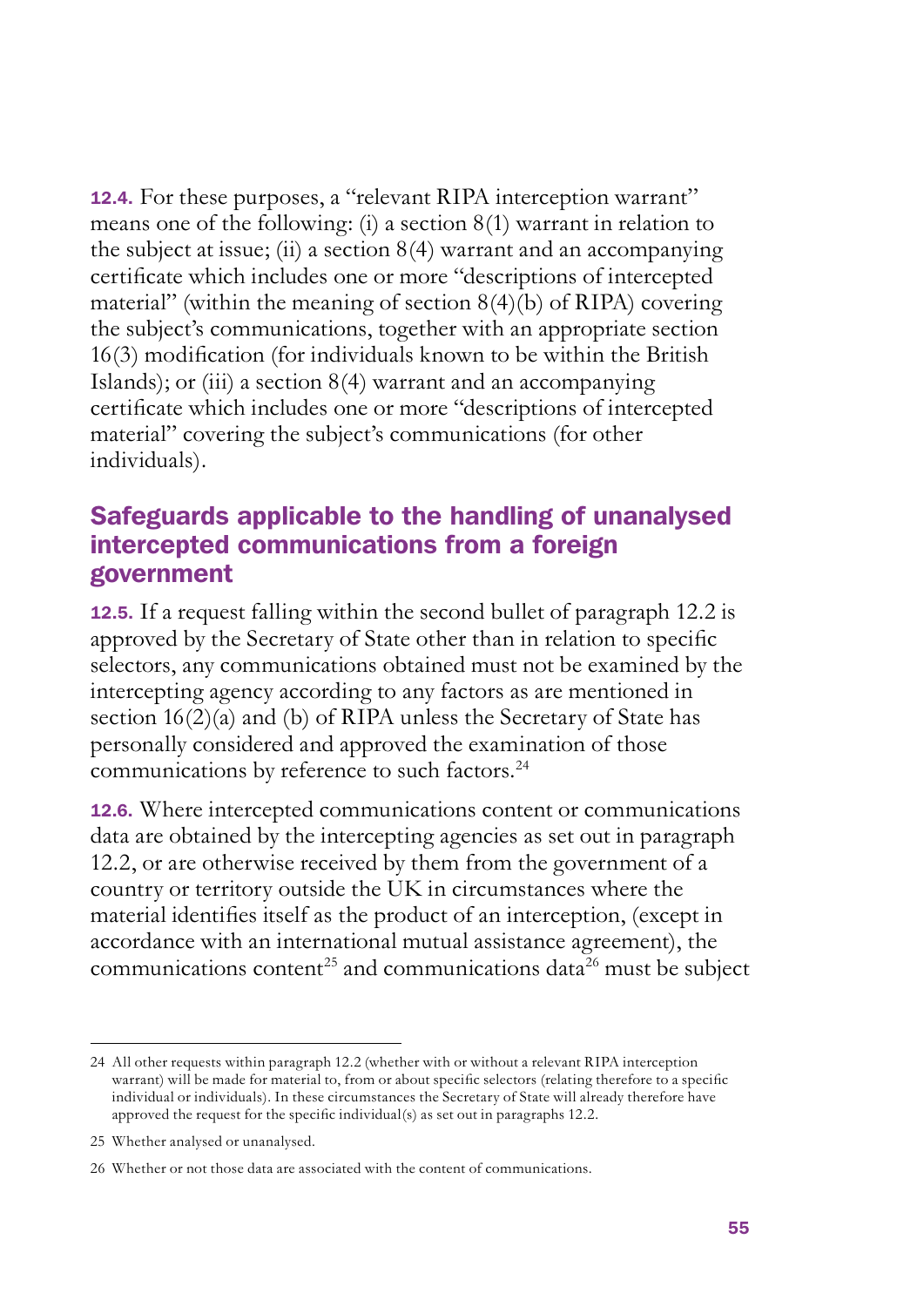**12.4.** For these purposes, a "relevant RIPA interception warrant" means one of the following: (i) a section 8(1) warrant in relation to the subject at issue; (ii) a section 8(4) warrant and an accompanying certificate which includes one or more "descriptions of intercepted material" (within the meaning of section 8(4)(b) of RIPA) covering the subject's communications, together with an appropriate section 16(3) modification (for individuals known to be within the British Islands); or (iii) a section 8(4) warrant and an accompanying certificate which includes one or more "descriptions of intercepted material" covering the subject's communications (for other individuals).

## Safeguards applicable to the handling of unanalysed intercepted communications from a foreign government

**12.5.** If a request falling within the second bullet of paragraph 12.2 is approved by the Secretary of State other than in relation to specific selectors, any communications obtained must not be examined by the intercepting agency according to any factors as are mentioned in section 16(2)(a) and (b) of RIPA unless the Secretary of State has personally considered and approved the examination of those communications by reference to such factors.[24]

**12.6.** Where intercepted communications content or communications data are obtained by the intercepting agencies as set out in paragraph 12.2, or are otherwise received by them from the government of a country or territory outside the UK in circumstances where the material identifies itself as the product of an interception, (except in accordance with an international mutual assistance agreement), the communications content[25] and communications data[26] must be subject

---

24 All other requests within paragraph 12.2 (whether with or without a relevant RIPA interception warrant) will be made for material to, from or about specific selectors (relating therefore to a specific individual or individuals). In these circumstances the Secretary of State will already therefore have approved the request for the specific individual(s) as set out in paragraphs 12.2.

25 Whether analysed or unanalysed.

26 Whether or not those data are associated with the content of communications.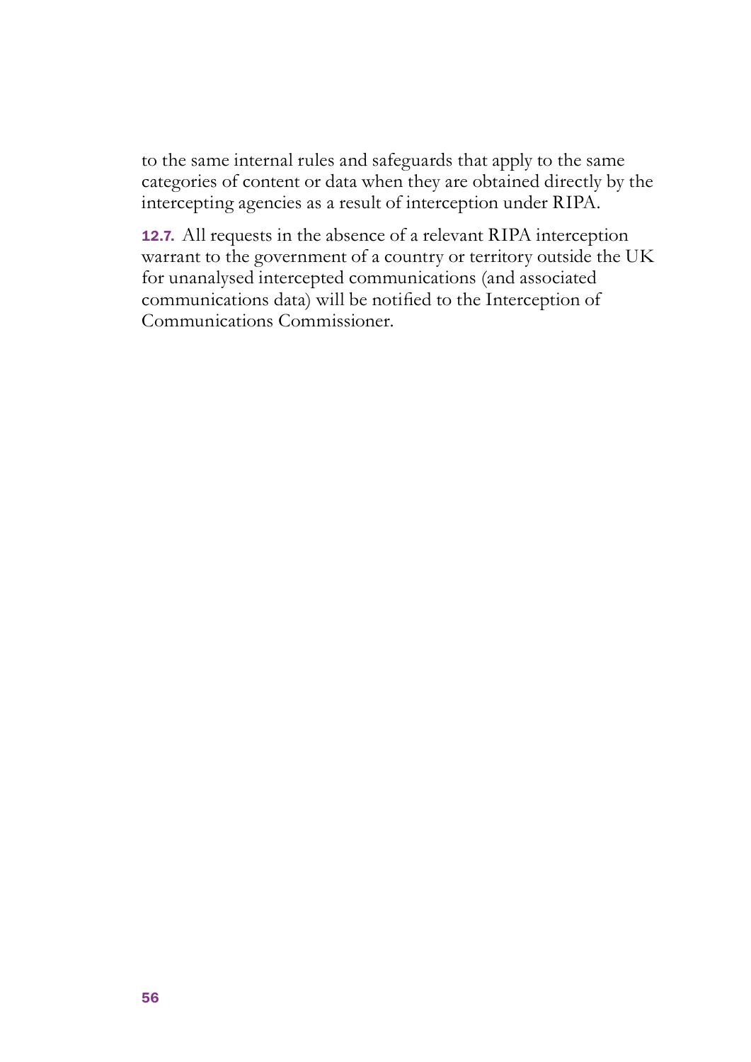to the same internal rules and safeguards that apply to the same categories of content or data when they are obtained directly by the intercepting agencies as a result of interception under RIPA.

**12.7.** All requests in the absence of a relevant RIPA interception warrant to the government of a country or territory outside the UK for unanalysed intercepted communications (and associated communications data) will be notified to the Interception of Communications Commissioner.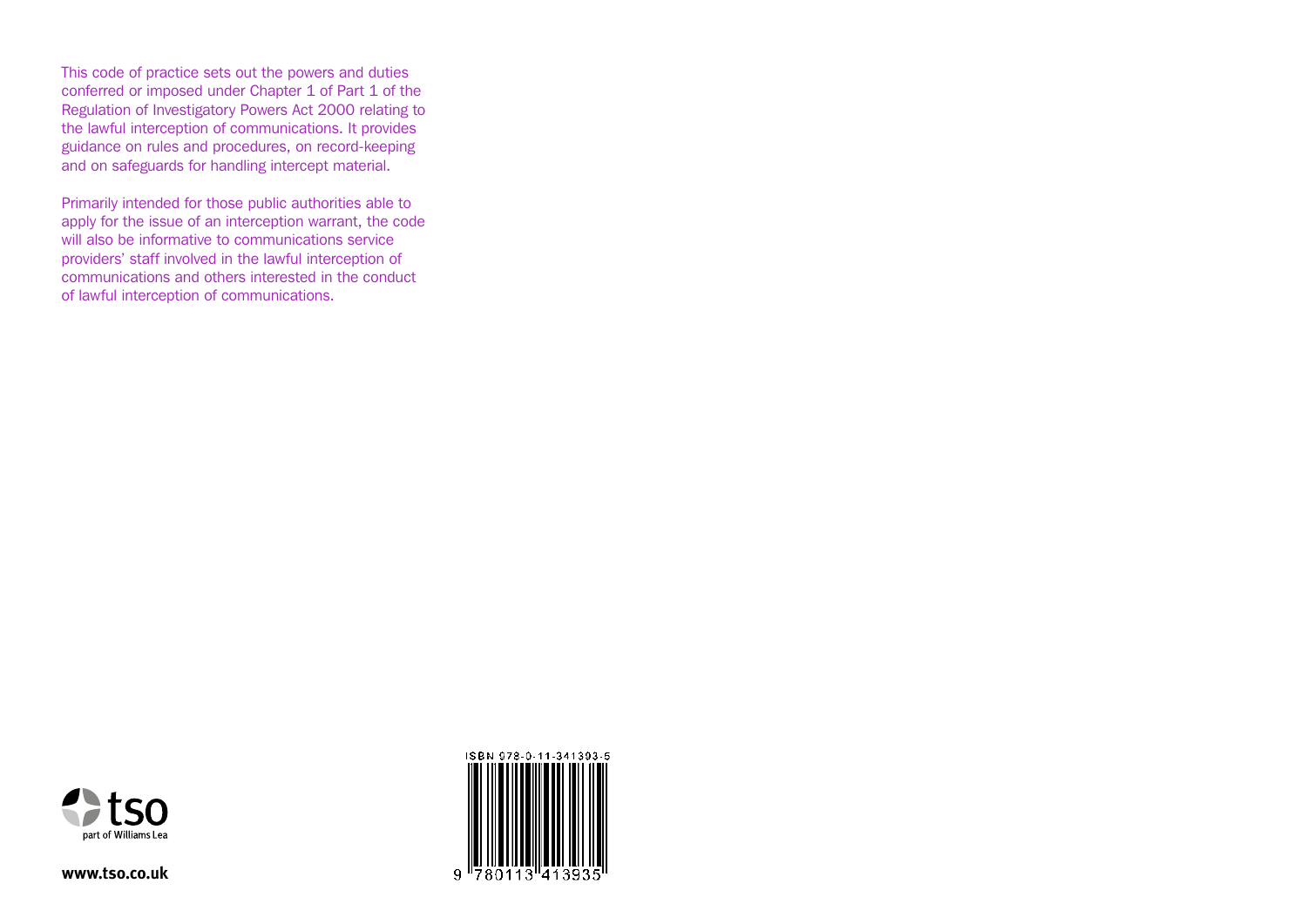This code of practice sets out the powers and duties conferred or imposed under Chapter 1 of Part 1 of the Regulation of Investigatory Powers Act 2000 relating to the lawful interception of communications. It provides guidance on rules and procedures, on record-keeping and on safeguards for handling intercept material.

Primarily intended for those public authorities able to apply for the issue of an interception warrant, the code will also be informative to communications service providers' staff involved in the lawful interception of communications and others interested in the conduct of lawful interception of communications.

tso

part of Williams Lea

www.tso.co.uk

ISBN 978-0-11-341393-5

9 780113 413935